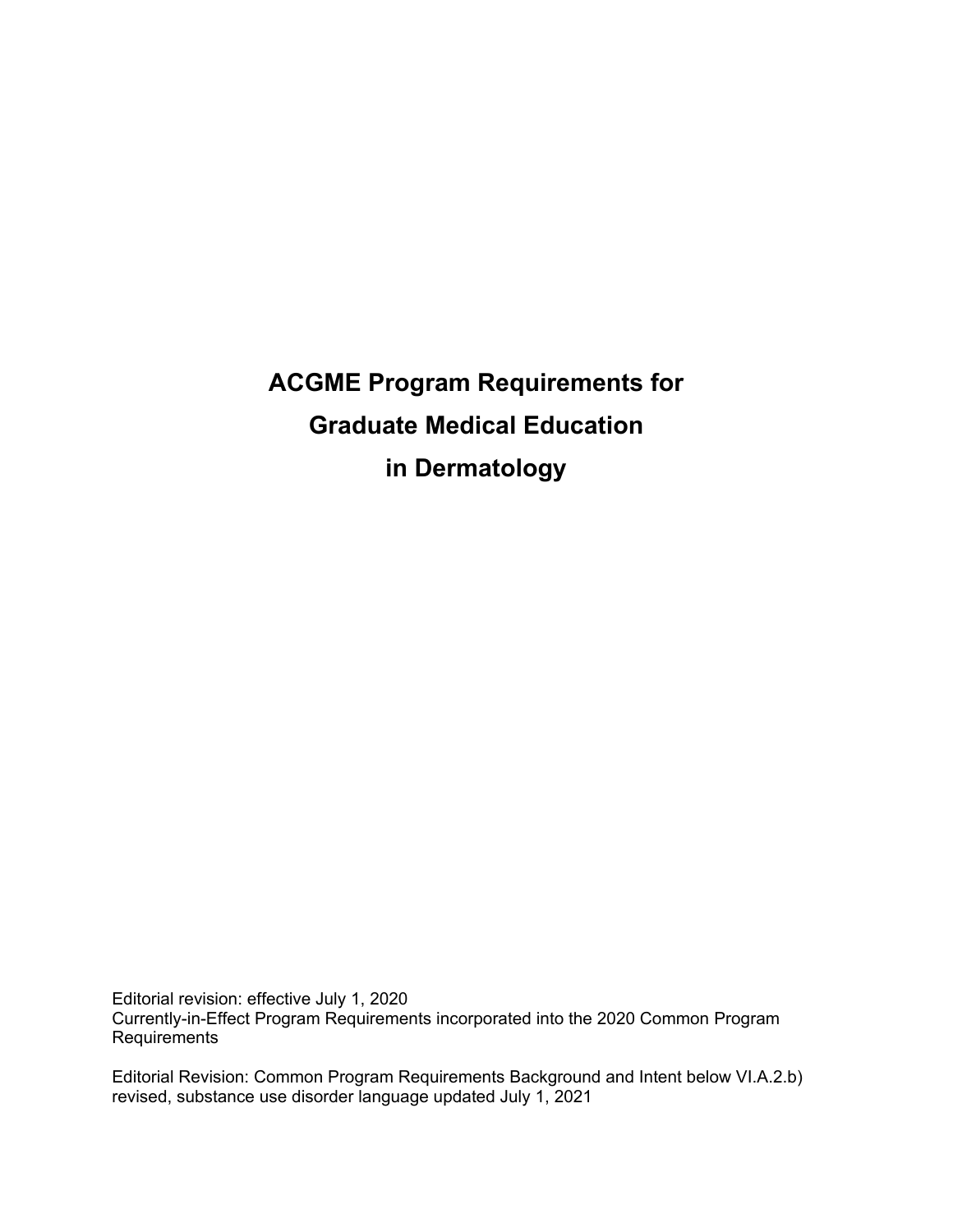# ACGME Program Requirements for Graduate Medical Education in Dermatology

Editorial revision: effective July 1, 2020
Currently-in-Effect Program Requirements incorporated into the 2020 Common Program Requirements

Editorial Revision: Common Program Requirements Background and Intent below VI.A.2.b) revised, substance use disorder language updated July 1, 2021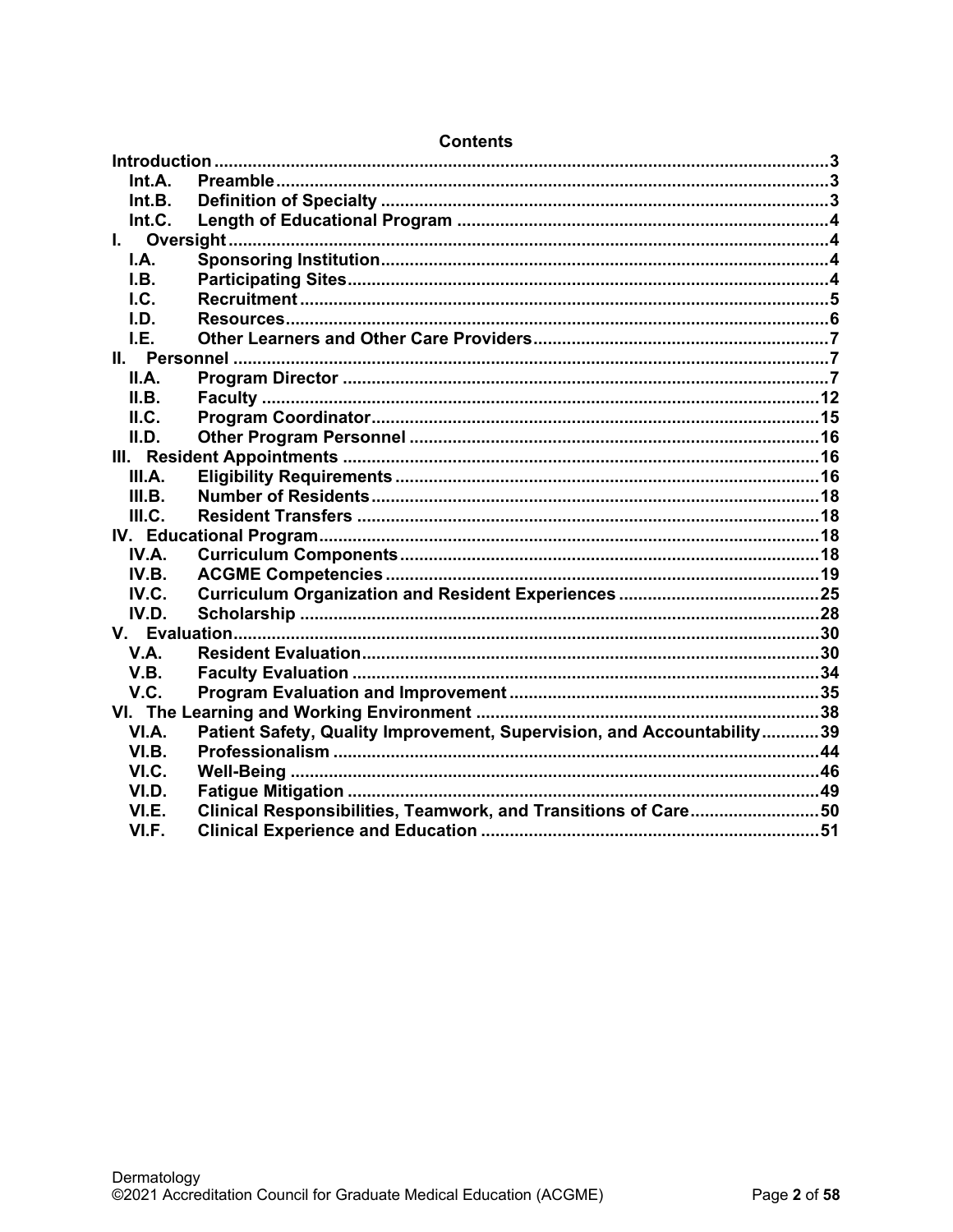## Contents

- **Introduction** ... 3
  - **Int.A. Preamble** ... 3
  - **Int.B. Definition of Specialty** ... 3
  - **Int.C. Length of Educational Program** ... 4
- **I. Oversight** ... 4
  - **I.A. Sponsoring Institution** ... 4
  - **I.B. Participating Sites** ... 4
  - **I.C. Recruitment** ... 5
  - **I.D. Resources** ... 6
  - **I.E. Other Learners and Other Care Providers** ... 7
- **II. Personnel** ... 7
  - **II.A. Program Director** ... 7
  - **II.B. Faculty** ... 12
  - **II.C. Program Coordinator** ... 15
  - **II.D. Other Program Personnel** ... 16
- **III. Resident Appointments** ... 16
  - **III.A. Eligibility Requirements** ... 16
  - **III.B. Number of Residents** ... 18
  - **III.C. Resident Transfers** ... 18
- **IV. Educational Program** ... 18
  - **IV.A. Curriculum Components** ... 18
  - **IV.B. ACGME Competencies** ... 19
  - **IV.C. Curriculum Organization and Resident Experiences** ... 25
  - **IV.D. Scholarship** ... 28
- **V. Evaluation** ... 30
  - **V.A. Resident Evaluation** ... 30
  - **V.B. Faculty Evaluation** ... 34
  - **V.C. Program Evaluation and Improvement** ... 35
- **VI. The Learning and Working Environment** ... 38
  - **VI.A. Patient Safety, Quality Improvement, Supervision, and Accountability** ... 39
  - **VI.B. Professionalism** ... 44
  - **VI.C. Well-Being** ... 46
  - **VI.D. Fatigue Mitigation** ... 49
  - **VI.E. Clinical Responsibilities, Teamwork, and Transitions of Care** ... 50
  - **VI.F. Clinical Experience and Education** ... 51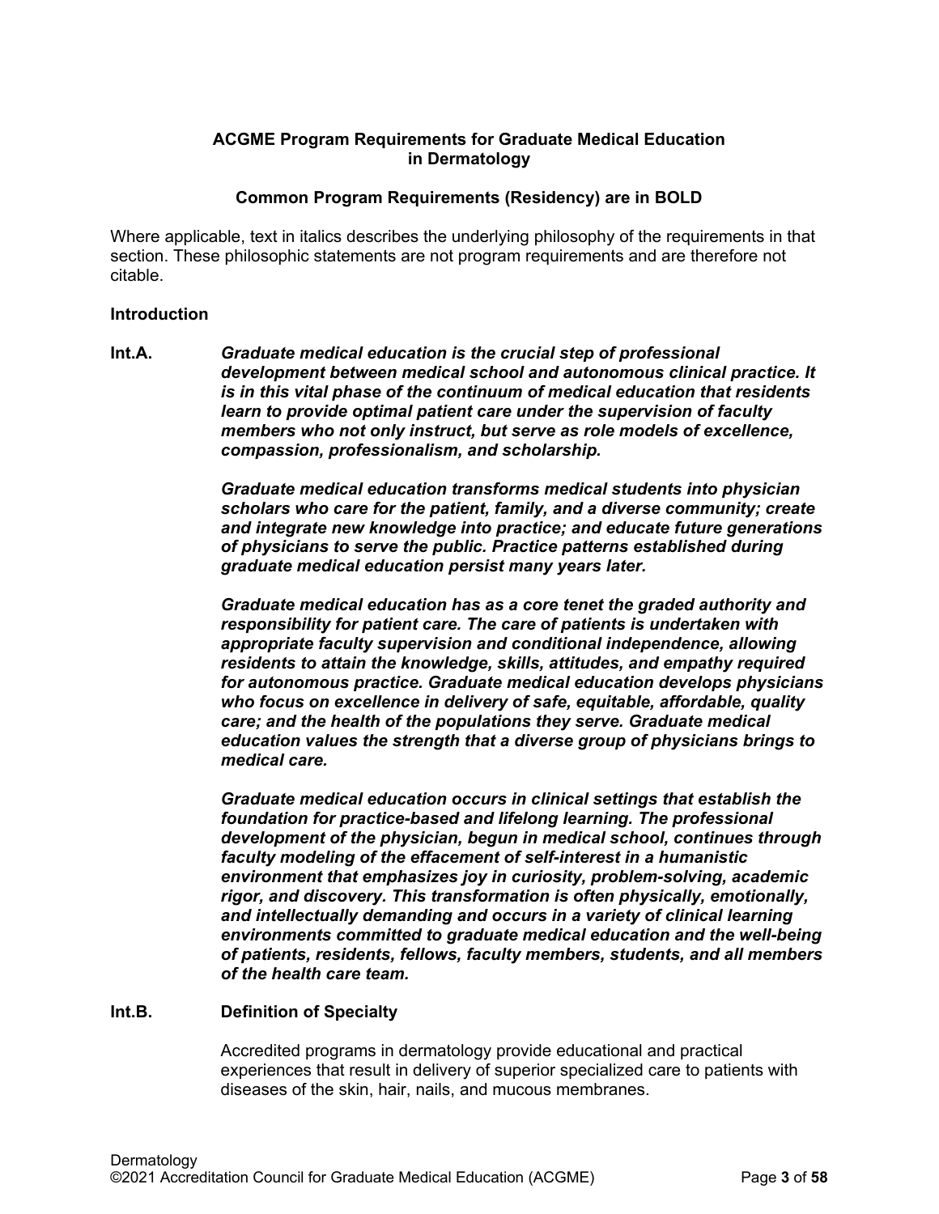**ACGME Program Requirements for Graduate Medical Education in Dermatology**

**Common Program Requirements (Residency) are in BOLD**

Where applicable, text in italics describes the underlying philosophy of the requirements in that section. These philosophic statements are not program requirements and are therefore not citable.

**Introduction**

**Int.A.** ***Graduate medical education is the crucial step of professional development between medical school and autonomous clinical practice. It is in this vital phase of the continuum of medical education that residents learn to provide optimal patient care under the supervision of faculty members who not only instruct, but serve as role models of excellence, compassion, professionalism, and scholarship.***

***Graduate medical education transforms medical students into physician scholars who care for the patient, family, and a diverse community; create and integrate new knowledge into practice; and educate future generations of physicians to serve the public. Practice patterns established during graduate medical education persist many years later.***

***Graduate medical education has as a core tenet the graded authority and responsibility for patient care. The care of patients is undertaken with appropriate faculty supervision and conditional independence, allowing residents to attain the knowledge, skills, attitudes, and empathy required for autonomous practice. Graduate medical education develops physicians who focus on excellence in delivery of safe, equitable, affordable, quality care; and the health of the populations they serve. Graduate medical education values the strength that a diverse group of physicians brings to medical care.***

***Graduate medical education occurs in clinical settings that establish the foundation for practice-based and lifelong learning. The professional development of the physician, begun in medical school, continues through faculty modeling of the effacement of self-interest in a humanistic environment that emphasizes joy in curiosity, problem-solving, academic rigor, and discovery. This transformation is often physically, emotionally, and intellectually demanding and occurs in a variety of clinical learning environments committed to graduate medical education and the well-being of patients, residents, fellows, faculty members, students, and all members of the health care team.***

**Int.B.** **Definition of Specialty**

Accredited programs in dermatology provide educational and practical experiences that result in delivery of superior specialized care to patients with diseases of the skin, hair, nails, and mucous membranes.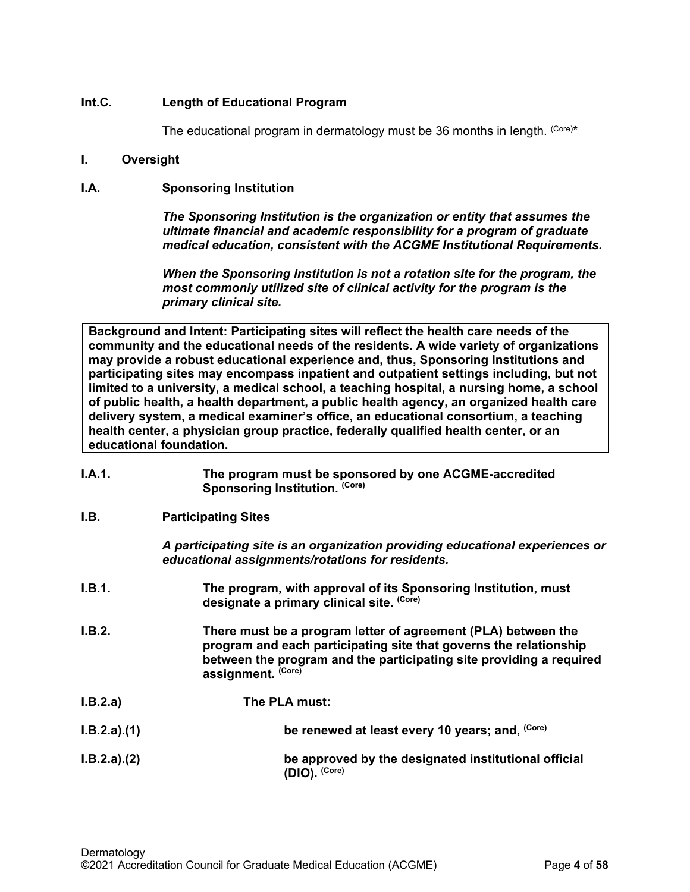**Int.C. Length of Educational Program**

The educational program in dermatology must be 36 months in length. (Core)*

**I. Oversight**

**I.A. Sponsoring Institution**

***The Sponsoring Institution is the organization or entity that assumes the ultimate financial and academic responsibility for a program of graduate medical education, consistent with the ACGME Institutional Requirements.***

***When the Sponsoring Institution is not a rotation site for the program, the most commonly utilized site of clinical activity for the program is the primary clinical site.***

| **Background and Intent: Participating sites will reflect the health care needs of the community and the educational needs of the residents. A wide variety of organizations may provide a robust educational experience and, thus, Sponsoring Institutions and participating sites may encompass inpatient and outpatient settings including, but not limited to a university, a medical school, a teaching hospital, a nursing home, a school of public health, a health department, a public health agency, an organized health care delivery system, a medical examiner's office, an educational consortium, a teaching health center, a physician group practice, federally qualified health center, or an educational foundation.** |
|---|

**I.A.1. The program must be sponsored by one ACGME-accredited Sponsoring Institution. (Core)**

**I.B. Participating Sites**

***A participating site is an organization providing educational experiences or educational assignments/rotations for residents.***

**I.B.1. The program, with approval of its Sponsoring Institution, must designate a primary clinical site. (Core)**

**I.B.2. There must be a program letter of agreement (PLA) between the program and each participating site that governs the relationship between the program and the participating site providing a required assignment. (Core)**

**I.B.2.a) The PLA must:**

**I.B.2.a).(1) be renewed at least every 10 years; and, (Core)**

**I.B.2.a).(2) be approved by the designated institutional official (DIO). (Core)**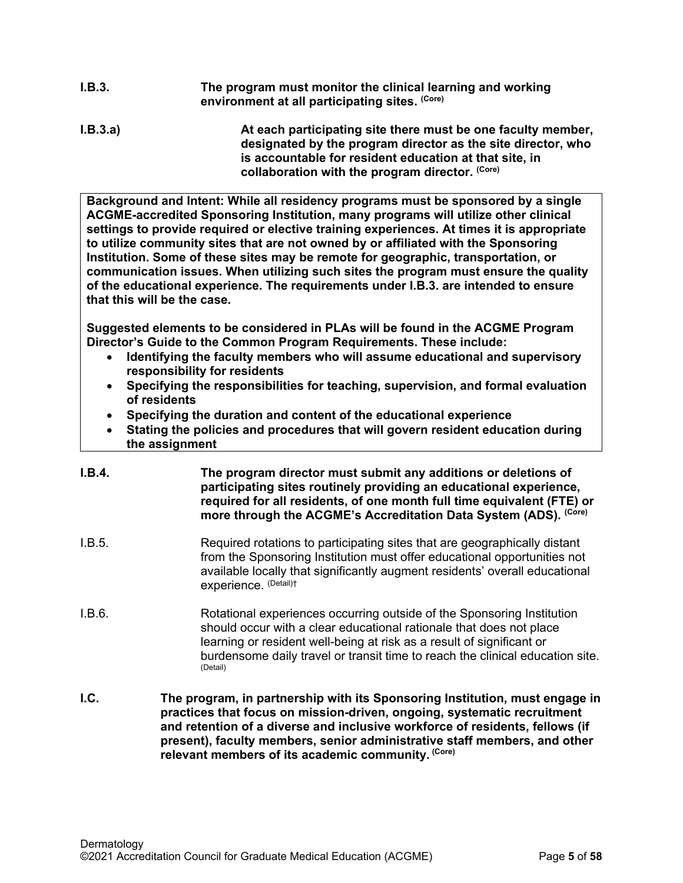**I.B.3.** **The program must monitor the clinical learning and working environment at all participating sites.** **(Core)**

**I.B.3.a)** **At each participating site there must be one faculty member, designated by the program director as the site director, who is accountable for resident education at that site, in collaboration with the program director.** **(Core)**

> **Background and Intent: While all residency programs must be sponsored by a single ACGME-accredited Sponsoring Institution, many programs will utilize other clinical settings to provide required or elective training experiences. At times it is appropriate to utilize community sites that are not owned by or affiliated with the Sponsoring Institution. Some of these sites may be remote for geographic, transportation, or communication issues. When utilizing such sites the program must ensure the quality of the educational experience. The requirements under I.B.3. are intended to ensure that this will be the case.**
>
> **Suggested elements to be considered in PLAs will be found in the ACGME Program Director's Guide to the Common Program Requirements. These include:**
>
> - **Identifying the faculty members who will assume educational and supervisory responsibility for residents**
> - **Specifying the responsibilities for teaching, supervision, and formal evaluation of residents**
> - **Specifying the duration and content of the educational experience**
> - **Stating the policies and procedures that will govern resident education during the assignment**

**I.B.4.** **The program director must submit any additions or deletions of participating sites routinely providing an educational experience, required for all residents, of one month full time equivalent (FTE) or more through the ACGME's Accreditation Data System (ADS).** **(Core)**

I.B.5. Required rotations to participating sites that are geographically distant from the Sponsoring Institution must offer educational opportunities not available locally that significantly augment residents' overall educational experience. (Detail)†

I.B.6. Rotational experiences occurring outside of the Sponsoring Institution should occur with a clear educational rationale that does not place learning or resident well-being at risk as a result of significant or burdensome daily travel or transit time to reach the clinical education site. (Detail)

**I.C.** **The program, in partnership with its Sponsoring Institution, must engage in practices that focus on mission-driven, ongoing, systematic recruitment and retention of a diverse and inclusive workforce of residents, fellows (if present), faculty members, senior administrative staff members, and other relevant members of its academic community.** **(Core)**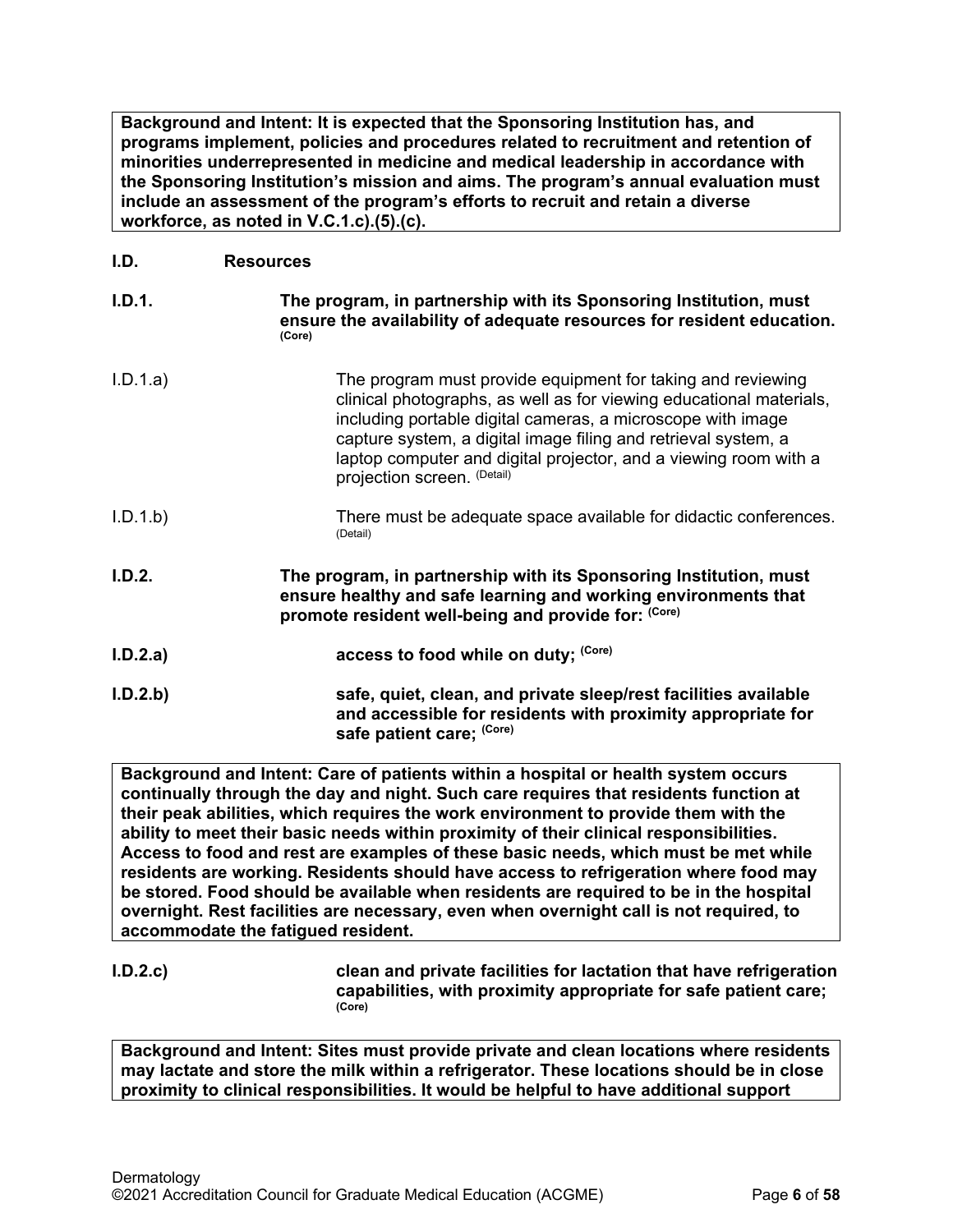**Background and Intent: It is expected that the Sponsoring Institution has, and programs implement, policies and procedures related to recruitment and retention of minorities underrepresented in medicine and medical leadership in accordance with the Sponsoring Institution's mission and aims. The program's annual evaluation must include an assessment of the program's efforts to recruit and retain a diverse workforce, as noted in V.C.1.c).(5).(c).**

**I.D. Resources**

**I.D.1. The program, in partnership with its Sponsoring Institution, must ensure the availability of adequate resources for resident education.** (Core)

I.D.1.a) The program must provide equipment for taking and reviewing clinical photographs, as well as for viewing educational materials, including portable digital cameras, a microscope with image capture system, a digital image filing and retrieval system, a laptop computer and digital projector, and a viewing room with a projection screen. (Detail)

I.D.1.b) There must be adequate space available for didactic conferences. (Detail)

**I.D.2. The program, in partnership with its Sponsoring Institution, must ensure healthy and safe learning and working environments that promote resident well-being and provide for:** (Core)

**I.D.2.a) access to food while on duty;** (Core)

**I.D.2.b) safe, quiet, clean, and private sleep/rest facilities available and accessible for residents with proximity appropriate for safe patient care;** (Core)

**Background and Intent: Care of patients within a hospital or health system occurs continually through the day and night. Such care requires that residents function at their peak abilities, which requires the work environment to provide them with the ability to meet their basic needs within proximity of their clinical responsibilities. Access to food and rest are examples of these basic needs, which must be met while residents are working. Residents should have access to refrigeration where food may be stored. Food should be available when residents are required to be in the hospital overnight. Rest facilities are necessary, even when overnight call is not required, to accommodate the fatigued resident.**

**I.D.2.c) clean and private facilities for lactation that have refrigeration capabilities, with proximity appropriate for safe patient care;** (Core)

**Background and Intent: Sites must provide private and clean locations where residents may lactate and store the milk within a refrigerator. These locations should be in close proximity to clinical responsibilities. It would be helpful to have additional support**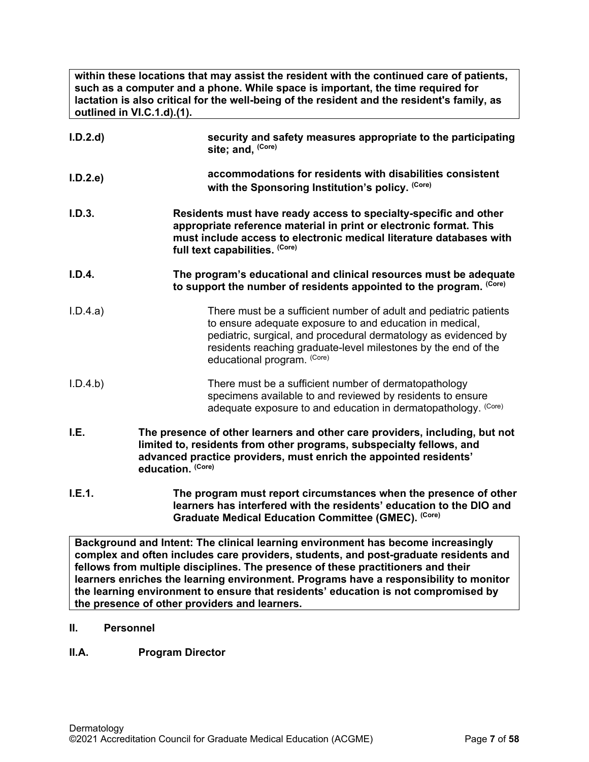**within these locations that may assist the resident with the continued care of patients, such as a computer and a phone. While space is important, the time required for lactation is also critical for the well-being of the resident and the resident's family, as outlined in VI.C.1.d).(1).**

**I.D.2.d)** **security and safety measures appropriate to the participating site; and, (Core)**

**I.D.2.e)** **accommodations for residents with disabilities consistent with the Sponsoring Institution's policy. (Core)**

**I.D.3.** **Residents must have ready access to specialty-specific and other appropriate reference material in print or electronic format. This must include access to electronic medical literature databases with full text capabilities. (Core)**

**I.D.4.** **The program's educational and clinical resources must be adequate to support the number of residents appointed to the program. (Core)**

I.D.4.a) There must be a sufficient number of adult and pediatric patients to ensure adequate exposure to and education in medical, pediatric, surgical, and procedural dermatology as evidenced by residents reaching graduate-level milestones by the end of the educational program. (Core)

I.D.4.b) There must be a sufficient number of dermatopathology specimens available to and reviewed by residents to ensure adequate exposure to and education in dermatopathology. (Core)

**I.E.** **The presence of other learners and other care providers, including, but not limited to, residents from other programs, subspecialty fellows, and advanced practice providers, must enrich the appointed residents' education. (Core)**

**I.E.1.** **The program must report circumstances when the presence of other learners has interfered with the residents' education to the DIO and Graduate Medical Education Committee (GMEC). (Core)**

**Background and Intent: The clinical learning environment has become increasingly complex and often includes care providers, students, and post-graduate residents and fellows from multiple disciplines. The presence of these practitioners and their learners enriches the learning environment. Programs have a responsibility to monitor the learning environment to ensure that residents' education is not compromised by the presence of other providers and learners.**

## II. Personnel

### II.A. Program Director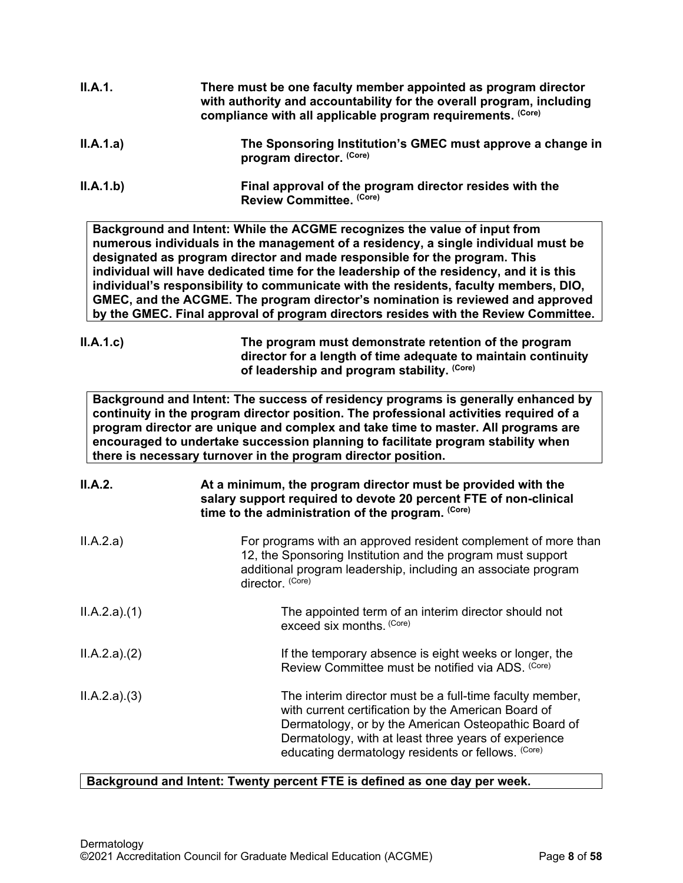**II.A.1.** **There must be one faculty member appointed as program director with authority and accountability for the overall program, including compliance with all applicable program requirements.** **(Core)**

**II.A.1.a)** **The Sponsoring Institution's GMEC must approve a change in program director.** **(Core)**

**II.A.1.b)** **Final approval of the program director resides with the Review Committee.** **(Core)**

> **Background and Intent: While the ACGME recognizes the value of input from numerous individuals in the management of a residency, a single individual must be designated as program director and made responsible for the program. This individual will have dedicated time for the leadership of the residency, and it is this individual's responsibility to communicate with the residents, faculty members, DIO, GMEC, and the ACGME. The program director's nomination is reviewed and approved by the GMEC. Final approval of program directors resides with the Review Committee.**

**II.A.1.c)** **The program must demonstrate retention of the program director for a length of time adequate to maintain continuity of leadership and program stability.** **(Core)**

> **Background and Intent: The success of residency programs is generally enhanced by continuity in the program director position. The professional activities required of a program director are unique and complex and take time to master. All programs are encouraged to undertake succession planning to facilitate program stability when there is necessary turnover in the program director position.**

**II.A.2.** **At a minimum, the program director must be provided with the salary support required to devote 20 percent FTE of non-clinical time to the administration of the program.** **(Core)**

II.A.2.a) For programs with an approved resident complement of more than 12, the Sponsoring Institution and the program must support additional program leadership, including an associate program director. (Core)

II.A.2.a).(1) The appointed term of an interim director should not exceed six months. (Core)

II.A.2.a).(2) If the temporary absence is eight weeks or longer, the Review Committee must be notified via ADS. (Core)

II.A.2.a).(3) The interim director must be a full-time faculty member, with current certification by the American Board of Dermatology, or by the American Osteopathic Board of Dermatology, with at least three years of experience educating dermatology residents or fellows. (Core)

> **Background and Intent: Twenty percent FTE is defined as one day per week.**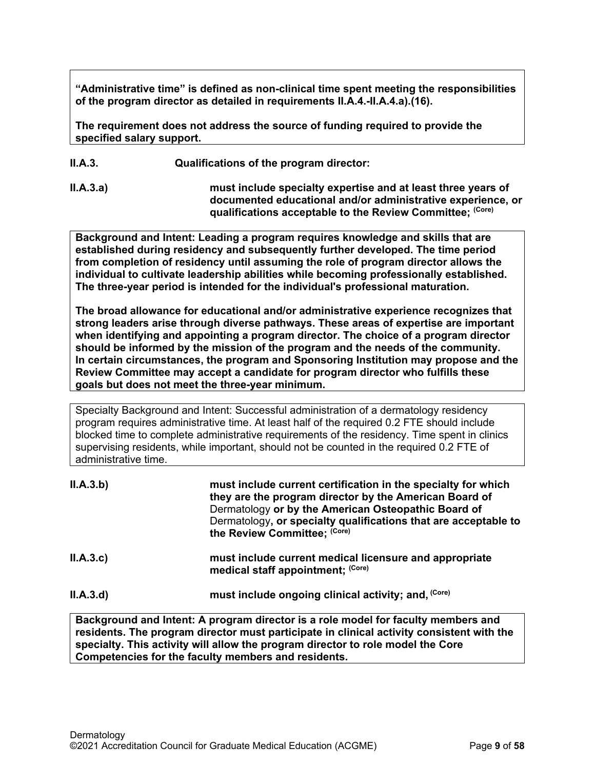**"Administrative time" is defined as non-clinical time spent meeting the responsibilities of the program director as detailed in requirements II.A.4.-II.A.4.a).(16).**

**The requirement does not address the source of funding required to provide the specified salary support.**

**II.A.3. Qualifications of the program director:**

**II.A.3.a) must include specialty expertise and at least three years of documented educational and/or administrative experience, or qualifications acceptable to the Review Committee;** (Core)

**Background and Intent: Leading a program requires knowledge and skills that are established during residency and subsequently further developed. The time period from completion of residency until assuming the role of program director allows the individual to cultivate leadership abilities while becoming professionally established. The three-year period is intended for the individual's professional maturation.**

**The broad allowance for educational and/or administrative experience recognizes that strong leaders arise through diverse pathways. These areas of expertise are important when identifying and appointing a program director. The choice of a program director should be informed by the mission of the program and the needs of the community. In certain circumstances, the program and Sponsoring Institution may propose and the Review Committee may accept a candidate for program director who fulfills these goals but does not meet the three-year minimum.**

Specialty Background and Intent: Successful administration of a dermatology residency program requires administrative time. At least half of the required 0.2 FTE should include blocked time to complete administrative requirements of the residency. Time spent in clinics supervising residents, while important, should not be counted in the required 0.2 FTE of administrative time.

**II.A.3.b) must include current certification in the specialty for which they are the program director by the American Board of** Dermatology **or by the American Osteopathic Board of** Dermatology**, or specialty qualifications that are acceptable to the Review Committee;** (Core)

**II.A.3.c) must include current medical licensure and appropriate medical staff appointment;** (Core)

**II.A.3.d) must include ongoing clinical activity; and,** (Core)

**Background and Intent: A program director is a role model for faculty members and residents. The program director must participate in clinical activity consistent with the specialty. This activity will allow the program director to role model the Core Competencies for the faculty members and residents.**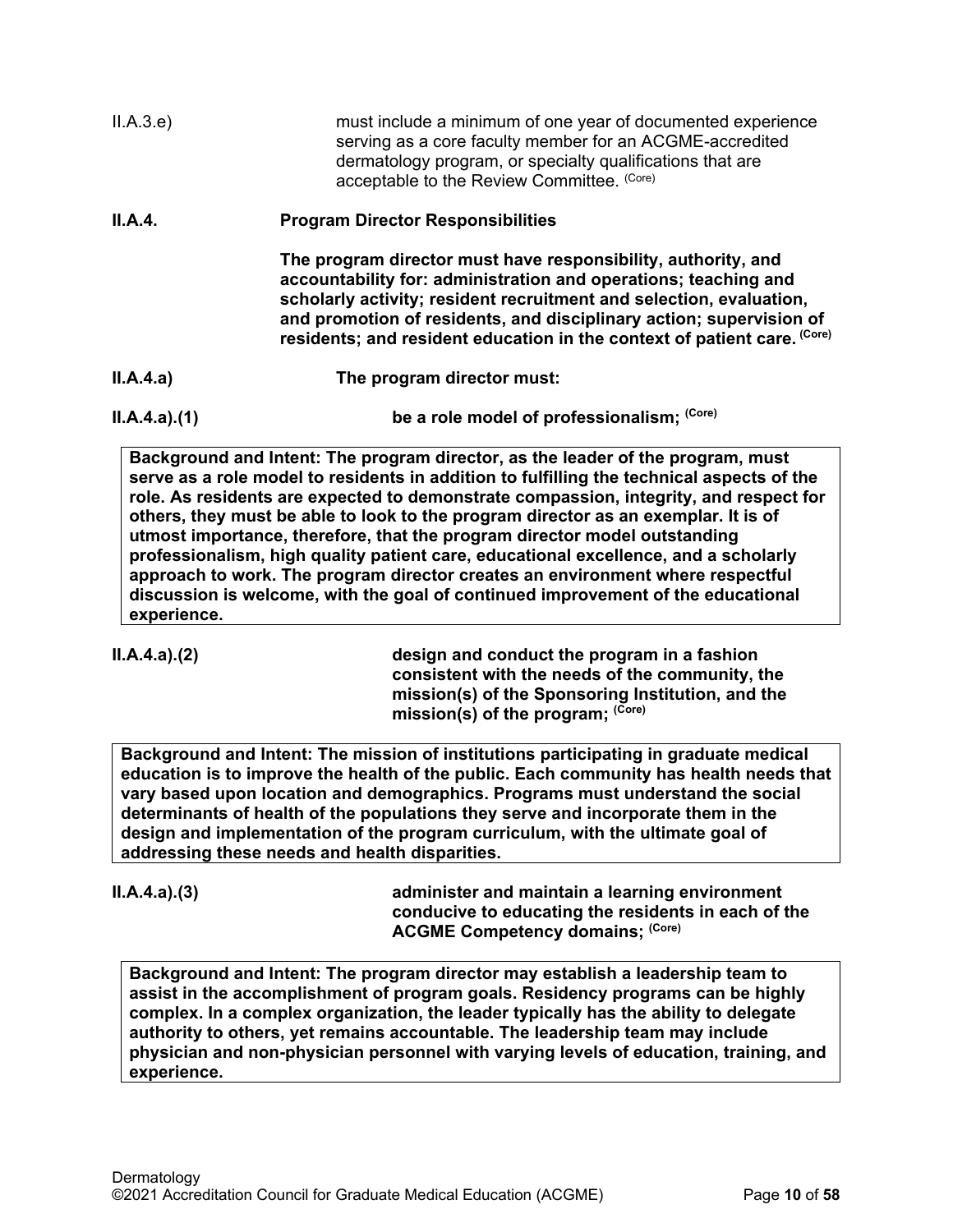II.A.3.e) must include a minimum of one year of documented experience serving as a core faculty member for an ACGME-accredited dermatology program, or specialty qualifications that are acceptable to the Review Committee. (Core)

**II.A.4. Program Director Responsibilities**

**The program director must have responsibility, authority, and accountability for: administration and operations; teaching and scholarly activity; resident recruitment and selection, evaluation, and promotion of residents, and disciplinary action; supervision of residents; and resident education in the context of patient care. (Core)**

**II.A.4.a) The program director must:**

**II.A.4.a).(1) be a role model of professionalism; (Core)**

**Background and Intent: The program director, as the leader of the program, must serve as a role model to residents in addition to fulfilling the technical aspects of the role. As residents are expected to demonstrate compassion, integrity, and respect for others, they must be able to look to the program director as an exemplar. It is of utmost importance, therefore, that the program director model outstanding professionalism, high quality patient care, educational excellence, and a scholarly approach to work. The program director creates an environment where respectful discussion is welcome, with the goal of continued improvement of the educational experience.**

**II.A.4.a).(2) design and conduct the program in a fashion consistent with the needs of the community, the mission(s) of the Sponsoring Institution, and the mission(s) of the program; (Core)**

**Background and Intent: The mission of institutions participating in graduate medical education is to improve the health of the public. Each community has health needs that vary based upon location and demographics. Programs must understand the social determinants of health of the populations they serve and incorporate them in the design and implementation of the program curriculum, with the ultimate goal of addressing these needs and health disparities.**

**II.A.4.a).(3) administer and maintain a learning environment conducive to educating the residents in each of the ACGME Competency domains; (Core)**

**Background and Intent: The program director may establish a leadership team to assist in the accomplishment of program goals. Residency programs can be highly complex. In a complex organization, the leader typically has the ability to delegate authority to others, yet remains accountable. The leadership team may include physician and non-physician personnel with varying levels of education, training, and experience.**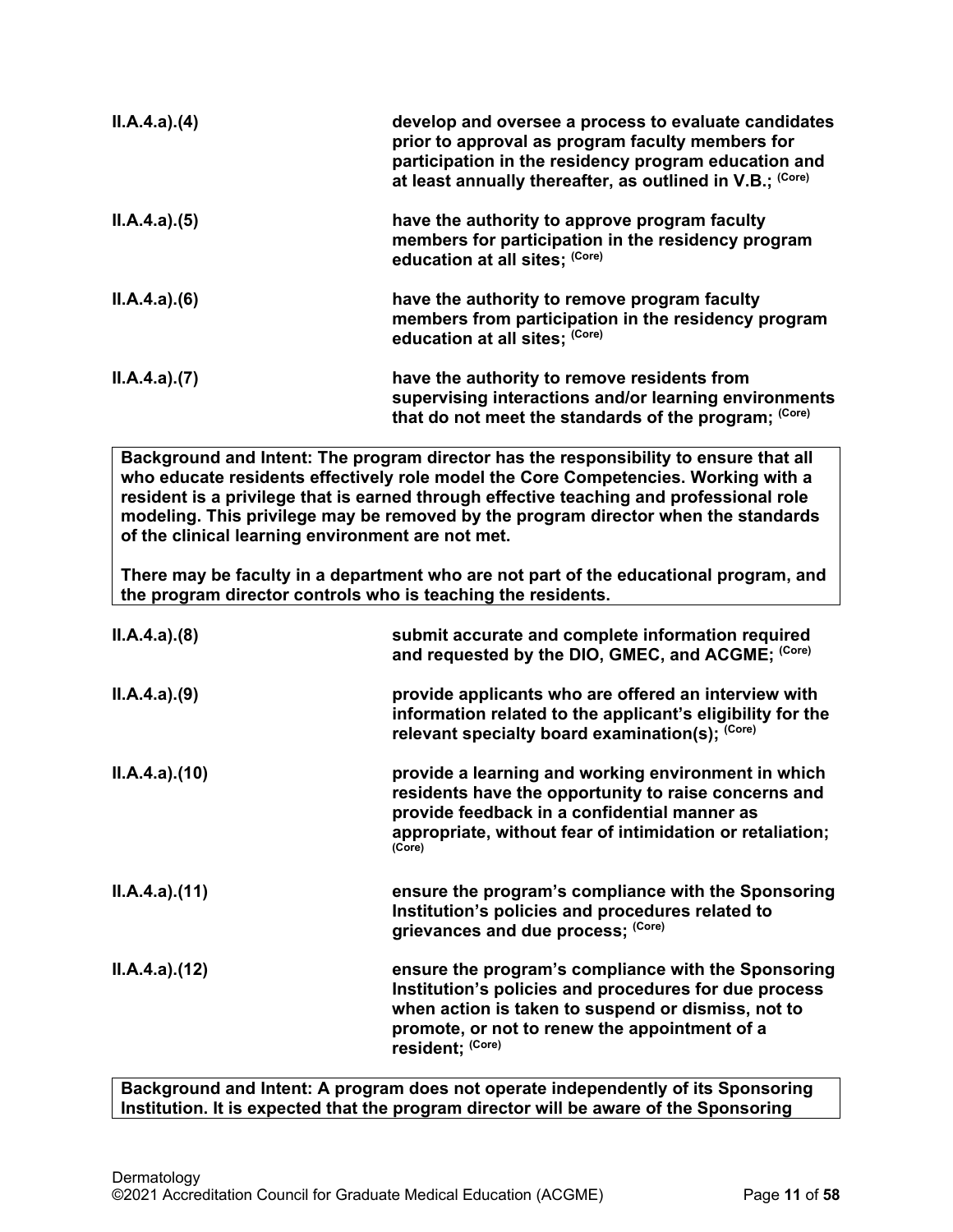| | |
|---|---|
| **II.A.4.a).(4)** | **develop and oversee a process to evaluate candidates prior to approval as program faculty members for participation in the residency program education and at least annually thereafter, as outlined in V.B.;** (Core) |
| **II.A.4.a).(5)** | **have the authority to approve program faculty members for participation in the residency program education at all sites;** (Core) |
| **II.A.4.a).(6)** | **have the authority to remove program faculty members from participation in the residency program education at all sites;** (Core) |
| **II.A.4.a).(7)** | **have the authority to remove residents from supervising interactions and/or learning environments that do not meet the standards of the program;** (Core) |

**Background and Intent: The program director has the responsibility to ensure that all who educate residents effectively role model the Core Competencies. Working with a resident is a privilege that is earned through effective teaching and professional role modeling. This privilege may be removed by the program director when the standards of the clinical learning environment are not met.**

**There may be faculty in a department who are not part of the educational program, and the program director controls who is teaching the residents.**

| | |
|---|---|
| **II.A.4.a).(8)** | **submit accurate and complete information required and requested by the DIO, GMEC, and ACGME;** (Core) |
| **II.A.4.a).(9)** | **provide applicants who are offered an interview with information related to the applicant's eligibility for the relevant specialty board examination(s);** (Core) |
| **II.A.4.a).(10)** | **provide a learning and working environment in which residents have the opportunity to raise concerns and provide feedback in a confidential manner as appropriate, without fear of intimidation or retaliation;** (Core) |
| **II.A.4.a).(11)** | **ensure the program's compliance with the Sponsoring Institution's policies and procedures related to grievances and due process;** (Core) |
| **II.A.4.a).(12)** | **ensure the program's compliance with the Sponsoring Institution's policies and procedures for due process when action is taken to suspend or dismiss, not to promote, or not to renew the appointment of a resident;** (Core) |

**Background and Intent: A program does not operate independently of its Sponsoring Institution. It is expected that the program director will be aware of the Sponsoring**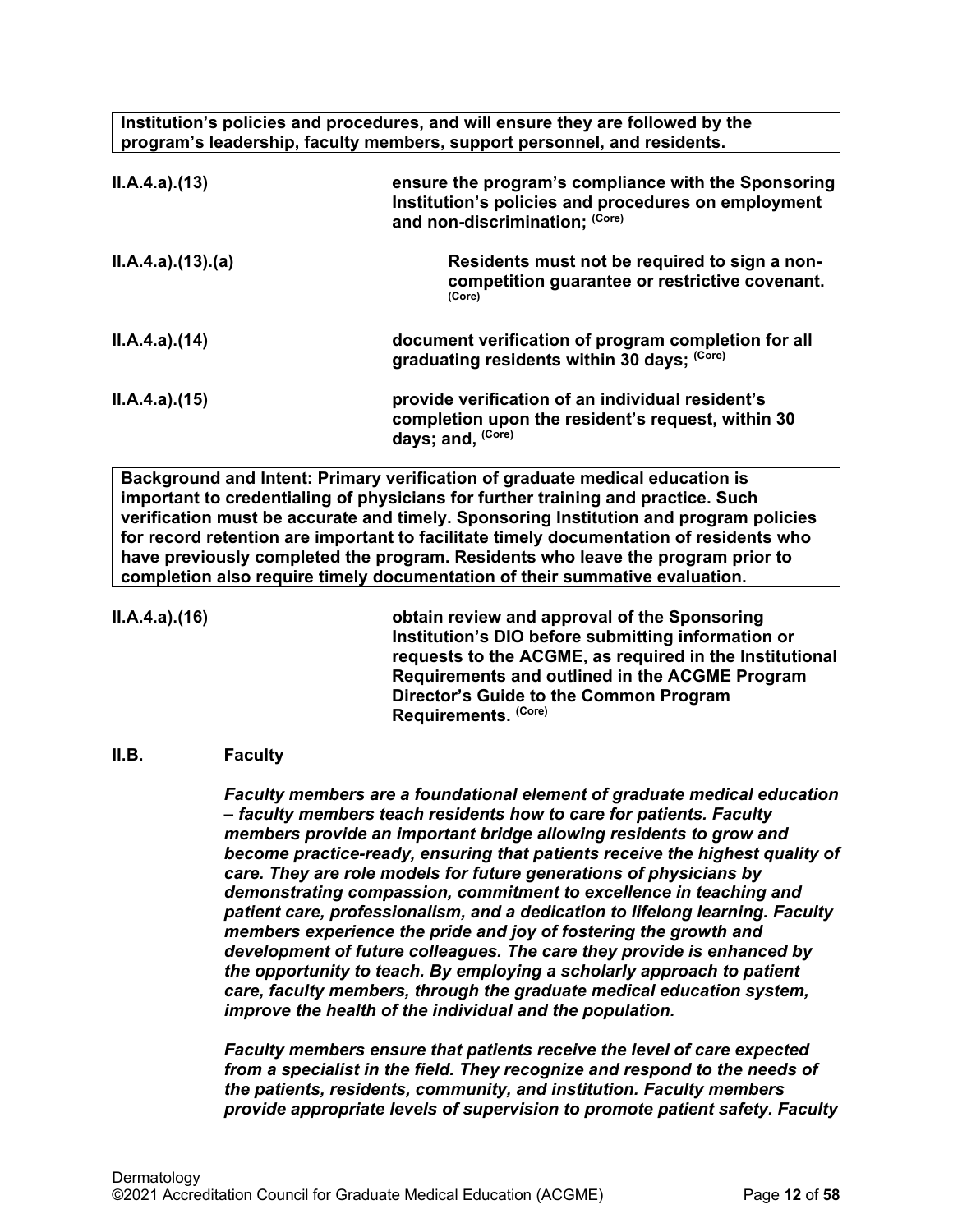**Institution's policies and procedures, and will ensure they are followed by the program's leadership, faculty members, support personnel, and residents.**

**II.A.4.a).(13)** **ensure the program's compliance with the Sponsoring Institution's policies and procedures on employment and non-discrimination;** (Core)

**II.A.4.a).(13).(a)** **Residents must not be required to sign a non-competition guarantee or restrictive covenant.** (Core)

**II.A.4.a).(14)** **document verification of program completion for all graduating residents within 30 days;** (Core)

**II.A.4.a).(15)** **provide verification of an individual resident's completion upon the resident's request, within 30 days; and,** (Core)

**Background and Intent: Primary verification of graduate medical education is important to credentialing of physicians for further training and practice. Such verification must be accurate and timely. Sponsoring Institution and program policies for record retention are important to facilitate timely documentation of residents who have previously completed the program. Residents who leave the program prior to completion also require timely documentation of their summative evaluation.**

**II.A.4.a).(16)** **obtain review and approval of the Sponsoring Institution's DIO before submitting information or requests to the ACGME, as required in the Institutional Requirements and outlined in the ACGME Program Director's Guide to the Common Program Requirements.** (Core)

**II.B. Faculty**

***Faculty members are a foundational element of graduate medical education – faculty members teach residents how to care for patients. Faculty members provide an important bridge allowing residents to grow and become practice-ready, ensuring that patients receive the highest quality of care. They are role models for future generations of physicians by demonstrating compassion, commitment to excellence in teaching and patient care, professionalism, and a dedication to lifelong learning. Faculty members experience the pride and joy of fostering the growth and development of future colleagues. The care they provide is enhanced by the opportunity to teach. By employing a scholarly approach to patient care, faculty members, through the graduate medical education system, improve the health of the individual and the population.***

***Faculty members ensure that patients receive the level of care expected from a specialist in the field. They recognize and respond to the needs of the patients, residents, community, and institution. Faculty members provide appropriate levels of supervision to promote patient safety. Faculty***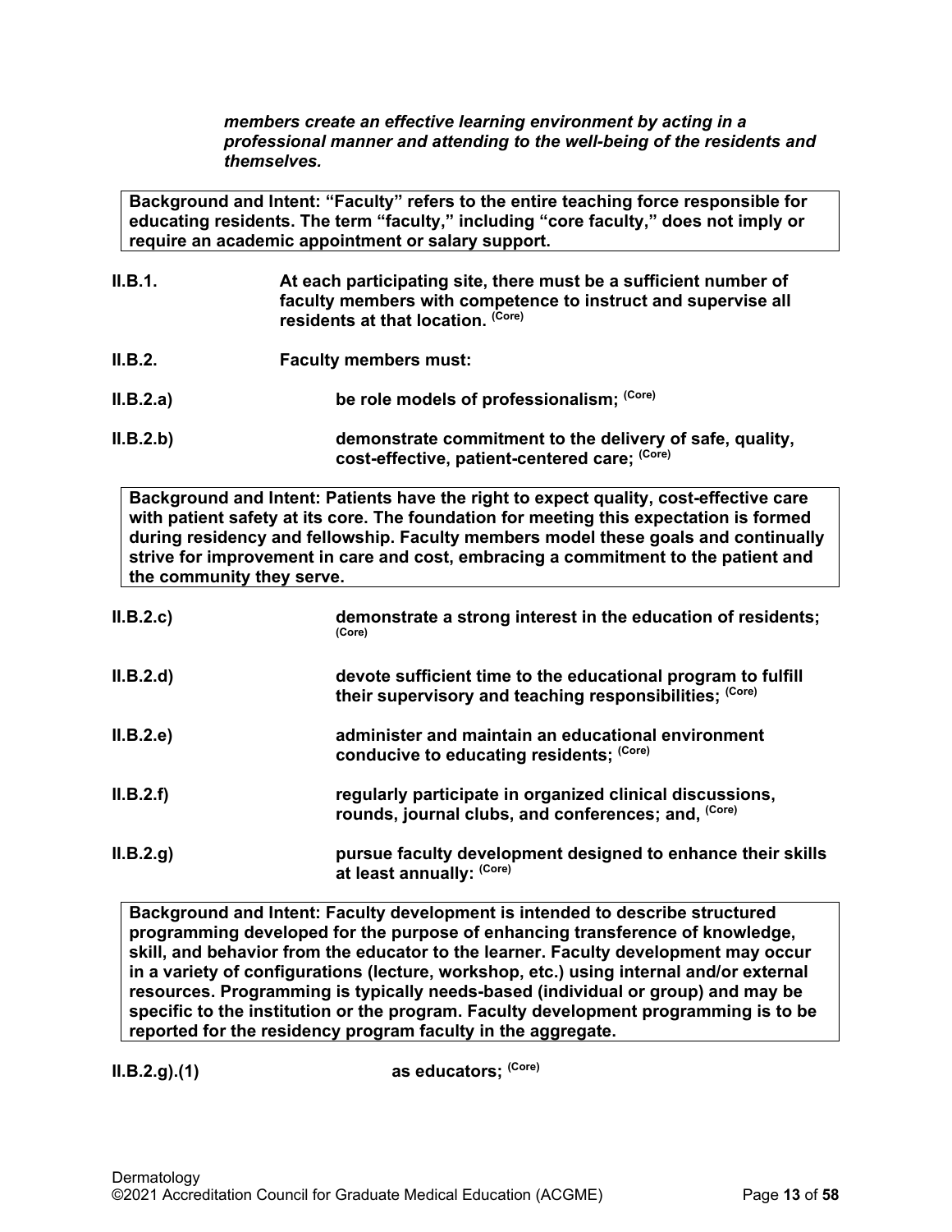***members create an effective learning environment by acting in a professional manner and attending to the well-being of the residents and themselves.***

> **Background and Intent: "Faculty" refers to the entire teaching force responsible for educating residents. The term "faculty," including "core faculty," does not imply or require an academic appointment or salary support.**

**II.B.1.** **At each participating site, there must be a sufficient number of faculty members with competence to instruct and supervise all residents at that location.** **(Core)**

**II.B.2.** **Faculty members must:**

**II.B.2.a)** **be role models of professionalism;** **(Core)**

**II.B.2.b)** **demonstrate commitment to the delivery of safe, quality, cost-effective, patient-centered care;** **(Core)**

> **Background and Intent: Patients have the right to expect quality, cost-effective care with patient safety at its core. The foundation for meeting this expectation is formed during residency and fellowship. Faculty members model these goals and continually strive for improvement in care and cost, embracing a commitment to the patient and the community they serve.**

**II.B.2.c)** **demonstrate a strong interest in the education of residents;** **(Core)**

**II.B.2.d)** **devote sufficient time to the educational program to fulfill their supervisory and teaching responsibilities;** **(Core)**

**II.B.2.e)** **administer and maintain an educational environment conducive to educating residents;** **(Core)**

**II.B.2.f)** **regularly participate in organized clinical discussions, rounds, journal clubs, and conferences; and,** **(Core)**

**II.B.2.g)** **pursue faculty development designed to enhance their skills at least annually:** **(Core)**

> **Background and Intent: Faculty development is intended to describe structured programming developed for the purpose of enhancing transference of knowledge, skill, and behavior from the educator to the learner. Faculty development may occur in a variety of configurations (lecture, workshop, etc.) using internal and/or external resources. Programming is typically needs-based (individual or group) and may be specific to the institution or the program. Faculty development programming is to be reported for the residency program faculty in the aggregate.**

**II.B.2.g).(1)** **as educators;** **(Core)**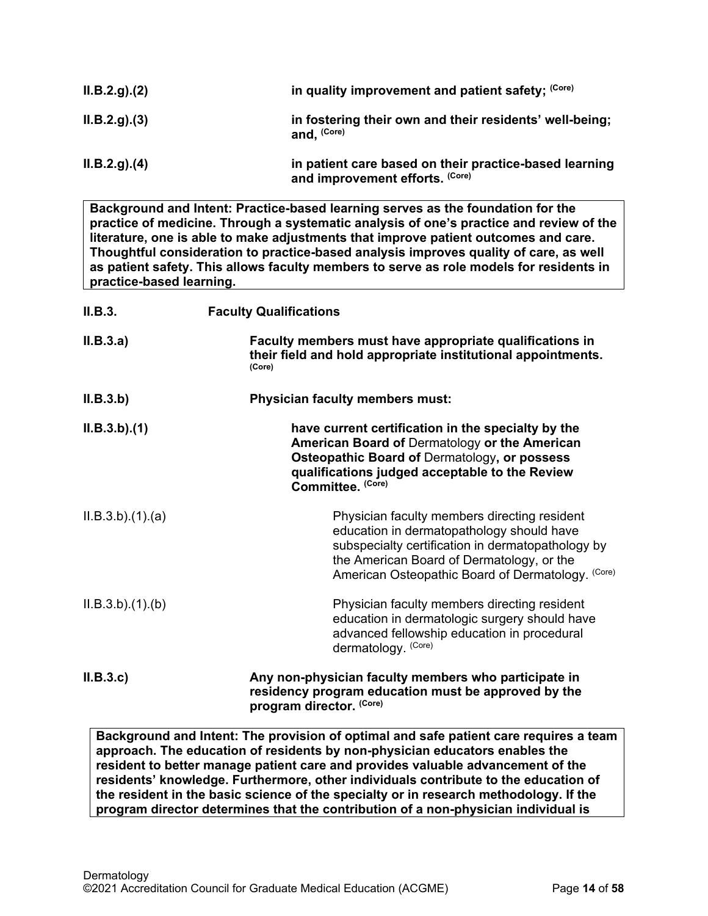**II.B.2.g).(2)** **in quality improvement and patient safety;** **(Core)**

**II.B.2.g).(3)** **in fostering their own and their residents' well-being; and,** **(Core)**

**II.B.2.g).(4)** **in patient care based on their practice-based learning and improvement efforts.** **(Core)**

> **Background and Intent: Practice-based learning serves as the foundation for the practice of medicine. Through a systematic analysis of one's practice and review of the literature, one is able to make adjustments that improve patient outcomes and care. Thoughtful consideration to practice-based analysis improves quality of care, as well as patient safety. This allows faculty members to serve as role models for residents in practice-based learning.**

**II.B.3.** **Faculty Qualifications**

**II.B.3.a)** **Faculty members must have appropriate qualifications in their field and hold appropriate institutional appointments.** **(Core)**

**II.B.3.b)** **Physician faculty members must:**

**II.B.3.b).(1)** **have current certification in the specialty by the American Board of** Dermatology **or the American Osteopathic Board of** Dermatology**, or possess qualifications judged acceptable to the Review Committee.** **(Core)**

II.B.3.b).(1).(a) Physician faculty members directing resident education in dermatopathology should have subspecialty certification in dermatopathology by the American Board of Dermatology, or the American Osteopathic Board of Dermatology. (Core)

II.B.3.b).(1).(b) Physician faculty members directing resident education in dermatologic surgery should have advanced fellowship education in procedural dermatology. (Core)

**II.B.3.c)** **Any non-physician faculty members who participate in residency program education must be approved by the program director.** **(Core)**

> **Background and Intent: The provision of optimal and safe patient care requires a team approach. The education of residents by non-physician educators enables the resident to better manage patient care and provides valuable advancement of the residents' knowledge. Furthermore, other individuals contribute to the education of the resident in the basic science of the specialty or in research methodology. If the program director determines that the contribution of a non-physician individual is**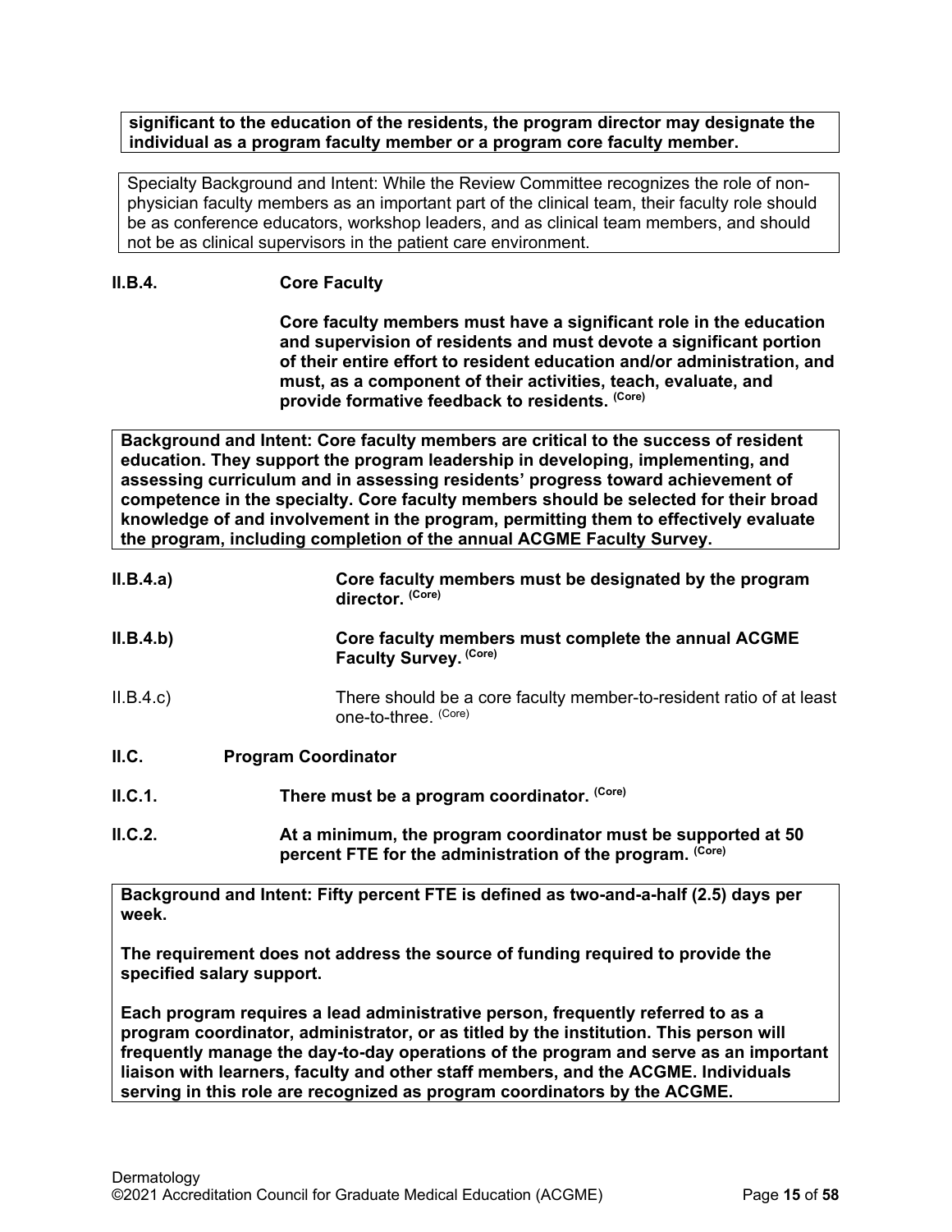**significant to the education of the residents, the program director may designate the individual as a program faculty member or a program core faculty member.**

Specialty Background and Intent: While the Review Committee recognizes the role of non-physician faculty members as an important part of the clinical team, their faculty role should be as conference educators, workshop leaders, and as clinical team members, and should not be as clinical supervisors in the patient care environment.

**II.B.4. Core Faculty**

**Core faculty members must have a significant role in the education and supervision of residents and must devote a significant portion of their entire effort to resident education and/or administration, and must, as a component of their activities, teach, evaluate, and provide formative feedback to residents.** (Core)

**Background and Intent: Core faculty members are critical to the success of resident education. They support the program leadership in developing, implementing, and assessing curriculum and in assessing residents' progress toward achievement of competence in the specialty. Core faculty members should be selected for their broad knowledge of and involvement in the program, permitting them to effectively evaluate the program, including completion of the annual ACGME Faculty Survey.**

**II.B.4.a) Core faculty members must be designated by the program director.** (Core)

**II.B.4.b) Core faculty members must complete the annual ACGME Faculty Survey.** (Core)

II.B.4.c) There should be a core faculty member-to-resident ratio of at least one-to-three. (Core)

**II.C. Program Coordinator**

**II.C.1. There must be a program coordinator.** (Core)

**II.C.2. At a minimum, the program coordinator must be supported at 50 percent FTE for the administration of the program.** (Core)

**Background and Intent: Fifty percent FTE is defined as two-and-a-half (2.5) days per week.**

**The requirement does not address the source of funding required to provide the specified salary support.**

**Each program requires a lead administrative person, frequently referred to as a program coordinator, administrator, or as titled by the institution. This person will frequently manage the day-to-day operations of the program and serve as an important liaison with learners, faculty and other staff members, and the ACGME. Individuals serving in this role are recognized as program coordinators by the ACGME.**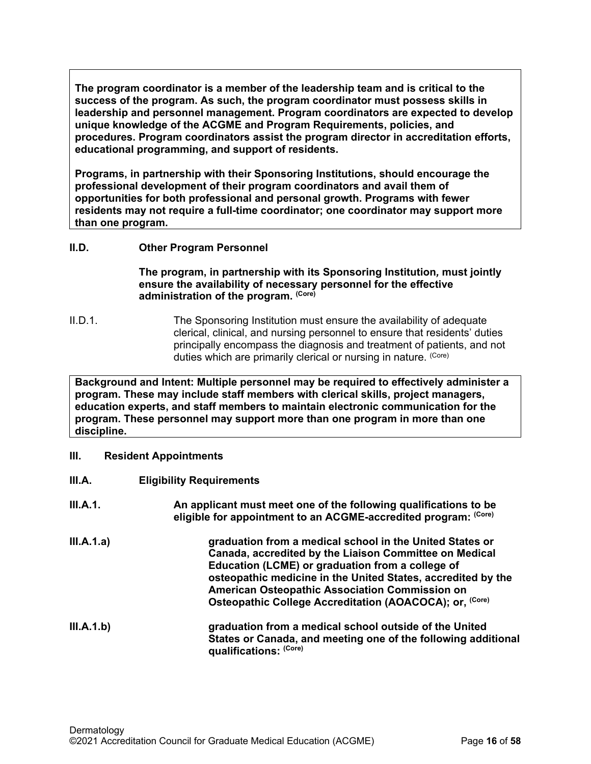**The program coordinator is a member of the leadership team and is critical to the success of the program. As such, the program coordinator must possess skills in leadership and personnel management. Program coordinators are expected to develop unique knowledge of the ACGME and Program Requirements, policies, and procedures. Program coordinators assist the program director in accreditation efforts, educational programming, and support of residents.**

**Programs, in partnership with their Sponsoring Institutions, should encourage the professional development of their program coordinators and avail them of opportunities for both professional and personal growth. Programs with fewer residents may not require a full-time coordinator; one coordinator may support more than one program.**

**II.D. Other Program Personnel**

**The program, in partnership with its Sponsoring Institution, must jointly ensure the availability of necessary personnel for the effective administration of the program.** (Core)

II.D.1. The Sponsoring Institution must ensure the availability of adequate clerical, clinical, and nursing personnel to ensure that residents' duties principally encompass the diagnosis and treatment of patients, and not duties which are primarily clerical or nursing in nature. (Core)

**Background and Intent: Multiple personnel may be required to effectively administer a program. These may include staff members with clerical skills, project managers, education experts, and staff members to maintain electronic communication for the program. These personnel may support more than one program in more than one discipline.**

**III. Resident Appointments**

**III.A. Eligibility Requirements**

**III.A.1. An applicant must meet one of the following qualifications to be eligible for appointment to an ACGME-accredited program:** (Core)

**III.A.1.a) graduation from a medical school in the United States or Canada, accredited by the Liaison Committee on Medical Education (LCME) or graduation from a college of osteopathic medicine in the United States, accredited by the American Osteopathic Association Commission on Osteopathic College Accreditation (AOACOCA); or,** (Core)

**III.A.1.b) graduation from a medical school outside of the United States or Canada, and meeting one of the following additional qualifications:** (Core)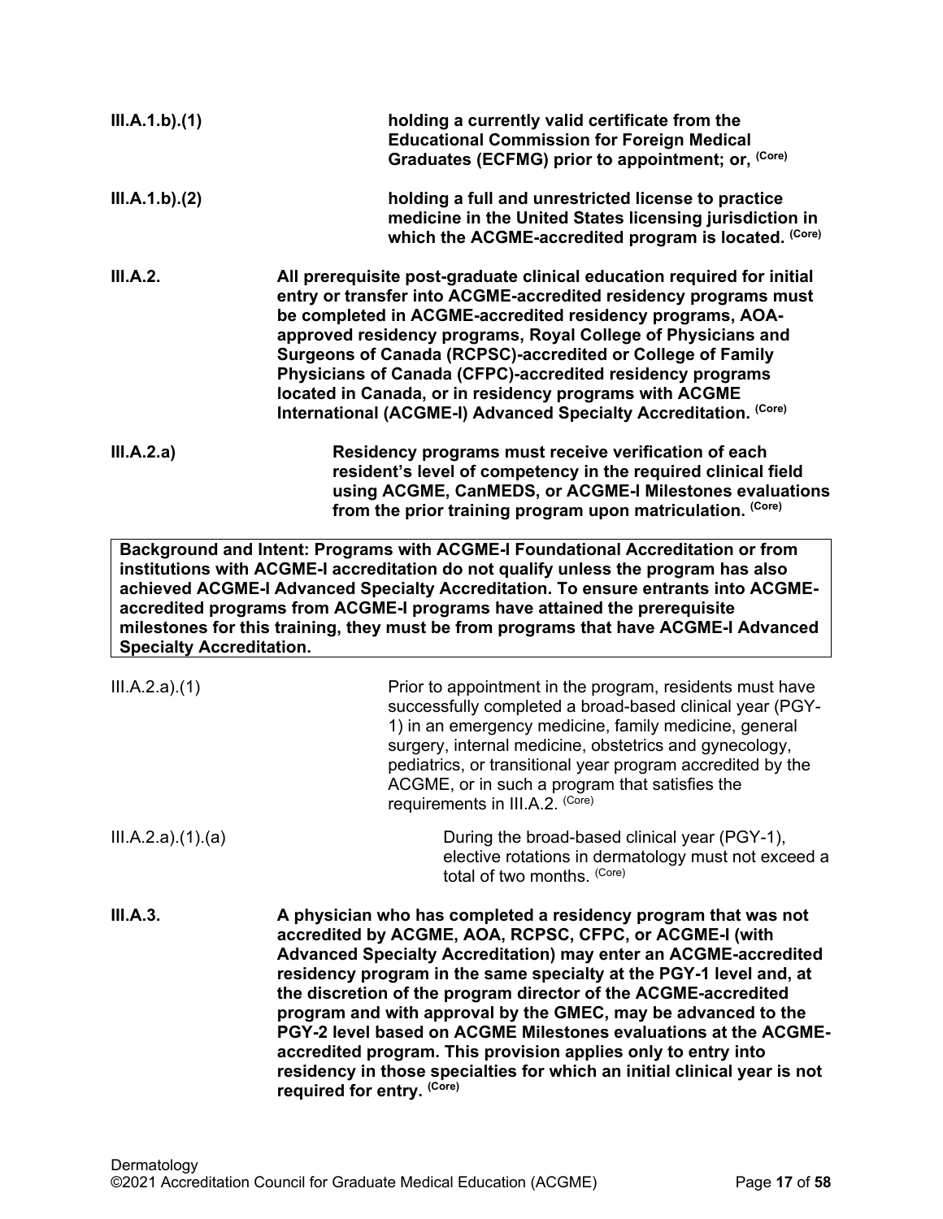III.A.1.b).(1) **holding a currently valid certificate from the Educational Commission for Foreign Medical Graduates (ECFMG) prior to appointment; or,** (Core)

III.A.1.b).(2) **holding a full and unrestricted license to practice medicine in the United States licensing jurisdiction in which the ACGME-accredited program is located.** (Core)

III.A.2. **All prerequisite post-graduate clinical education required for initial entry or transfer into ACGME-accredited residency programs must be completed in ACGME-accredited residency programs, AOA-approved residency programs, Royal College of Physicians and Surgeons of Canada (RCPSC)-accredited or College of Family Physicians of Canada (CFPC)-accredited residency programs located in Canada, or in residency programs with ACGME International (ACGME-I) Advanced Specialty Accreditation.** (Core)

III.A.2.a) **Residency programs must receive verification of each resident's level of competency in the required clinical field using ACGME, CanMEDS, or ACGME-I Milestones evaluations from the prior training program upon matriculation.** (Core)

**Background and Intent: Programs with ACGME-I Foundational Accreditation or from institutions with ACGME-I accreditation do not qualify unless the program has also achieved ACGME-I Advanced Specialty Accreditation. To ensure entrants into ACGME-accredited programs from ACGME-I programs have attained the prerequisite milestones for this training, they must be from programs that have ACGME-I Advanced Specialty Accreditation.**

III.A.2.a).(1) Prior to appointment in the program, residents must have successfully completed a broad-based clinical year (PGY-1) in an emergency medicine, family medicine, general surgery, internal medicine, obstetrics and gynecology, pediatrics, or transitional year program accredited by the ACGME, or in such a program that satisfies the requirements in III.A.2. (Core)

III.A.2.a).(1).(a) During the broad-based clinical year (PGY-1), elective rotations in dermatology must not exceed a total of two months. (Core)

III.A.3. **A physician who has completed a residency program that was not accredited by ACGME, AOA, RCPSC, CFPC, or ACGME-I (with Advanced Specialty Accreditation) may enter an ACGME-accredited residency program in the same specialty at the PGY-1 level and, at the discretion of the program director of the ACGME-accredited program and with approval by the GMEC, may be advanced to the PGY-2 level based on ACGME Milestones evaluations at the ACGME-accredited program. This provision applies only to entry into residency in those specialties for which an initial clinical year is not required for entry.** (Core)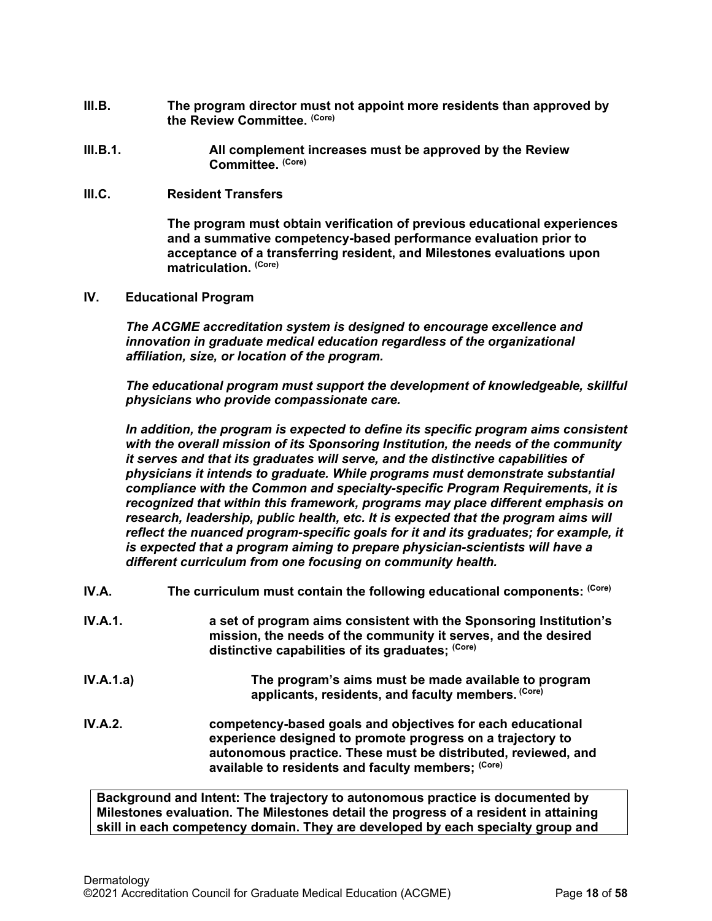**III.B.** **The program director must not appoint more residents than approved by the Review Committee.** **(Core)**

**III.B.1.** **All complement increases must be approved by the Review Committee.** **(Core)**

**III.C.** **Resident Transfers**

**The program must obtain verification of previous educational experiences and a summative competency-based performance evaluation prior to acceptance of a transferring resident, and Milestones evaluations upon matriculation.** **(Core)**

**IV.** **Educational Program**

***The ACGME accreditation system is designed to encourage excellence and innovation in graduate medical education regardless of the organizational affiliation, size, or location of the program.***

***The educational program must support the development of knowledgeable, skillful physicians who provide compassionate care.***

***In addition, the program is expected to define its specific program aims consistent with the overall mission of its Sponsoring Institution, the needs of the community it serves and that its graduates will serve, and the distinctive capabilities of physicians it intends to graduate. While programs must demonstrate substantial compliance with the Common and specialty-specific Program Requirements, it is recognized that within this framework, programs may place different emphasis on research, leadership, public health, etc. It is expected that the program aims will reflect the nuanced program-specific goals for it and its graduates; for example, it is expected that a program aiming to prepare physician-scientists will have a different curriculum from one focusing on community health.***

**IV.A.** **The curriculum must contain the following educational components:** **(Core)**

**IV.A.1.** **a set of program aims consistent with the Sponsoring Institution's mission, the needs of the community it serves, and the desired distinctive capabilities of its graduates;** **(Core)**

**IV.A.1.a)** **The program's aims must be made available to program applicants, residents, and faculty members.** **(Core)**

**IV.A.2.** **competency-based goals and objectives for each educational experience designed to promote progress on a trajectory to autonomous practice. These must be distributed, reviewed, and available to residents and faculty members;** **(Core)**

**Background and Intent: The trajectory to autonomous practice is documented by Milestones evaluation. The Milestones detail the progress of a resident in attaining skill in each competency domain. They are developed by each specialty group and**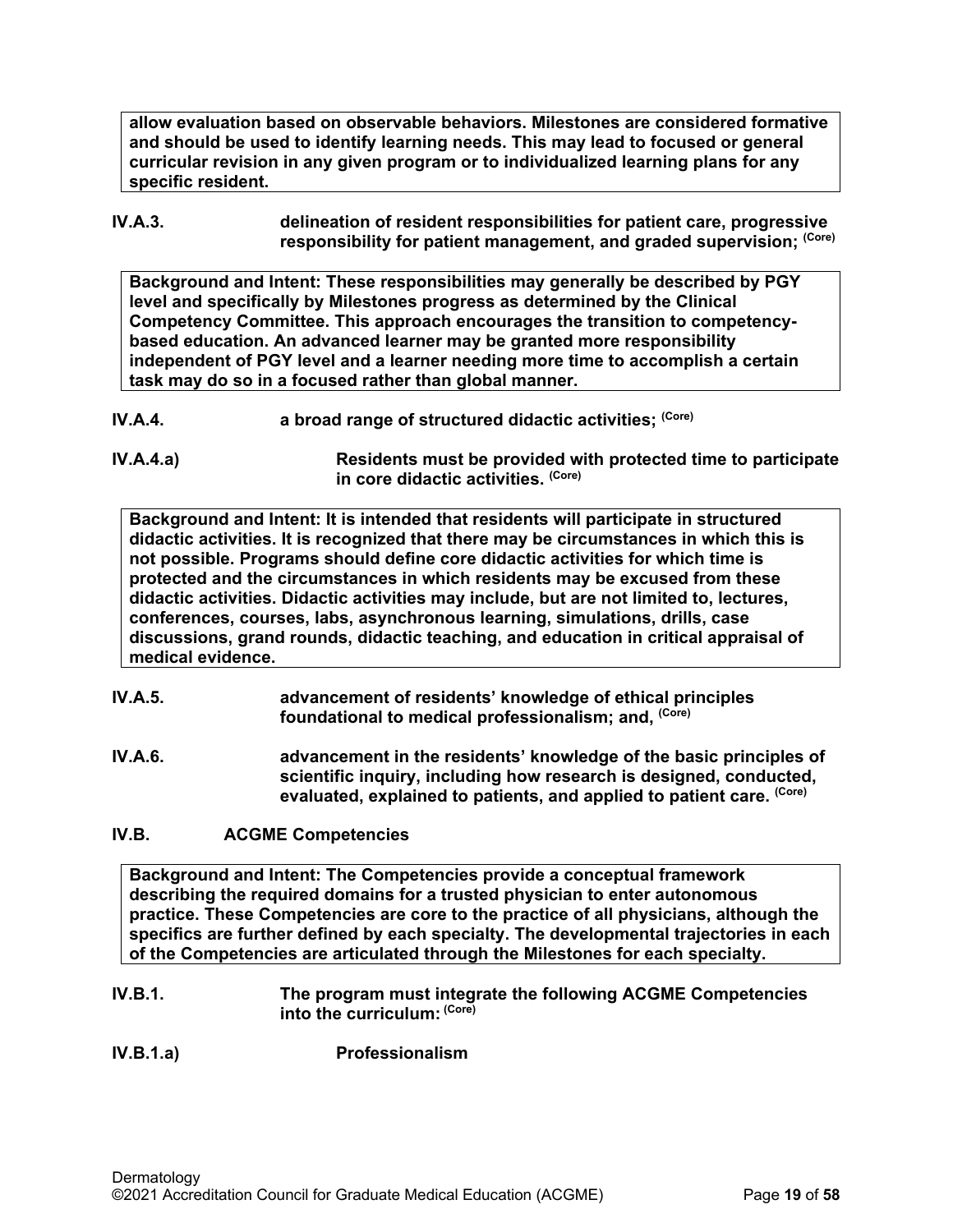**allow evaluation based on observable behaviors. Milestones are considered formative and should be used to identify learning needs. This may lead to focused or general curricular revision in any given program or to individualized learning plans for any specific resident.**

**IV.A.3.** **delineation of resident responsibilities for patient care, progressive responsibility for patient management, and graded supervision;** **(Core)**

**Background and Intent: These responsibilities may generally be described by PGY level and specifically by Milestones progress as determined by the Clinical Competency Committee. This approach encourages the transition to competency-based education. An advanced learner may be granted more responsibility independent of PGY level and a learner needing more time to accomplish a certain task may do so in a focused rather than global manner.**

**IV.A.4.** **a broad range of structured didactic activities;** **(Core)**

**IV.A.4.a)** **Residents must be provided with protected time to participate in core didactic activities.** **(Core)**

**Background and Intent: It is intended that residents will participate in structured didactic activities. It is recognized that there may be circumstances in which this is not possible. Programs should define core didactic activities for which time is protected and the circumstances in which residents may be excused from these didactic activities. Didactic activities may include, but are not limited to, lectures, conferences, courses, labs, asynchronous learning, simulations, drills, case discussions, grand rounds, didactic teaching, and education in critical appraisal of medical evidence.**

**IV.A.5.** **advancement of residents' knowledge of ethical principles foundational to medical professionalism; and,** **(Core)**

**IV.A.6.** **advancement in the residents' knowledge of the basic principles of scientific inquiry, including how research is designed, conducted, evaluated, explained to patients, and applied to patient care.** **(Core)**

**IV.B.** **ACGME Competencies**

**Background and Intent: The Competencies provide a conceptual framework describing the required domains for a trusted physician to enter autonomous practice. These Competencies are core to the practice of all physicians, although the specifics are further defined by each specialty. The developmental trajectories in each of the Competencies are articulated through the Milestones for each specialty.**

**IV.B.1.** **The program must integrate the following ACGME Competencies into the curriculum:** **(Core)**

**IV.B.1.a)** **Professionalism**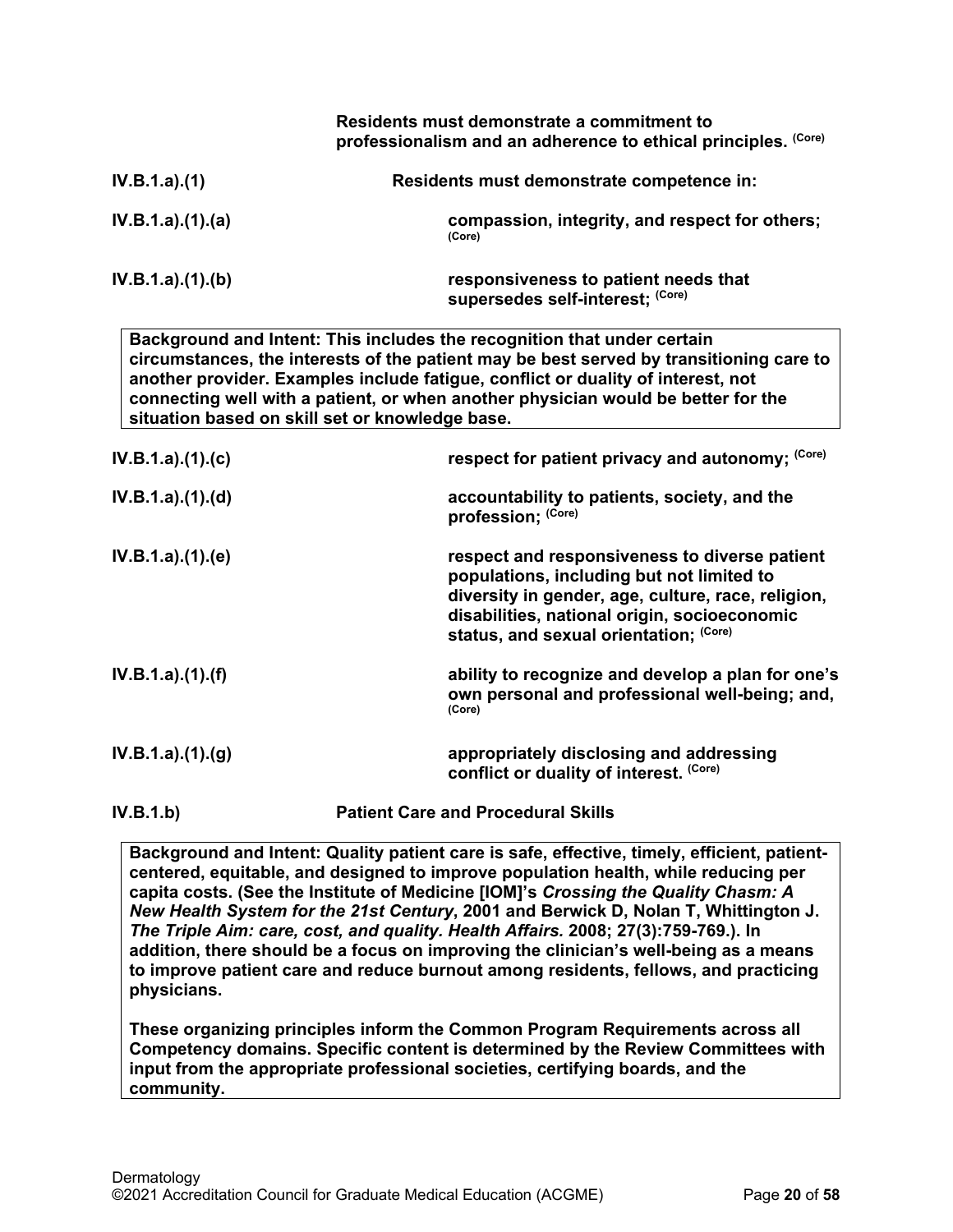**Residents must demonstrate a commitment to professionalism and an adherence to ethical principles.** (Core)

**IV.B.1.a).(1)** **Residents must demonstrate competence in:**

**IV.B.1.a).(1).(a)** **compassion, integrity, and respect for others;** (Core)

**IV.B.1.a).(1).(b)** **responsiveness to patient needs that supersedes self-interest;** (Core)

> **Background and Intent: This includes the recognition that under certain circumstances, the interests of the patient may be best served by transitioning care to another provider. Examples include fatigue, conflict or duality of interest, not connecting well with a patient, or when another physician would be better for the situation based on skill set or knowledge base.**

**IV.B.1.a).(1).(c)** **respect for patient privacy and autonomy;** (Core)

**IV.B.1.a).(1).(d)** **accountability to patients, society, and the profession;** (Core)

**IV.B.1.a).(1).(e)** **respect and responsiveness to diverse patient populations, including but not limited to diversity in gender, age, culture, race, religion, disabilities, national origin, socioeconomic status, and sexual orientation;** (Core)

**IV.B.1.a).(1).(f)** **ability to recognize and develop a plan for one's own personal and professional well-being; and,** (Core)

**IV.B.1.a).(1).(g)** **appropriately disclosing and addressing conflict or duality of interest.** (Core)

**IV.B.1.b)** **Patient Care and Procedural Skills**

> **Background and Intent: Quality patient care is safe, effective, timely, efficient, patient-centered, equitable, and designed to improve population health, while reducing per capita costs. (See the Institute of Medicine [IOM]'s *Crossing the Quality Chasm: A New Health System for the 21st Century*, 2001 and Berwick D, Nolan T, Whittington J. *The Triple Aim: care, cost, and quality. Health Affairs.* 2008; 27(3):759-769.). In addition, there should be a focus on improving the clinician's well-being as a means to improve patient care and reduce burnout among residents, fellows, and practicing physicians.**
>
> **These organizing principles inform the Common Program Requirements across all Competency domains. Specific content is determined by the Review Committees with input from the appropriate professional societies, certifying boards, and the community.**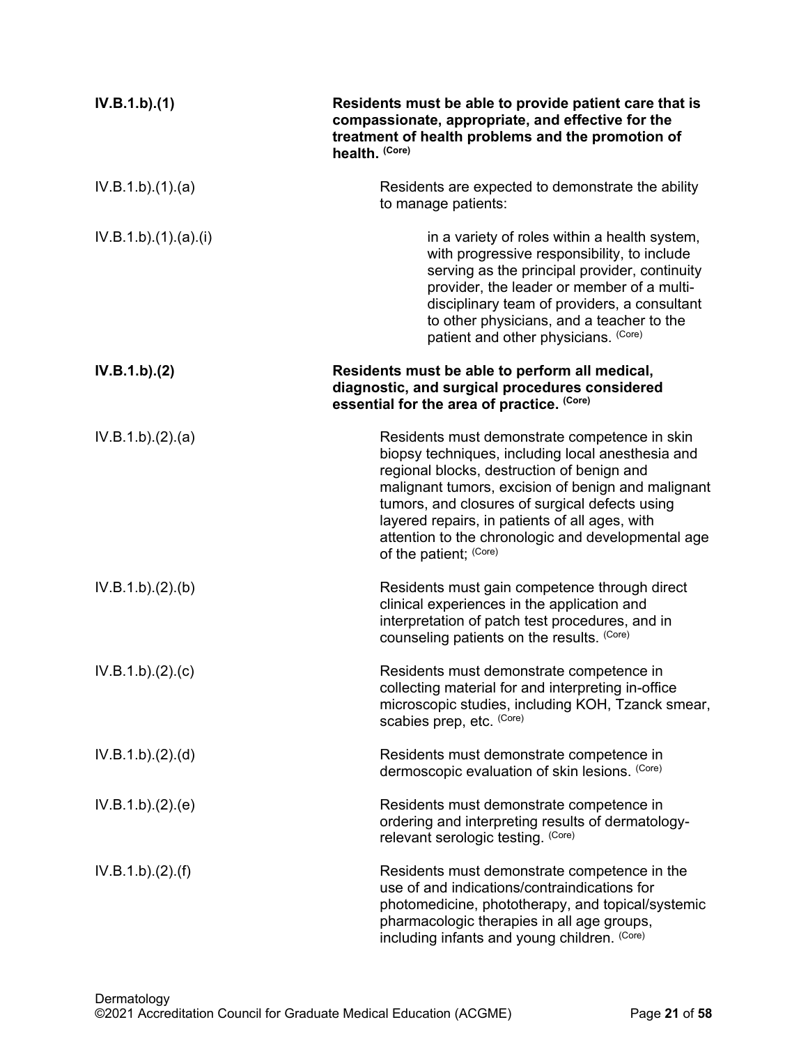**IV.B.1.b).(1)** **Residents must be able to provide patient care that is compassionate, appropriate, and effective for the treatment of health problems and the promotion of health.** **(Core)**

IV.B.1.b).(1).(a) Residents are expected to demonstrate the ability to manage patients:

IV.B.1.b).(1).(a).(i) in a variety of roles within a health system, with progressive responsibility, to include serving as the principal provider, continuity provider, the leader or member of a multi-disciplinary team of providers, a consultant to other physicians, and a teacher to the patient and other physicians. (Core)

**IV.B.1.b).(2)** **Residents must be able to perform all medical, diagnostic, and surgical procedures considered essential for the area of practice.** **(Core)**

IV.B.1.b).(2).(a) Residents must demonstrate competence in skin biopsy techniques, including local anesthesia and regional blocks, destruction of benign and malignant tumors, excision of benign and malignant tumors, and closures of surgical defects using layered repairs, in patients of all ages, with attention to the chronologic and developmental age of the patient; (Core)

IV.B.1.b).(2).(b) Residents must gain competence through direct clinical experiences in the application and interpretation of patch test procedures, and in counseling patients on the results. (Core)

IV.B.1.b).(2).(c) Residents must demonstrate competence in collecting material for and interpreting in-office microscopic studies, including KOH, Tzanck smear, scabies prep, etc. (Core)

IV.B.1.b).(2).(d) Residents must demonstrate competence in dermoscopic evaluation of skin lesions. (Core)

IV.B.1.b).(2).(e) Residents must demonstrate competence in ordering and interpreting results of dermatology-relevant serologic testing. (Core)

IV.B.1.b).(2).(f) Residents must demonstrate competence in the use of and indications/contraindications for photomedicine, phototherapy, and topical/systemic pharmacologic therapies in all age groups, including infants and young children. (Core)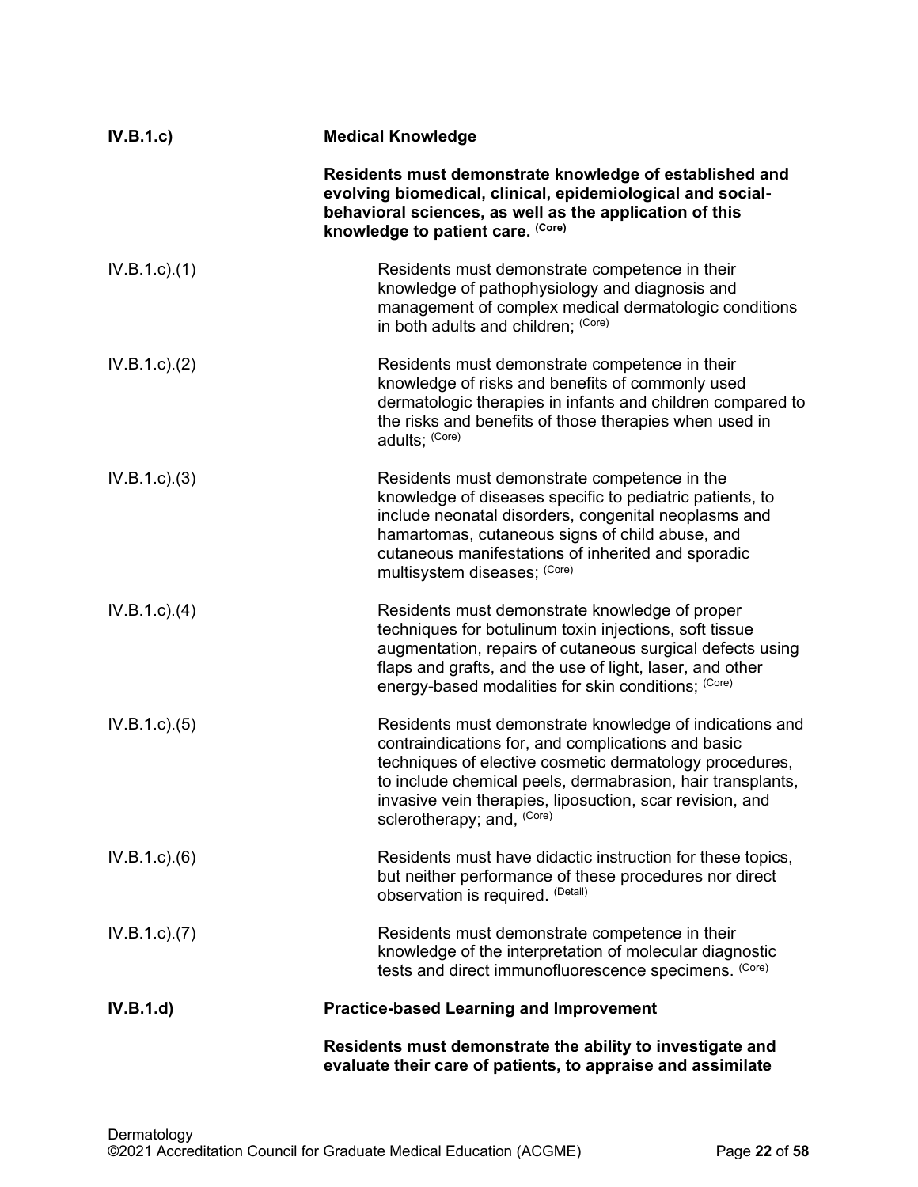**IV.B.1.c) Medical Knowledge**

**Residents must demonstrate knowledge of established and evolving biomedical, clinical, epidemiological and social-behavioral sciences, as well as the application of this knowledge to patient care.** **(Core)**

IV.B.1.c).(1) Residents must demonstrate competence in their knowledge of pathophysiology and diagnosis and management of complex medical dermatologic conditions in both adults and children; (Core)

IV.B.1.c).(2) Residents must demonstrate competence in their knowledge of risks and benefits of commonly used dermatologic therapies in infants and children compared to the risks and benefits of those therapies when used in adults; (Core)

IV.B.1.c).(3) Residents must demonstrate competence in the knowledge of diseases specific to pediatric patients, to include neonatal disorders, congenital neoplasms and hamartomas, cutaneous signs of child abuse, and cutaneous manifestations of inherited and sporadic multisystem diseases; (Core)

IV.B.1.c).(4) Residents must demonstrate knowledge of proper techniques for botulinum toxin injections, soft tissue augmentation, repairs of cutaneous surgical defects using flaps and grafts, and the use of light, laser, and other energy-based modalities for skin conditions; (Core)

IV.B.1.c).(5) Residents must demonstrate knowledge of indications and contraindications for, and complications and basic techniques of elective cosmetic dermatology procedures, to include chemical peels, dermabrasion, hair transplants, invasive vein therapies, liposuction, scar revision, and sclerotherapy; and, (Core)

IV.B.1.c).(6) Residents must have didactic instruction for these topics, but neither performance of these procedures nor direct observation is required. (Detail)

IV.B.1.c).(7) Residents must demonstrate competence in their knowledge of the interpretation of molecular diagnostic tests and direct immunofluorescence specimens. (Core)

**IV.B.1.d) Practice-based Learning and Improvement**

**Residents must demonstrate the ability to investigate and evaluate their care of patients, to appraise and assimilate**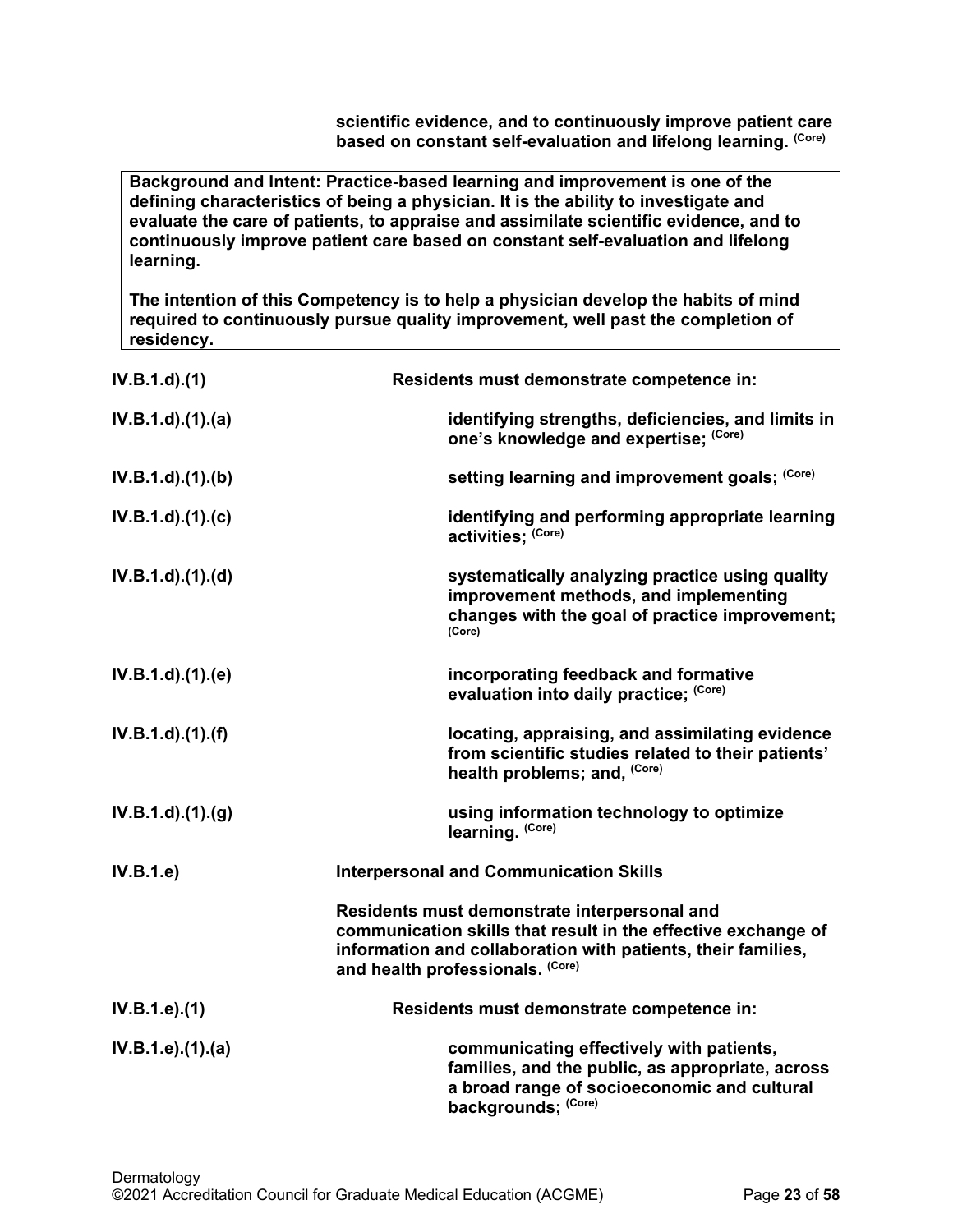**scientific evidence, and to continuously improve patient care based on constant self-evaluation and lifelong learning.** (Core)

> **Background and Intent: Practice-based learning and improvement is one of the defining characteristics of being a physician. It is the ability to investigate and evaluate the care of patients, to appraise and assimilate scientific evidence, and to continuously improve patient care based on constant self-evaluation and lifelong learning.**
>
> **The intention of this Competency is to help a physician develop the habits of mind required to continuously pursue quality improvement, well past the completion of residency.**

**IV.B.1.d).(1)** **Residents must demonstrate competence in:**

**IV.B.1.d).(1).(a)** **identifying strengths, deficiencies, and limits in one's knowledge and expertise;** (Core)

**IV.B.1.d).(1).(b)** **setting learning and improvement goals;** (Core)

**IV.B.1.d).(1).(c)** **identifying and performing appropriate learning activities;** (Core)

**IV.B.1.d).(1).(d)** **systematically analyzing practice using quality improvement methods, and implementing changes with the goal of practice improvement;** (Core)

**IV.B.1.d).(1).(e)** **incorporating feedback and formative evaluation into daily practice;** (Core)

**IV.B.1.d).(1).(f)** **locating, appraising, and assimilating evidence from scientific studies related to their patients' health problems; and,** (Core)

**IV.B.1.d).(1).(g)** **using information technology to optimize learning.** (Core)

**IV.B.1.e)** **Interpersonal and Communication Skills**

**Residents must demonstrate interpersonal and communication skills that result in the effective exchange of information and collaboration with patients, their families, and health professionals.** (Core)

**IV.B.1.e).(1)** **Residents must demonstrate competence in:**

**IV.B.1.e).(1).(a)** **communicating effectively with patients, families, and the public, as appropriate, across a broad range of socioeconomic and cultural backgrounds;** (Core)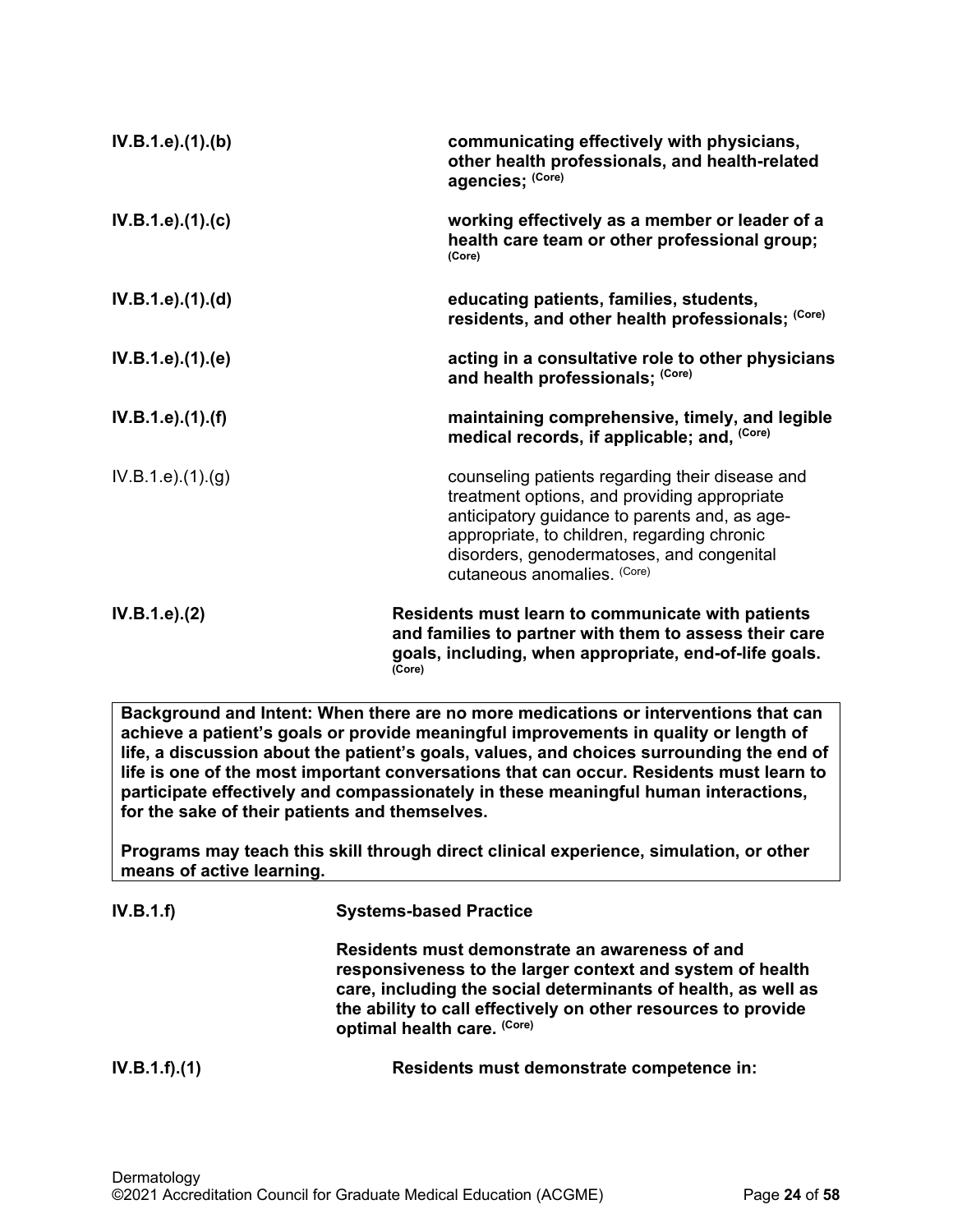**IV.B.1.e).(1).(b)** **communicating effectively with physicians, other health professionals, and health-related agencies;** **(Core)**

**IV.B.1.e).(1).(c)** **working effectively as a member or leader of a health care team or other professional group;** **(Core)**

**IV.B.1.e).(1).(d)** **educating patients, families, students, residents, and other health professionals;** **(Core)**

**IV.B.1.e).(1).(e)** **acting in a consultative role to other physicians and health professionals;** **(Core)**

**IV.B.1.e).(1).(f)** **maintaining comprehensive, timely, and legible medical records, if applicable; and,** **(Core)**

IV.B.1.e).(1).(g) counseling patients regarding their disease and treatment options, and providing appropriate anticipatory guidance to parents and, as age-appropriate, to children, regarding chronic disorders, genodermatoses, and congenital cutaneous anomalies. (Core)

**IV.B.1.e).(2)** **Residents must learn to communicate with patients and families to partner with them to assess their care goals, including, when appropriate, end-of-life goals.** **(Core)**

**Background and Intent: When there are no more medications or interventions that can achieve a patient's goals or provide meaningful improvements in quality or length of life, a discussion about the patient's goals, values, and choices surrounding the end of life is one of the most important conversations that can occur. Residents must learn to participate effectively and compassionately in these meaningful human interactions, for the sake of their patients and themselves.**

**Programs may teach this skill through direct clinical experience, simulation, or other means of active learning.**

**IV.B.1.f)** **Systems-based Practice**

**Residents must demonstrate an awareness of and responsiveness to the larger context and system of health care, including the social determinants of health, as well as the ability to call effectively on other resources to provide optimal health care.** **(Core)**

**IV.B.1.f).(1)** **Residents must demonstrate competence in:**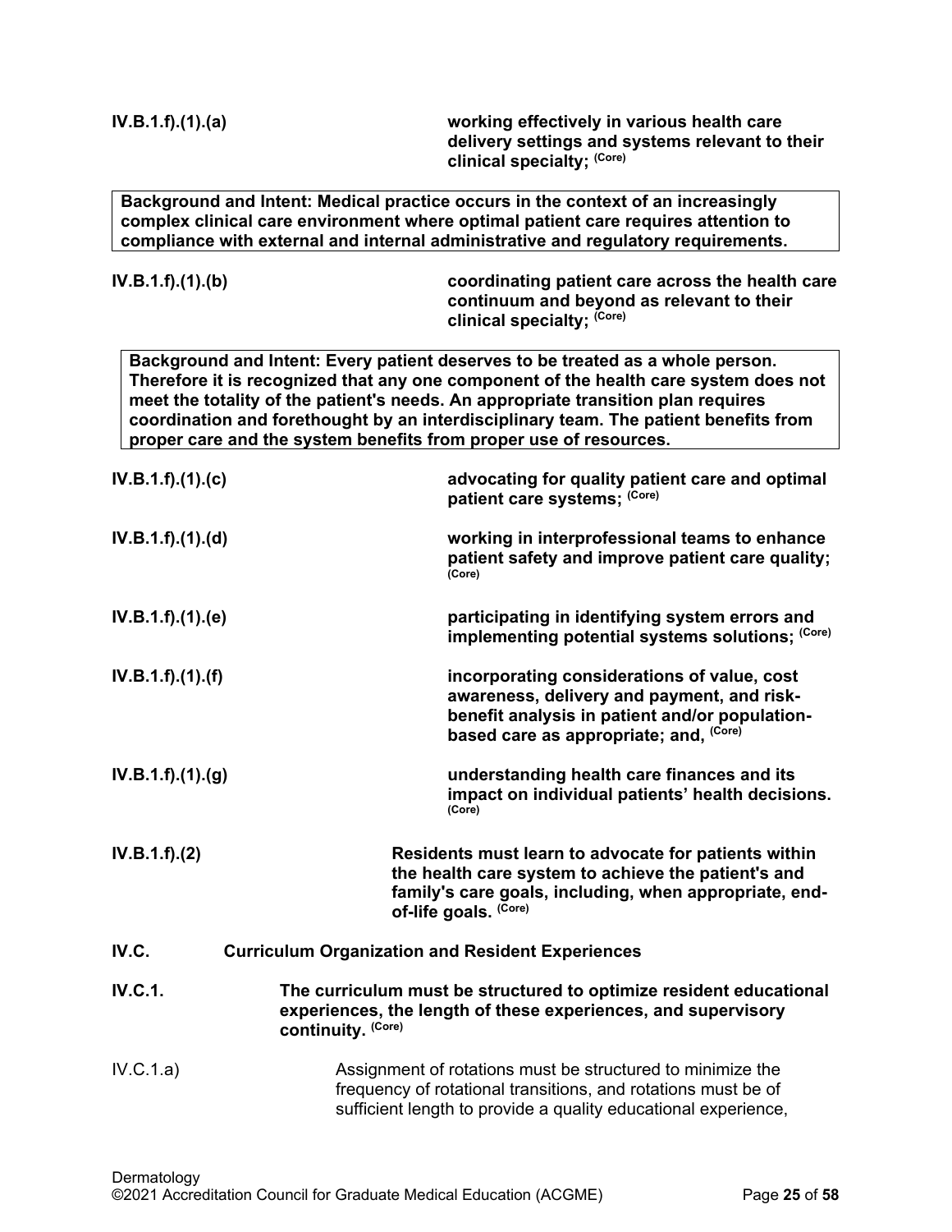**IV.B.1.f).(1).(a)** **working effectively in various health care delivery settings and systems relevant to their clinical specialty;** **(Core)**

> **Background and Intent: Medical practice occurs in the context of an increasingly complex clinical care environment where optimal patient care requires attention to compliance with external and internal administrative and regulatory requirements.**

**IV.B.1.f).(1).(b)** **coordinating patient care across the health care continuum and beyond as relevant to their clinical specialty;** **(Core)**

> **Background and Intent: Every patient deserves to be treated as a whole person. Therefore it is recognized that any one component of the health care system does not meet the totality of the patient's needs. An appropriate transition plan requires coordination and forethought by an interdisciplinary team. The patient benefits from proper care and the system benefits from proper use of resources.**

**IV.B.1.f).(1).(c)** **advocating for quality patient care and optimal patient care systems;** **(Core)**

**IV.B.1.f).(1).(d)** **working in interprofessional teams to enhance patient safety and improve patient care quality;** **(Core)**

**IV.B.1.f).(1).(e)** **participating in identifying system errors and implementing potential systems solutions;** **(Core)**

**IV.B.1.f).(1).(f)** **incorporating considerations of value, cost awareness, delivery and payment, and risk-benefit analysis in patient and/or population-based care as appropriate; and,** **(Core)**

**IV.B.1.f).(1).(g)** **understanding health care finances and its impact on individual patients' health decisions.** **(Core)**

**IV.B.1.f).(2)** **Residents must learn to advocate for patients within the health care system to achieve the patient's and family's care goals, including, when appropriate, end-of-life goals.** **(Core)**

**IV.C.** **Curriculum Organization and Resident Experiences**

**IV.C.1.** **The curriculum must be structured to optimize resident educational experiences, the length of these experiences, and supervisory continuity.** **(Core)**

IV.C.1.a) Assignment of rotations must be structured to minimize the frequency of rotational transitions, and rotations must be of sufficient length to provide a quality educational experience,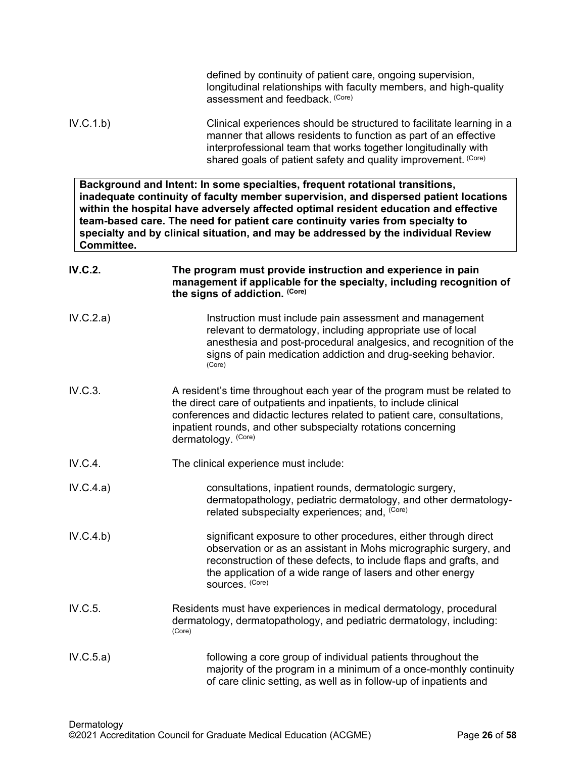defined by continuity of patient care, ongoing supervision, longitudinal relationships with faculty members, and high-quality assessment and feedback. (Core)

IV.C.1.b) Clinical experiences should be structured to facilitate learning in a manner that allows residents to function as part of an effective interprofessional team that works together longitudinally with shared goals of patient safety and quality improvement. (Core)

> **Background and Intent: In some specialties, frequent rotational transitions, inadequate continuity of faculty member supervision, and dispersed patient locations within the hospital have adversely affected optimal resident education and effective team-based care. The need for patient care continuity varies from specialty to specialty and by clinical situation, and may be addressed by the individual Review Committee.**

**IV.C.2. The program must provide instruction and experience in pain management if applicable for the specialty, including recognition of the signs of addiction. (Core)**

IV.C.2.a) Instruction must include pain assessment and management relevant to dermatology, including appropriate use of local anesthesia and post-procedural analgesics, and recognition of the signs of pain medication addiction and drug-seeking behavior. (Core)

IV.C.3. A resident's time throughout each year of the program must be related to the direct care of outpatients and inpatients, to include clinical conferences and didactic lectures related to patient care, consultations, inpatient rounds, and other subspecialty rotations concerning dermatology. (Core)

IV.C.4. The clinical experience must include:

IV.C.4.a) consultations, inpatient rounds, dermatologic surgery, dermatopathology, pediatric dermatology, and other dermatology-related subspecialty experiences; and, (Core)

IV.C.4.b) significant exposure to other procedures, either through direct observation or as an assistant in Mohs micrographic surgery, and reconstruction of these defects, to include flaps and grafts, and the application of a wide range of lasers and other energy sources. (Core)

IV.C.5. Residents must have experiences in medical dermatology, procedural dermatology, dermatopathology, and pediatric dermatology, including: (Core)

IV.C.5.a) following a core group of individual patients throughout the majority of the program in a minimum of a once-monthly continuity of care clinic setting, as well as in follow-up of inpatients and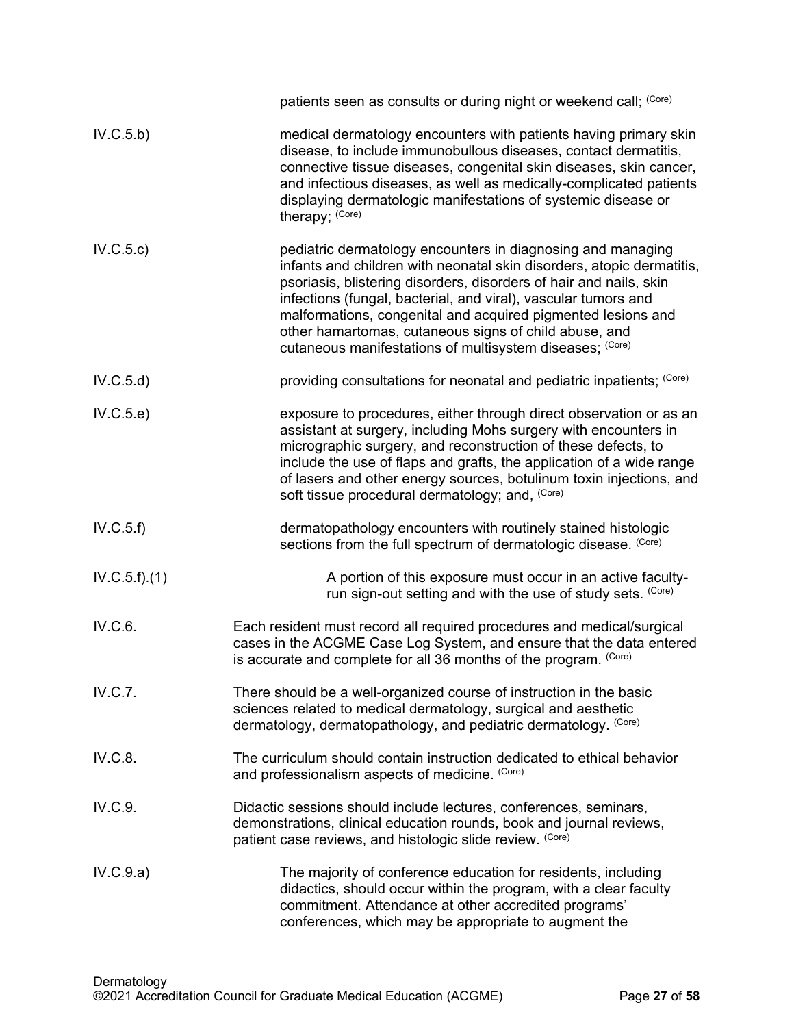patients seen as consults or during night or weekend call; (Core)

| | |
|---|---|
| IV.C.5.b) | medical dermatology encounters with patients having primary skin disease, to include immunobullous diseases, contact dermatitis, connective tissue diseases, congenital skin diseases, skin cancer, and infectious diseases, as well as medically-complicated patients displaying dermatologic manifestations of systemic disease or therapy; (Core) |
| IV.C.5.c) | pediatric dermatology encounters in diagnosing and managing infants and children with neonatal skin disorders, atopic dermatitis, psoriasis, blistering disorders, disorders of hair and nails, skin infections (fungal, bacterial, and viral), vascular tumors and malformations, congenital and acquired pigmented lesions and other hamartomas, cutaneous signs of child abuse, and cutaneous manifestations of multisystem diseases; (Core) |
| IV.C.5.d) | providing consultations for neonatal and pediatric inpatients; (Core) |
| IV.C.5.e) | exposure to procedures, either through direct observation or as an assistant at surgery, including Mohs surgery with encounters in micrographic surgery, and reconstruction of these defects, to include the use of flaps and grafts, the application of a wide range of lasers and other energy sources, botulinum toxin injections, and soft tissue procedural dermatology; and, (Core) |
| IV.C.5.f) | dermatopathology encounters with routinely stained histologic sections from the full spectrum of dermatologic disease. (Core) |
| IV.C.5.f).(1) | A portion of this exposure must occur in an active faculty-run sign-out setting and with the use of study sets. (Core) |
| IV.C.6. | Each resident must record all required procedures and medical/surgical cases in the ACGME Case Log System, and ensure that the data entered is accurate and complete for all 36 months of the program. (Core) |
| IV.C.7. | There should be a well-organized course of instruction in the basic sciences related to medical dermatology, surgical and aesthetic dermatology, dermatopathology, and pediatric dermatology. (Core) |
| IV.C.8. | The curriculum should contain instruction dedicated to ethical behavior and professionalism aspects of medicine. (Core) |
| IV.C.9. | Didactic sessions should include lectures, conferences, seminars, demonstrations, clinical education rounds, book and journal reviews, patient case reviews, and histologic slide review. (Core) |
| IV.C.9.a) | The majority of conference education for residents, including didactics, should occur within the program, with a clear faculty commitment. Attendance at other accredited programs' conferences, which may be appropriate to augment the |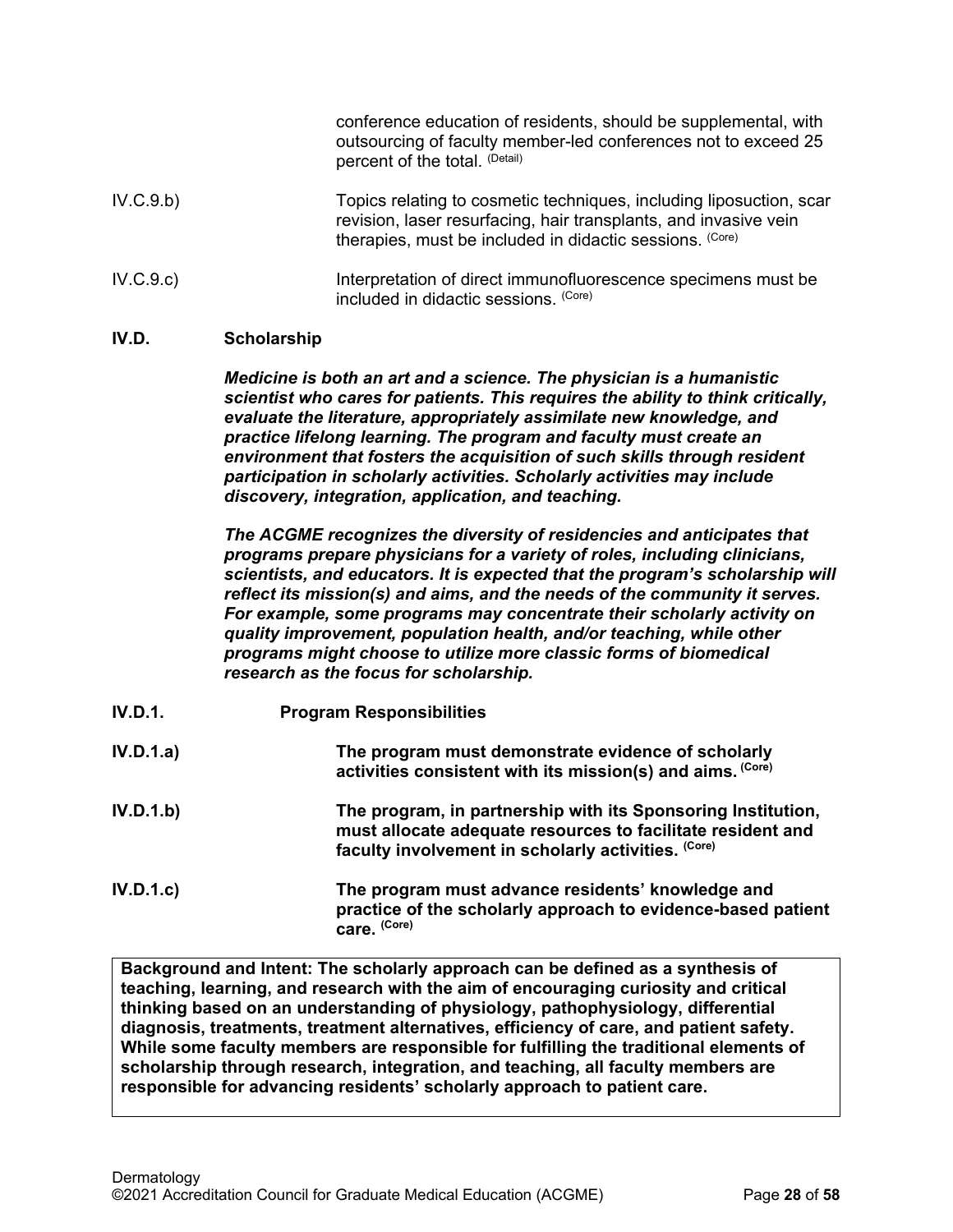conference education of residents, should be supplemental, with outsourcing of faculty member-led conferences not to exceed 25 percent of the total. (Detail)

IV.C.9.b) Topics relating to cosmetic techniques, including liposuction, scar revision, laser resurfacing, hair transplants, and invasive vein therapies, must be included in didactic sessions. (Core)

IV.C.9.c) Interpretation of direct immunofluorescence specimens must be included in didactic sessions. (Core)

**IV.D. Scholarship**

***Medicine is both an art and a science. The physician is a humanistic scientist who cares for patients. This requires the ability to think critically, evaluate the literature, appropriately assimilate new knowledge, and practice lifelong learning. The program and faculty must create an environment that fosters the acquisition of such skills through resident participation in scholarly activities. Scholarly activities may include discovery, integration, application, and teaching.***

***The ACGME recognizes the diversity of residencies and anticipates that programs prepare physicians for a variety of roles, including clinicians, scientists, and educators. It is expected that the program's scholarship will reflect its mission(s) and aims, and the needs of the community it serves. For example, some programs may concentrate their scholarly activity on quality improvement, population health, and/or teaching, while other programs might choose to utilize more classic forms of biomedical research as the focus for scholarship.***

**IV.D.1. Program Responsibilities**

**IV.D.1.a) The program must demonstrate evidence of scholarly activities consistent with its mission(s) and aims. (Core)**

**IV.D.1.b) The program, in partnership with its Sponsoring Institution, must allocate adequate resources to facilitate resident and faculty involvement in scholarly activities. (Core)**

**IV.D.1.c) The program must advance residents' knowledge and practice of the scholarly approach to evidence-based patient care. (Core)**

**Background and Intent: The scholarly approach can be defined as a synthesis of teaching, learning, and research with the aim of encouraging curiosity and critical thinking based on an understanding of physiology, pathophysiology, differential diagnosis, treatments, treatment alternatives, efficiency of care, and patient safety. While some faculty members are responsible for fulfilling the traditional elements of scholarship through research, integration, and teaching, all faculty members are responsible for advancing residents' scholarly approach to patient care.**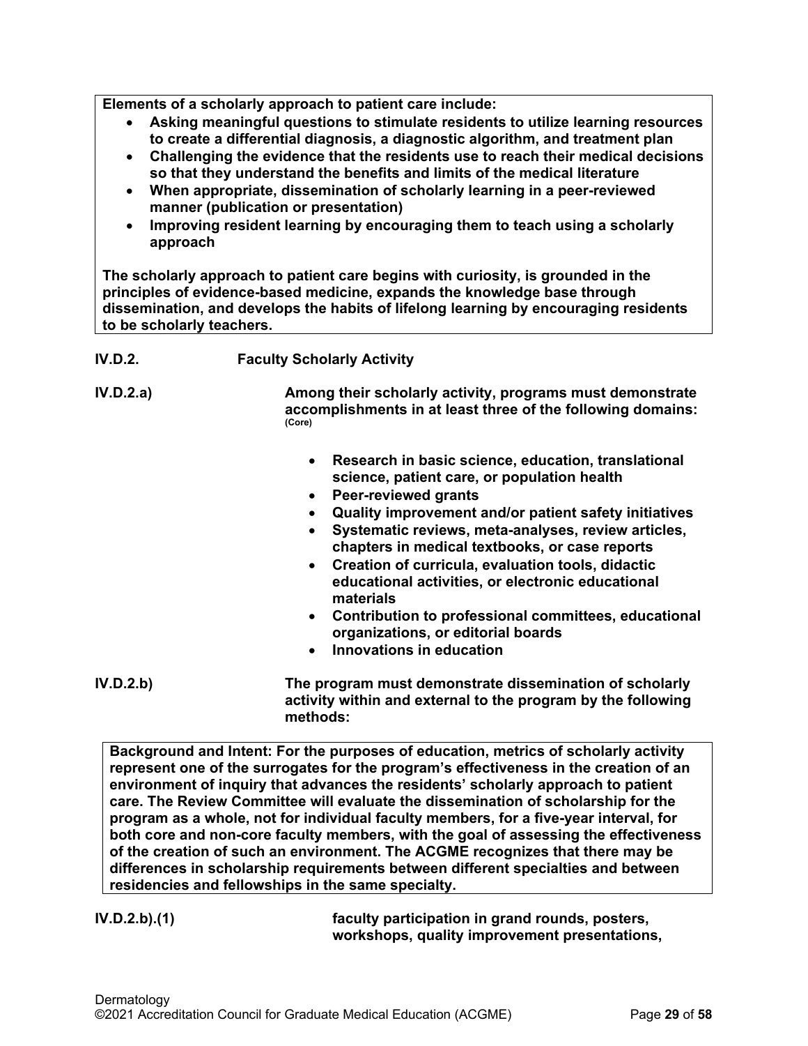**Elements of a scholarly approach to patient care include:**

- **Asking meaningful questions to stimulate residents to utilize learning resources to create a differential diagnosis, a diagnostic algorithm, and treatment plan**
- **Challenging the evidence that the residents use to reach their medical decisions so that they understand the benefits and limits of the medical literature**
- **When appropriate, dissemination of scholarly learning in a peer-reviewed manner (publication or presentation)**
- **Improving resident learning by encouraging them to teach using a scholarly approach**

**The scholarly approach to patient care begins with curiosity, is grounded in the principles of evidence-based medicine, expands the knowledge base through dissemination, and develops the habits of lifelong learning by encouraging residents to be scholarly teachers.**

**IV.D.2. Faculty Scholarly Activity**

**IV.D.2.a) Among their scholarly activity, programs must demonstrate accomplishments in at least three of the following domains:** (Core)

- **Research in basic science, education, translational science, patient care, or population health**
- **Peer-reviewed grants**
- **Quality improvement and/or patient safety initiatives**
- **Systematic reviews, meta-analyses, review articles, chapters in medical textbooks, or case reports**
- **Creation of curricula, evaluation tools, didactic educational activities, or electronic educational materials**
- **Contribution to professional committees, educational organizations, or editorial boards**
- **Innovations in education**

**IV.D.2.b) The program must demonstrate dissemination of scholarly activity within and external to the program by the following methods:**

**Background and Intent: For the purposes of education, metrics of scholarly activity represent one of the surrogates for the program's effectiveness in the creation of an environment of inquiry that advances the residents' scholarly approach to patient care. The Review Committee will evaluate the dissemination of scholarship for the program as a whole, not for individual faculty members, for a five-year interval, for both core and non-core faculty members, with the goal of assessing the effectiveness of the creation of such an environment. The ACGME recognizes that there may be differences in scholarship requirements between different specialties and between residencies and fellowships in the same specialty.**

**IV.D.2.b).(1) faculty participation in grand rounds, posters, workshops, quality improvement presentations,**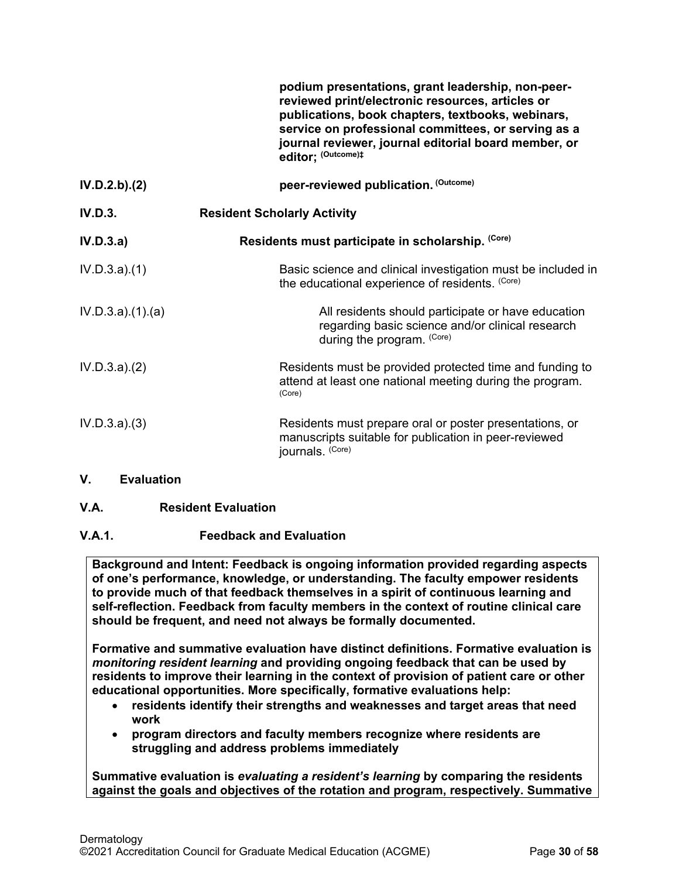**podium presentations, grant leadership, non-peer-reviewed print/electronic resources, articles or publications, book chapters, textbooks, webinars, service on professional committees, or serving as a journal reviewer, journal editorial board member, or editor; (Outcome)‡**

**IV.D.2.b).(2)** **peer-reviewed publication. (Outcome)**

**IV.D.3.** **Resident Scholarly Activity**

**IV.D.3.a)** **Residents must participate in scholarship. (Core)**

IV.D.3.a).(1) Basic science and clinical investigation must be included in the educational experience of residents. (Core)

IV.D.3.a).(1).(a) All residents should participate or have education regarding basic science and/or clinical research during the program. (Core)

IV.D.3.a).(2) Residents must be provided protected time and funding to attend at least one national meeting during the program. (Core)

IV.D.3.a).(3) Residents must prepare oral or poster presentations, or manuscripts suitable for publication in peer-reviewed journals. (Core)

## V. Evaluation

### V.A. Resident Evaluation

#### V.A.1. Feedback and Evaluation

**Background and Intent: Feedback is ongoing information provided regarding aspects of one's performance, knowledge, or understanding. The faculty empower residents to provide much of that feedback themselves in a spirit of continuous learning and self-reflection. Feedback from faculty members in the context of routine clinical care should be frequent, and need not always be formally documented.**

**Formative and summative evaluation have distinct definitions. Formative evaluation is *monitoring resident learning* and providing ongoing feedback that can be used by residents to improve their learning in the context of provision of patient care or other educational opportunities. More specifically, formative evaluations help:**

- **residents identify their strengths and weaknesses and target areas that need work**
- **program directors and faculty members recognize where residents are struggling and address problems immediately**

**Summative evaluation is *evaluating a resident's learning* by comparing the residents against the goals and objectives of the rotation and program, respectively. Summative**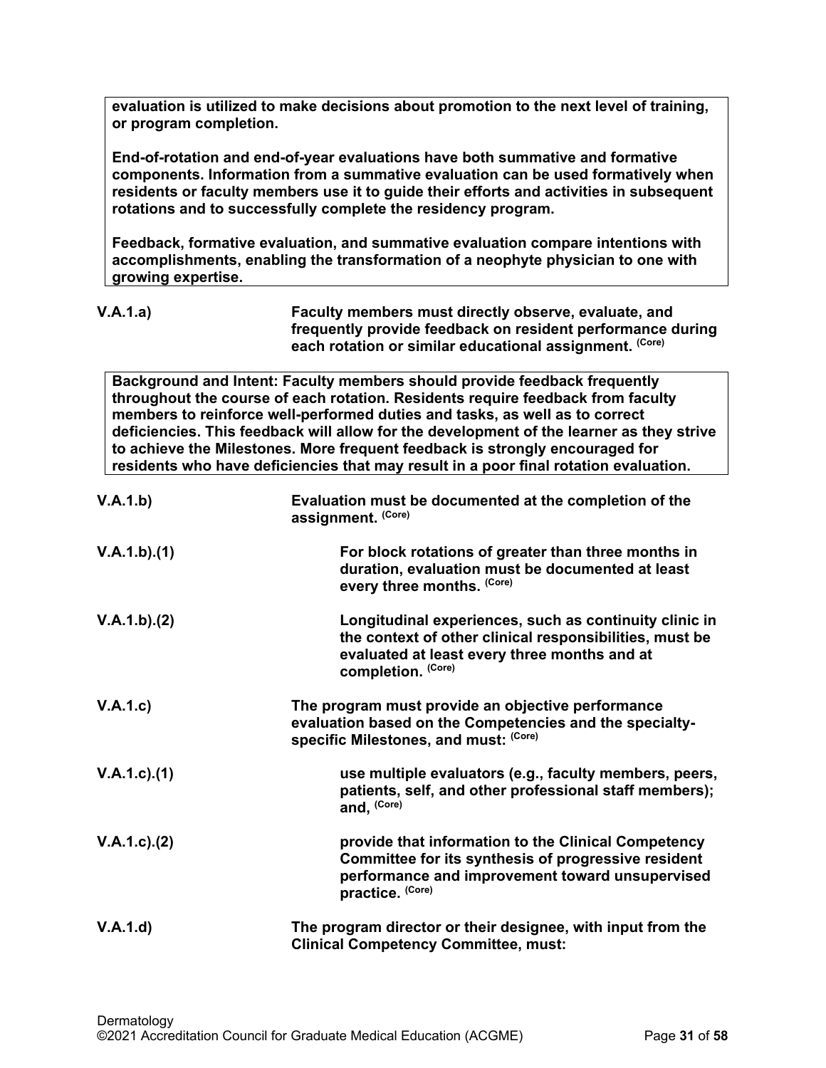**evaluation is utilized to make decisions about promotion to the next level of training, or program completion.**

**End-of-rotation and end-of-year evaluations have both summative and formative components. Information from a summative evaluation can be used formatively when residents or faculty members use it to guide their efforts and activities in subsequent rotations and to successfully complete the residency program.**

**Feedback, formative evaluation, and summative evaluation compare intentions with accomplishments, enabling the transformation of a neophyte physician to one with growing expertise.**

**V.A.1.a)** **Faculty members must directly observe, evaluate, and frequently provide feedback on resident performance during each rotation or similar educational assignment.** (Core)

**Background and Intent: Faculty members should provide feedback frequently throughout the course of each rotation. Residents require feedback from faculty members to reinforce well-performed duties and tasks, as well as to correct deficiencies. This feedback will allow for the development of the learner as they strive to achieve the Milestones. More frequent feedback is strongly encouraged for residents who have deficiencies that may result in a poor final rotation evaluation.**

**V.A.1.b)** **Evaluation must be documented at the completion of the assignment.** (Core)

**V.A.1.b).(1)** **For block rotations of greater than three months in duration, evaluation must be documented at least every three months.** (Core)

**V.A.1.b).(2)** **Longitudinal experiences, such as continuity clinic in the context of other clinical responsibilities, must be evaluated at least every three months and at completion.** (Core)

**V.A.1.c)** **The program must provide an objective performance evaluation based on the Competencies and the specialty-specific Milestones, and must:** (Core)

**V.A.1.c).(1)** **use multiple evaluators (e.g., faculty members, peers, patients, self, and other professional staff members); and,** (Core)

**V.A.1.c).(2)** **provide that information to the Clinical Competency Committee for its synthesis of progressive resident performance and improvement toward unsupervised practice.** (Core)

**V.A.1.d)** **The program director or their designee, with input from the Clinical Competency Committee, must:**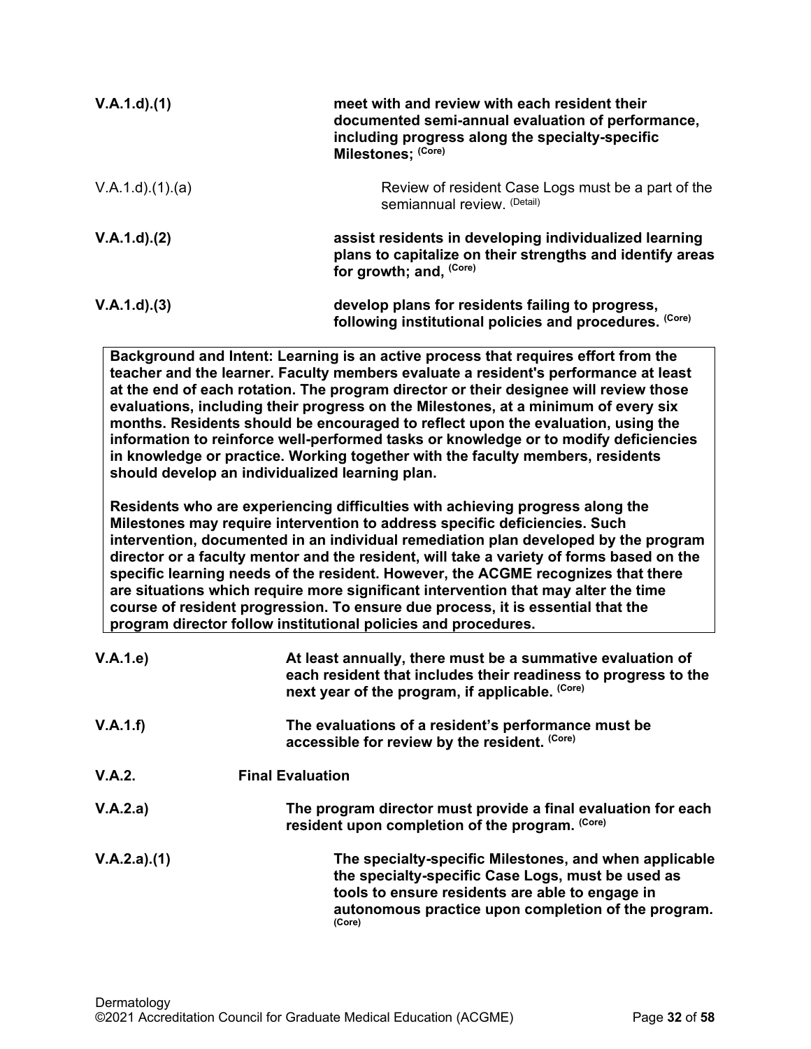**V.A.1.d).(1)** **meet with and review with each resident their documented semi-annual evaluation of performance, including progress along the specialty-specific Milestones;** **(Core)**

V.A.1.d).(1).(a) Review of resident Case Logs must be a part of the semiannual review. (Detail)

**V.A.1.d).(2)** **assist residents in developing individualized learning plans to capitalize on their strengths and identify areas for growth; and,** **(Core)**

**V.A.1.d).(3)** **develop plans for residents failing to progress, following institutional policies and procedures.** **(Core)**

> **Background and Intent: Learning is an active process that requires effort from the teacher and the learner. Faculty members evaluate a resident's performance at least at the end of each rotation. The program director or their designee will review those evaluations, including their progress on the Milestones, at a minimum of every six months. Residents should be encouraged to reflect upon the evaluation, using the information to reinforce well-performed tasks or knowledge or to modify deficiencies in knowledge or practice. Working together with the faculty members, residents should develop an individualized learning plan.**
>
> **Residents who are experiencing difficulties with achieving progress along the Milestones may require intervention to address specific deficiencies. Such intervention, documented in an individual remediation plan developed by the program director or a faculty mentor and the resident, will take a variety of forms based on the specific learning needs of the resident. However, the ACGME recognizes that there are situations which require more significant intervention that may alter the time course of resident progression. To ensure due process, it is essential that the program director follow institutional policies and procedures.**

**V.A.1.e)** **At least annually, there must be a summative evaluation of each resident that includes their readiness to progress to the next year of the program, if applicable.** **(Core)**

**V.A.1.f)** **The evaluations of a resident's performance must be accessible for review by the resident.** **(Core)**

**V.A.2.** **Final Evaluation**

**V.A.2.a)** **The program director must provide a final evaluation for each resident upon completion of the program.** **(Core)**

**V.A.2.a).(1)** **The specialty-specific Milestones, and when applicable the specialty-specific Case Logs, must be used as tools to ensure residents are able to engage in autonomous practice upon completion of the program.** **(Core)**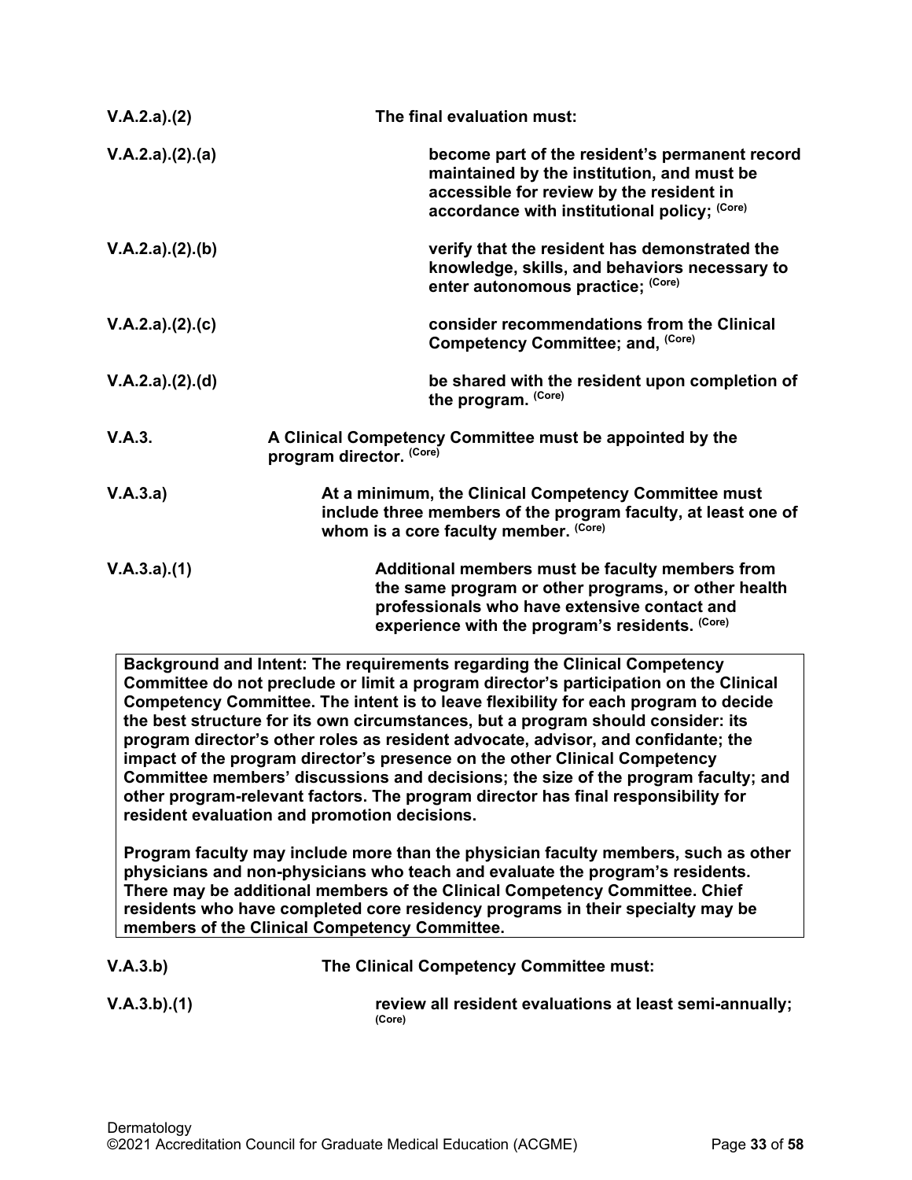| | |
|---|---|
| V.A.2.a).(2) | **The final evaluation must:** |
| V.A.2.a).(2).(a) | **become part of the resident's permanent record maintained by the institution, and must be accessible for review by the resident in accordance with institutional policy;** (Core) |
| V.A.2.a).(2).(b) | **verify that the resident has demonstrated the knowledge, skills, and behaviors necessary to enter autonomous practice;** (Core) |
| V.A.2.a).(2).(c) | **consider recommendations from the Clinical Competency Committee; and,** (Core) |
| V.A.2.a).(2).(d) | **be shared with the resident upon completion of the program.** (Core) |
| V.A.3. | **A Clinical Competency Committee must be appointed by the program director.** (Core) |
| V.A.3.a) | **At a minimum, the Clinical Competency Committee must include three members of the program faculty, at least one of whom is a core faculty member.** (Core) |
| V.A.3.a).(1) | **Additional members must be faculty members from the same program or other programs, or other health professionals who have extensive contact and experience with the program's residents.** (Core) |

**Background and Intent: The requirements regarding the Clinical Competency Committee do not preclude or limit a program director's participation on the Clinical Competency Committee. The intent is to leave flexibility for each program to decide the best structure for its own circumstances, but a program should consider: its program director's other roles as resident advocate, advisor, and confidante; the impact of the program director's presence on the other Clinical Competency Committee members' discussions and decisions; the size of the program faculty; and other program-relevant factors. The program director has final responsibility for resident evaluation and promotion decisions.**

**Program faculty may include more than the physician faculty members, such as other physicians and non-physicians who teach and evaluate the program's residents. There may be additional members of the Clinical Competency Committee. Chief residents who have completed core residency programs in their specialty may be members of the Clinical Competency Committee.**

| | |
|---|---|
| V.A.3.b) | **The Clinical Competency Committee must:** |
| V.A.3.b).(1) | **review all resident evaluations at least semi-annually;** (Core) |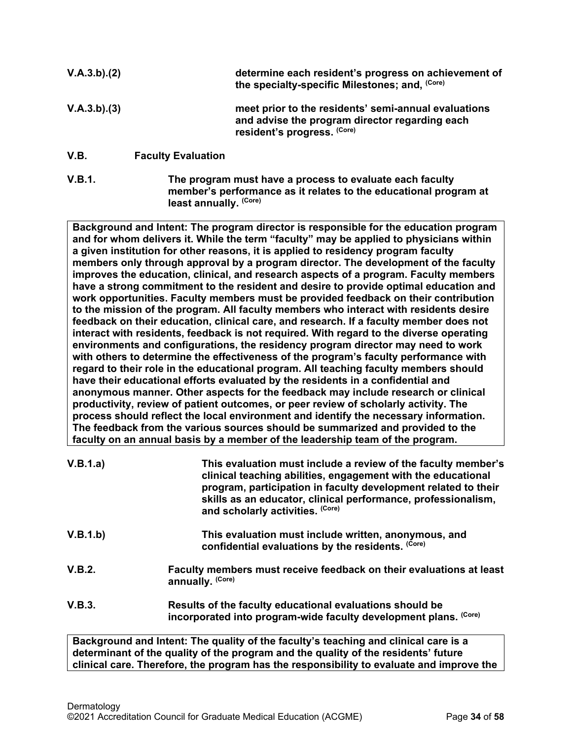| | |
|---|---|
| V.A.3.b).(2) | **determine each resident's progress on achievement of the specialty-specific Milestones; and,** (Core) |
| V.A.3.b).(3) | **meet prior to the residents' semi-annual evaluations and advise the program director regarding each resident's progress.** (Core) |

**V.B. Faculty Evaluation**

**V.B.1.** **The program must have a process to evaluate each faculty member's performance as it relates to the educational program at least annually.** (Core)

**Background and Intent: The program director is responsible for the education program and for whom delivers it. While the term "faculty" may be applied to physicians within a given institution for other reasons, it is applied to residency program faculty members only through approval by a program director. The development of the faculty improves the education, clinical, and research aspects of a program. Faculty members have a strong commitment to the resident and desire to provide optimal education and work opportunities. Faculty members must be provided feedback on their contribution to the mission of the program. All faculty members who interact with residents desire feedback on their education, clinical care, and research. If a faculty member does not interact with residents, feedback is not required. With regard to the diverse operating environments and configurations, the residency program director may need to work with others to determine the effectiveness of the program's faculty performance with regard to their role in the educational program. All teaching faculty members should have their educational efforts evaluated by the residents in a confidential and anonymous manner. Other aspects for the feedback may include research or clinical productivity, review of patient outcomes, or peer review of scholarly activity. The process should reflect the local environment and identify the necessary information. The feedback from the various sources should be summarized and provided to the faculty on an annual basis by a member of the leadership team of the program.**

**V.B.1.a)** **This evaluation must include a review of the faculty member's clinical teaching abilities, engagement with the educational program, participation in faculty development related to their skills as an educator, clinical performance, professionalism, and scholarly activities.** (Core)

**V.B.1.b)** **This evaluation must include written, anonymous, and confidential evaluations by the residents.** (Core)

**V.B.2.** **Faculty members must receive feedback on their evaluations at least annually.** (Core)

**V.B.3.** **Results of the faculty educational evaluations should be incorporated into program-wide faculty development plans.** (Core)

**Background and Intent: The quality of the faculty's teaching and clinical care is a determinant of the quality of the program and the quality of the residents' future clinical care. Therefore, the program has the responsibility to evaluate and improve the**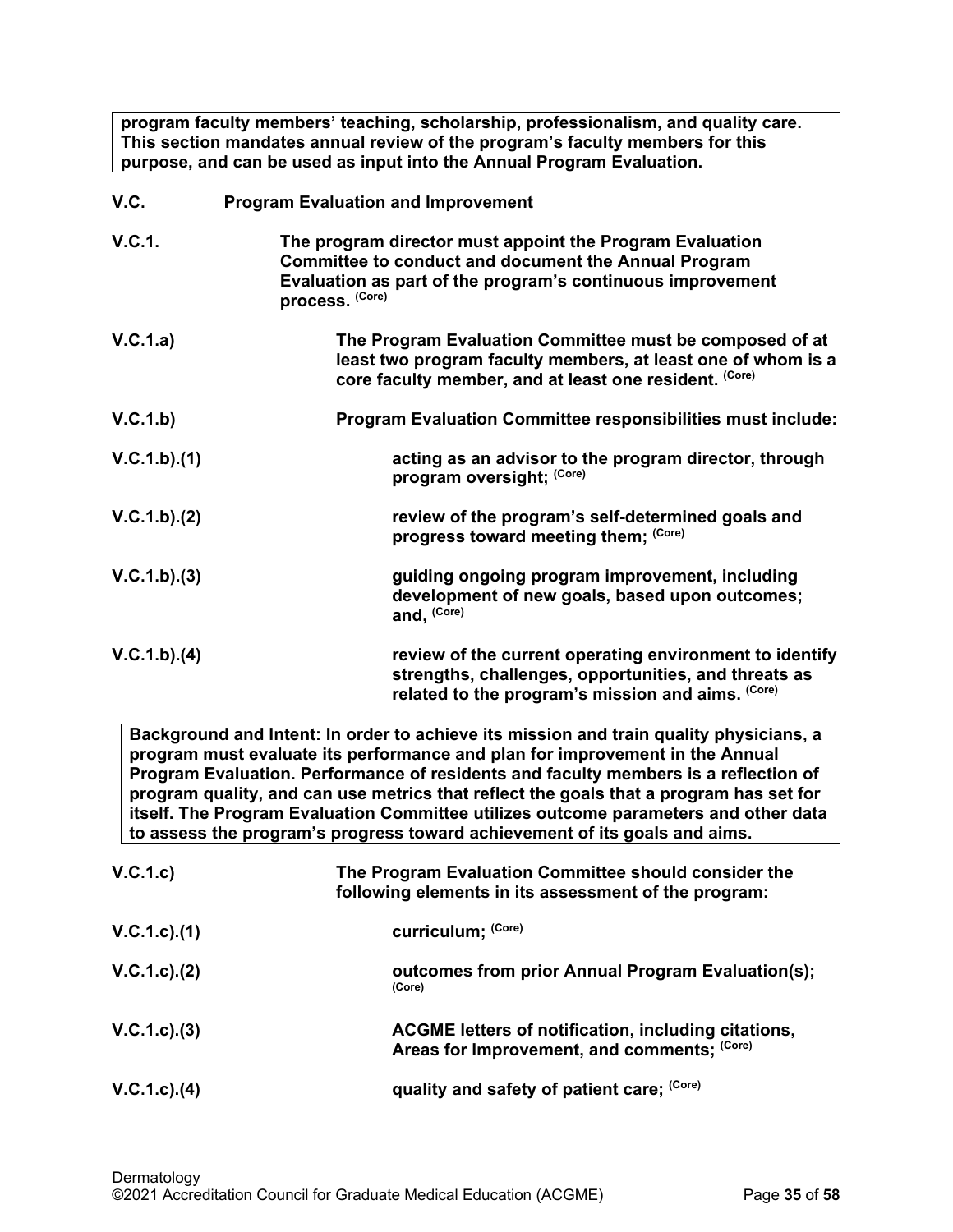**program faculty members' teaching, scholarship, professionalism, and quality care. This section mandates annual review of the program's faculty members for this purpose, and can be used as input into the Annual Program Evaluation.**

**V.C. Program Evaluation and Improvement**

**V.C.1.** **The program director must appoint the Program Evaluation Committee to conduct and document the Annual Program Evaluation as part of the program's continuous improvement process.** (Core)

**V.C.1.a)** **The Program Evaluation Committee must be composed of at least two program faculty members, at least one of whom is a core faculty member, and at least one resident.** (Core)

**V.C.1.b)** **Program Evaluation Committee responsibilities must include:**

**V.C.1.b).(1)** **acting as an advisor to the program director, through program oversight;** (Core)

**V.C.1.b).(2)** **review of the program's self-determined goals and progress toward meeting them;** (Core)

**V.C.1.b).(3)** **guiding ongoing program improvement, including development of new goals, based upon outcomes; and,** (Core)

**V.C.1.b).(4)** **review of the current operating environment to identify strengths, challenges, opportunities, and threats as related to the program's mission and aims.** (Core)

**Background and Intent: In order to achieve its mission and train quality physicians, a program must evaluate its performance and plan for improvement in the Annual Program Evaluation. Performance of residents and faculty members is a reflection of program quality, and can use metrics that reflect the goals that a program has set for itself. The Program Evaluation Committee utilizes outcome parameters and other data to assess the program's progress toward achievement of its goals and aims.**

**V.C.1.c)** **The Program Evaluation Committee should consider the following elements in its assessment of the program:**

**V.C.1.c).(1)** **curriculum;** (Core)

**V.C.1.c).(2)** **outcomes from prior Annual Program Evaluation(s);** (Core)

**V.C.1.c).(3)** **ACGME letters of notification, including citations, Areas for Improvement, and comments;** (Core)

**V.C.1.c).(4)** **quality and safety of patient care;** (Core)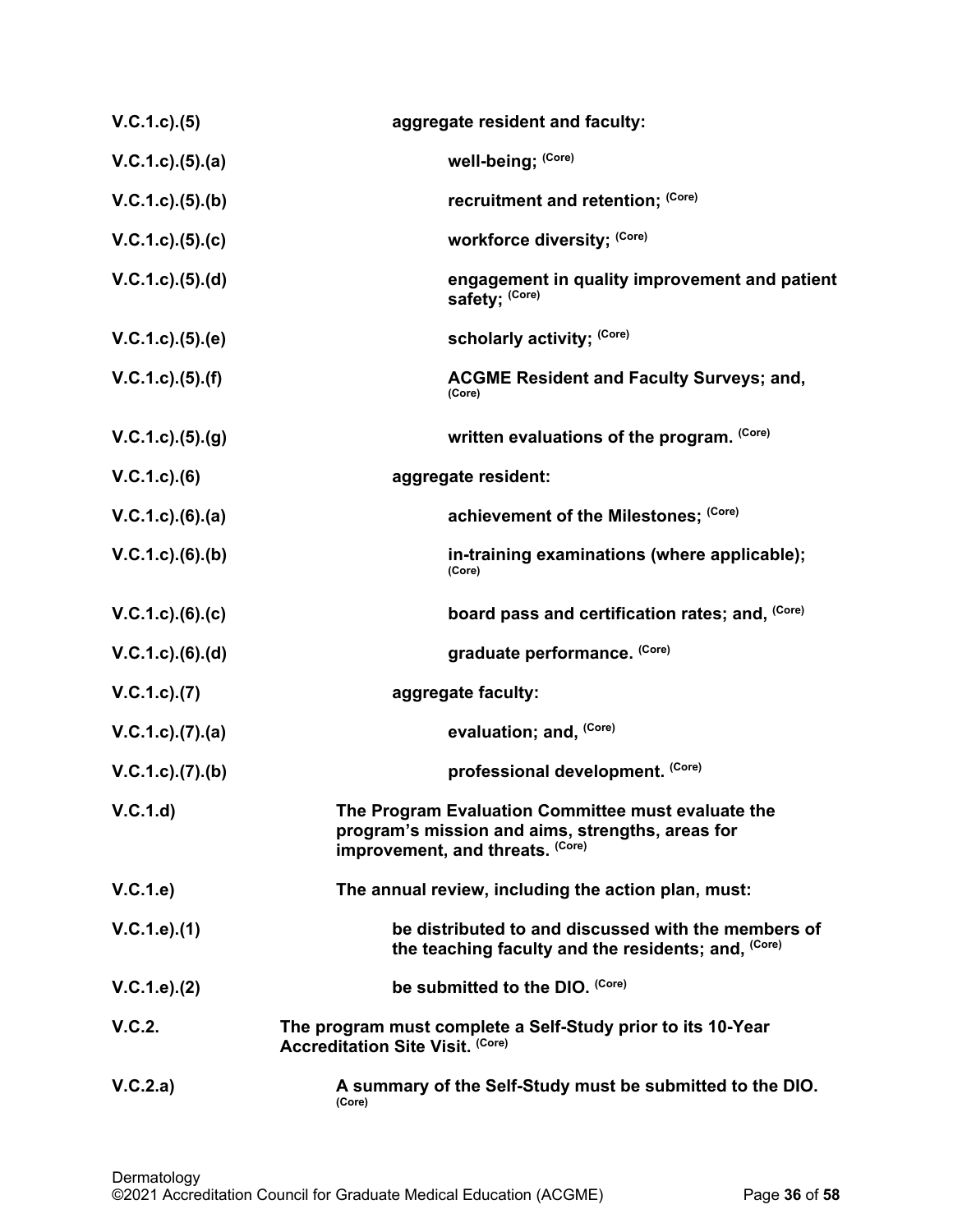| | |
|---|---|
| V.C.1.c).(5) | **aggregate resident and faculty:** |
| V.C.1.c).(5).(a) | **well-being;** (Core) |
| V.C.1.c).(5).(b) | **recruitment and retention;** (Core) |
| V.C.1.c).(5).(c) | **workforce diversity;** (Core) |
| V.C.1.c).(5).(d) | **engagement in quality improvement and patient safety;** (Core) |
| V.C.1.c).(5).(e) | **scholarly activity;** (Core) |
| V.C.1.c).(5).(f) | **ACGME Resident and Faculty Surveys; and,** (Core) |
| V.C.1.c).(5).(g) | **written evaluations of the program.** (Core) |
| V.C.1.c).(6) | **aggregate resident:** |
| V.C.1.c).(6).(a) | **achievement of the Milestones;** (Core) |
| V.C.1.c).(6).(b) | **in-training examinations (where applicable);** (Core) |
| V.C.1.c).(6).(c) | **board pass and certification rates; and,** (Core) |
| V.C.1.c).(6).(d) | **graduate performance.** (Core) |
| V.C.1.c).(7) | **aggregate faculty:** |
| V.C.1.c).(7).(a) | **evaluation; and,** (Core) |
| V.C.1.c).(7).(b) | **professional development.** (Core) |
| V.C.1.d) | **The Program Evaluation Committee must evaluate the program's mission and aims, strengths, areas for improvement, and threats.** (Core) |
| V.C.1.e) | **The annual review, including the action plan, must:** |
| V.C.1.e).(1) | **be distributed to and discussed with the members of the teaching faculty and the residents; and,** (Core) |
| V.C.1.e).(2) | **be submitted to the DIO.** (Core) |
| V.C.2. | **The program must complete a Self-Study prior to its 10-Year Accreditation Site Visit.** (Core) |
| V.C.2.a) | **A summary of the Self-Study must be submitted to the DIO.** (Core) |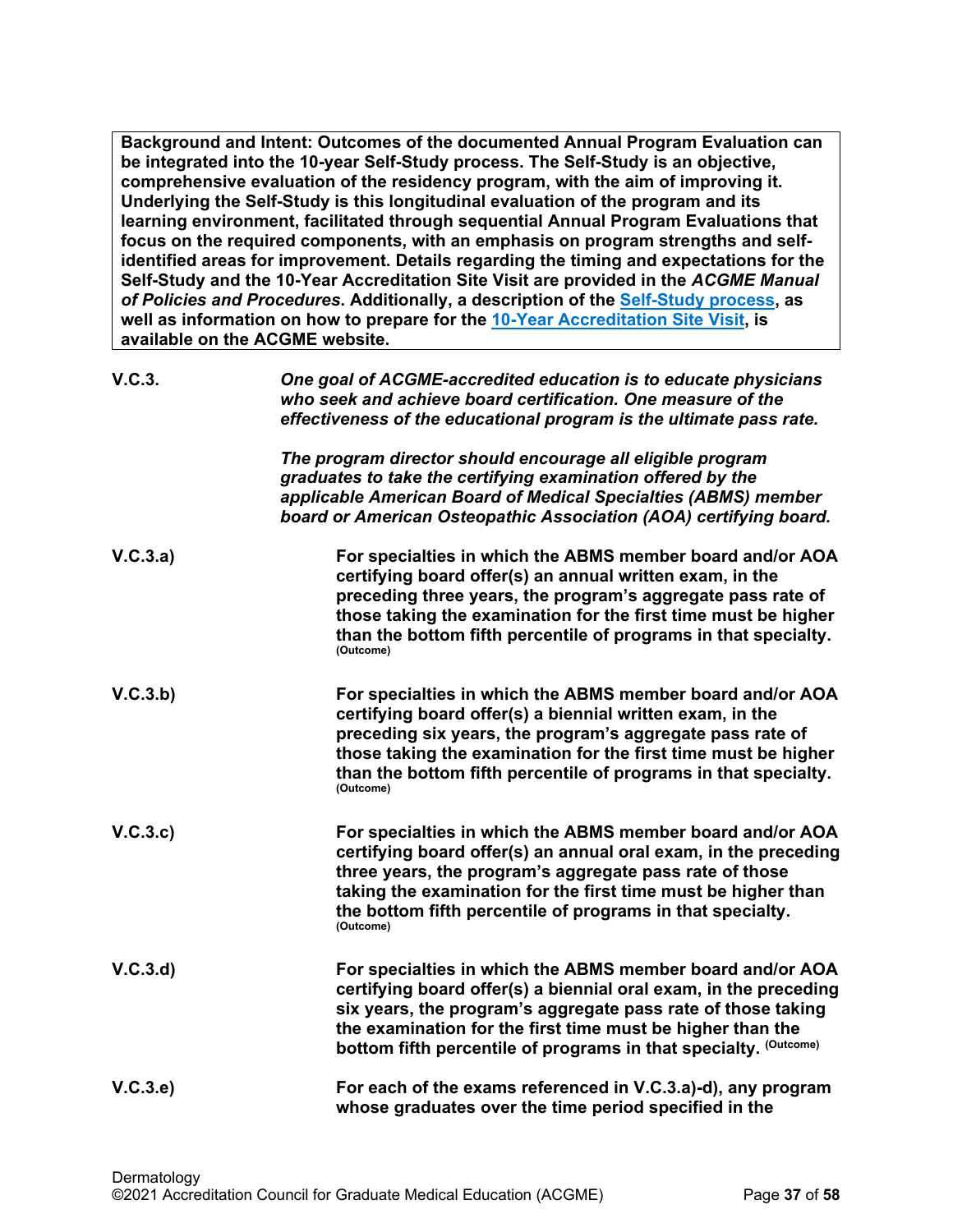**Background and Intent: Outcomes of the documented Annual Program Evaluation can be integrated into the 10-year Self-Study process. The Self-Study is an objective, comprehensive evaluation of the residency program, with the aim of improving it. Underlying the Self-Study is this longitudinal evaluation of the program and its learning environment, facilitated through sequential Annual Program Evaluations that focus on the required components, with an emphasis on program strengths and self-identified areas for improvement. Details regarding the timing and expectations for the Self-Study and the 10-Year Accreditation Site Visit are provided in the *ACGME Manual of Policies and Procedures*. Additionally, a description of the [Self-Study process](), as well as information on how to prepare for the [10-Year Accreditation Site Visit](), is available on the ACGME website.**

**V.C.3.** ***One goal of ACGME-accredited education is to educate physicians who seek and achieve board certification. One measure of the effectiveness of the educational program is the ultimate pass rate.***

***The program director should encourage all eligible program graduates to take the certifying examination offered by the applicable American Board of Medical Specialties (ABMS) member board or American Osteopathic Association (AOA) certifying board.***

**V.C.3.a)** **For specialties in which the ABMS member board and/or AOA certifying board offer(s) an annual written exam, in the preceding three years, the program's aggregate pass rate of those taking the examination for the first time must be higher than the bottom fifth percentile of programs in that specialty.** (Outcome)

**V.C.3.b)** **For specialties in which the ABMS member board and/or AOA certifying board offer(s) a biennial written exam, in the preceding six years, the program's aggregate pass rate of those taking the examination for the first time must be higher than the bottom fifth percentile of programs in that specialty.** (Outcome)

**V.C.3.c)** **For specialties in which the ABMS member board and/or AOA certifying board offer(s) an annual oral exam, in the preceding three years, the program's aggregate pass rate of those taking the examination for the first time must be higher than the bottom fifth percentile of programs in that specialty.** (Outcome)

**V.C.3.d)** **For specialties in which the ABMS member board and/or AOA certifying board offer(s) a biennial oral exam, in the preceding six years, the program's aggregate pass rate of those taking the examination for the first time must be higher than the bottom fifth percentile of programs in that specialty.** (Outcome)

**V.C.3.e)** **For each of the exams referenced in V.C.3.a)-d), any program whose graduates over the time period specified in the**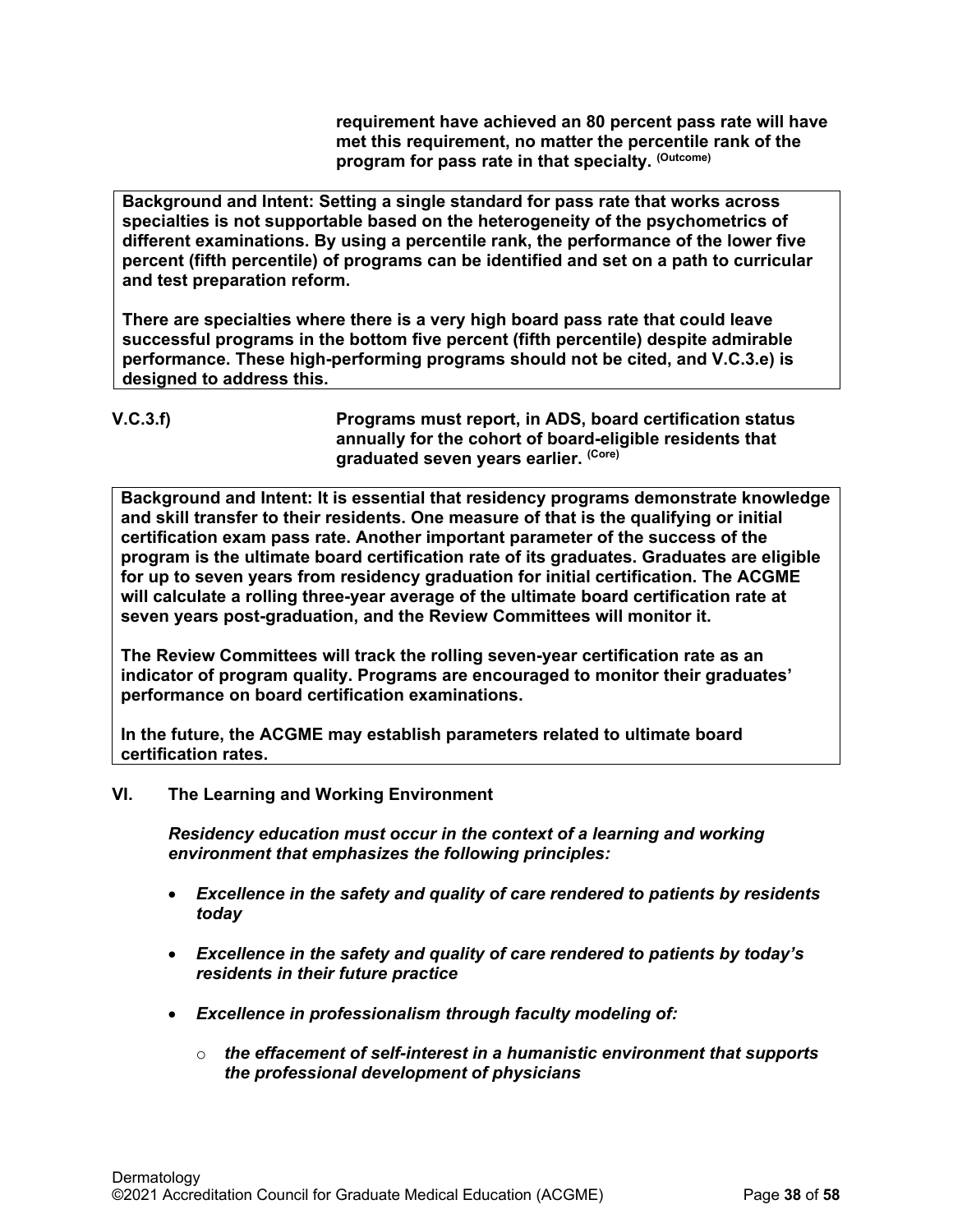**requirement have achieved an 80 percent pass rate will have met this requirement, no matter the percentile rank of the program for pass rate in that specialty.** (Outcome)

> **Background and Intent: Setting a single standard for pass rate that works across specialties is not supportable based on the heterogeneity of the psychometrics of different examinations. By using a percentile rank, the performance of the lower five percent (fifth percentile) of programs can be identified and set on a path to curricular and test preparation reform.**
>
> **There are specialties where there is a very high board pass rate that could leave successful programs in the bottom five percent (fifth percentile) despite admirable performance. These high-performing programs should not be cited, and V.C.3.e) is designed to address this.**

**V.C.3.f)** **Programs must report, in ADS, board certification status annually for the cohort of board-eligible residents that graduated seven years earlier.** (Core)

> **Background and Intent: It is essential that residency programs demonstrate knowledge and skill transfer to their residents. One measure of that is the qualifying or initial certification exam pass rate. Another important parameter of the success of the program is the ultimate board certification rate of its graduates. Graduates are eligible for up to seven years from residency graduation for initial certification. The ACGME will calculate a rolling three-year average of the ultimate board certification rate at seven years post-graduation, and the Review Committees will monitor it.**
>
> **The Review Committees will track the rolling seven-year certification rate as an indicator of program quality. Programs are encouraged to monitor their graduates' performance on board certification examinations.**
>
> **In the future, the ACGME may establish parameters related to ultimate board certification rates.**

## VI. The Learning and Working Environment

***Residency education must occur in the context of a learning and working environment that emphasizes the following principles:***

- ***Excellence in the safety and quality of care rendered to patients by residents today***
- ***Excellence in the safety and quality of care rendered to patients by today's residents in their future practice***
- ***Excellence in professionalism through faculty modeling of:***
  - ***the effacement of self-interest in a humanistic environment that supports the professional development of physicians***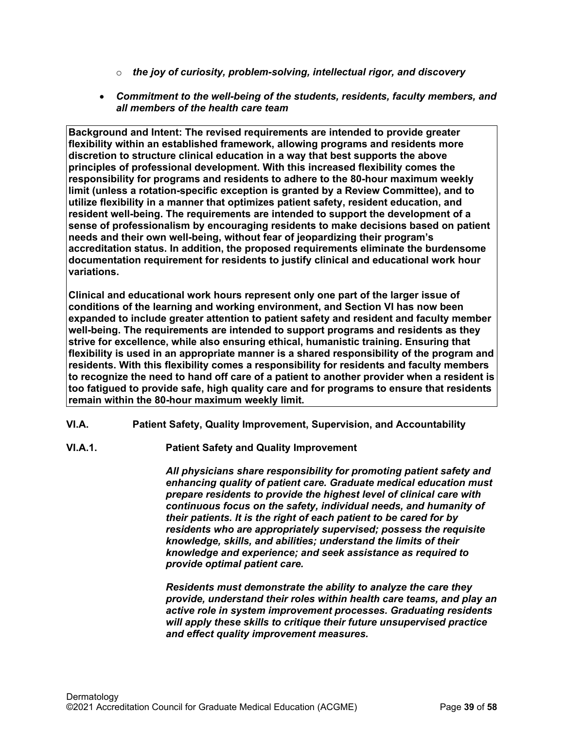- *the joy of curiosity, problem-solving, intellectual rigor, and discovery*

- ***Commitment to the well-being of the students, residents, faculty members, and all members of the health care team***

**Background and Intent: The revised requirements are intended to provide greater flexibility within an established framework, allowing programs and residents more discretion to structure clinical education in a way that best supports the above principles of professional development. With this increased flexibility comes the responsibility for programs and residents to adhere to the 80-hour maximum weekly limit (unless a rotation-specific exception is granted by a Review Committee), and to utilize flexibility in a manner that optimizes patient safety, resident education, and resident well-being. The requirements are intended to support the development of a sense of professionalism by encouraging residents to make decisions based on patient needs and their own well-being, without fear of jeopardizing their program's accreditation status. In addition, the proposed requirements eliminate the burdensome documentation requirement for residents to justify clinical and educational work hour variations.**

**Clinical and educational work hours represent only one part of the larger issue of conditions of the learning and working environment, and Section VI has now been expanded to include greater attention to patient safety and resident and faculty member well-being. The requirements are intended to support programs and residents as they strive for excellence, while also ensuring ethical, humanistic training. Ensuring that flexibility is used in an appropriate manner is a shared responsibility of the program and residents. With this flexibility comes a responsibility for residents and faculty members to recognize the need to hand off care of a patient to another provider when a resident is too fatigued to provide safe, high quality care and for programs to ensure that residents remain within the 80-hour maximum weekly limit.**

**VI.A. Patient Safety, Quality Improvement, Supervision, and Accountability**

**VI.A.1. Patient Safety and Quality Improvement**

***All physicians share responsibility for promoting patient safety and enhancing quality of patient care. Graduate medical education must prepare residents to provide the highest level of clinical care with continuous focus on the safety, individual needs, and humanity of their patients. It is the right of each patient to be cared for by residents who are appropriately supervised; possess the requisite knowledge, skills, and abilities; understand the limits of their knowledge and experience; and seek assistance as required to provide optimal patient care.***

***Residents must demonstrate the ability to analyze the care they provide, understand their roles within health care teams, and play an active role in system improvement processes. Graduating residents will apply these skills to critique their future unsupervised practice and effect quality improvement measures.***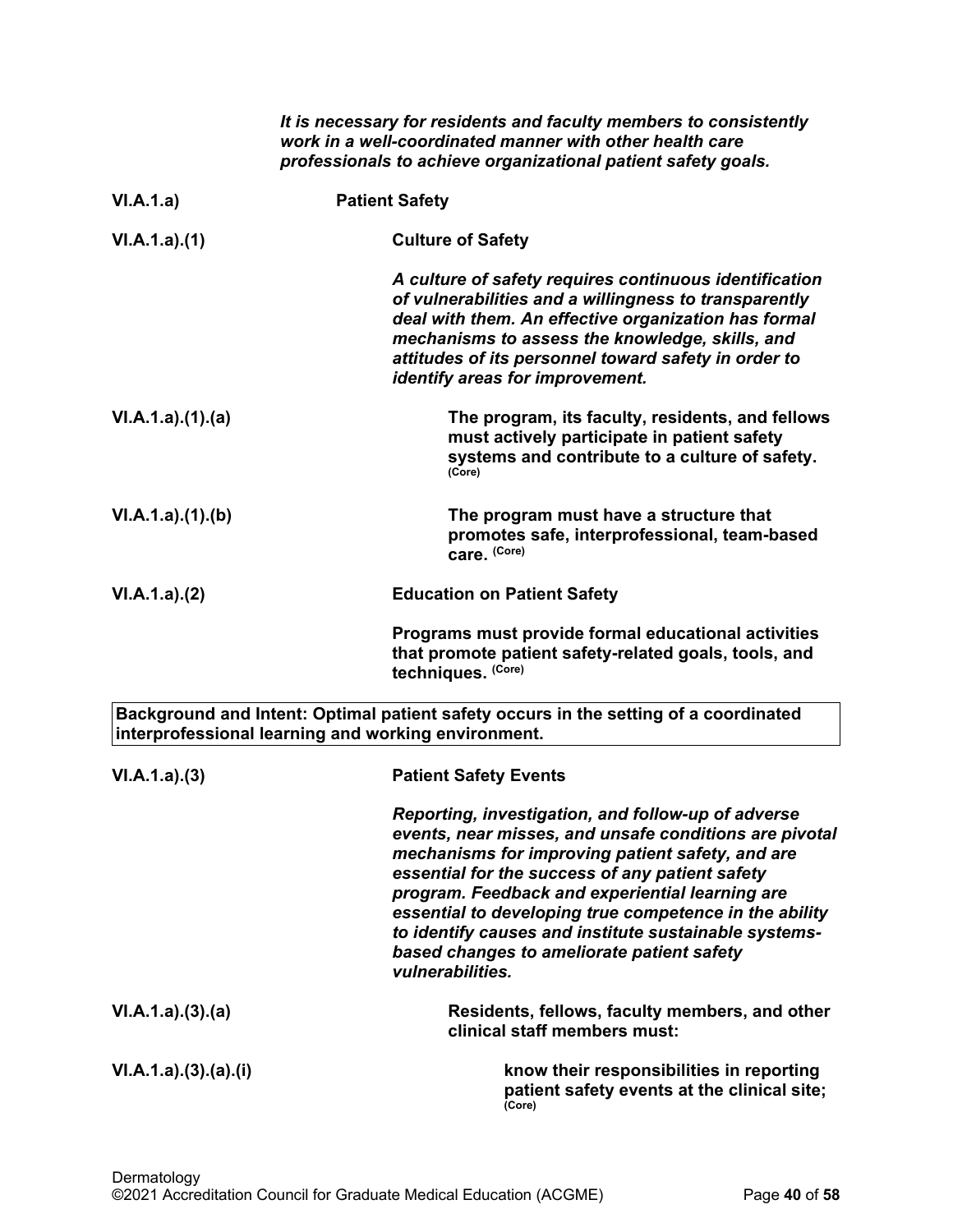*It is necessary for residents and faculty members to consistently work in a well-coordinated manner with other health care professionals to achieve organizational patient safety goals.*

**VI.A.1.a)** **Patient Safety**

**VI.A.1.a).(1)** **Culture of Safety**

*A culture of safety requires continuous identification of vulnerabilities and a willingness to transparently deal with them. An effective organization has formal mechanisms to assess the knowledge, skills, and attitudes of its personnel toward safety in order to identify areas for improvement.*

**VI.A.1.a).(1).(a)** **The program, its faculty, residents, and fellows must actively participate in patient safety systems and contribute to a culture of safety.** (Core)

**VI.A.1.a).(1).(b)** **The program must have a structure that promotes safe, interprofessional, team-based care.** (Core)

**VI.A.1.a).(2)** **Education on Patient Safety**

**Programs must provide formal educational activities that promote patient safety-related goals, tools, and techniques.** (Core)

| Background and Intent: Optimal patient safety occurs in the setting of a coordinated interprofessional learning and working environment. |
|---|

**VI.A.1.a).(3)** **Patient Safety Events**

*Reporting, investigation, and follow-up of adverse events, near misses, and unsafe conditions are pivotal mechanisms for improving patient safety, and are essential for the success of any patient safety program. Feedback and experiential learning are essential to developing true competence in the ability to identify causes and institute sustainable systems-based changes to ameliorate patient safety vulnerabilities.*

**VI.A.1.a).(3).(a)** **Residents, fellows, faculty members, and other clinical staff members must:**

**VI.A.1.a).(3).(a).(i)** **know their responsibilities in reporting patient safety events at the clinical site;** (Core)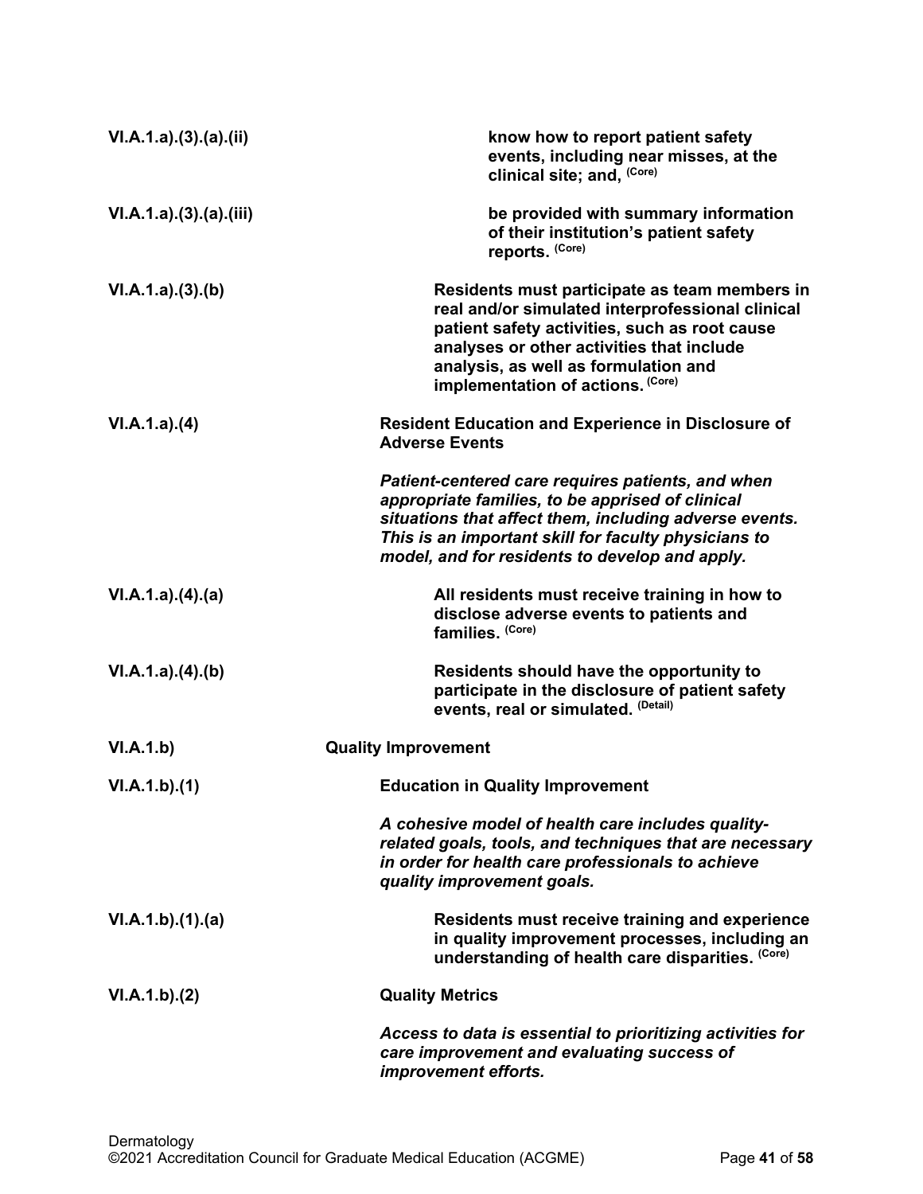VI.A.1.a).(3).(a).(ii) **know how to report patient safety events, including near misses, at the clinical site; and,** (Core)

VI.A.1.a).(3).(a).(iii) **be provided with summary information of their institution's patient safety reports.** (Core)

VI.A.1.a).(3).(b) **Residents must participate as team members in real and/or simulated interprofessional clinical patient safety activities, such as root cause analyses or other activities that include analysis, as well as formulation and implementation of actions.** (Core)

VI.A.1.a).(4) **Resident Education and Experience in Disclosure of Adverse Events**

***Patient-centered care requires patients, and when appropriate families, to be apprised of clinical situations that affect them, including adverse events. This is an important skill for faculty physicians to model, and for residents to develop and apply.***

VI.A.1.a).(4).(a) **All residents must receive training in how to disclose adverse events to patients and families.** (Core)

VI.A.1.a).(4).(b) **Residents should have the opportunity to participate in the disclosure of patient safety events, real or simulated.** (Detail)

VI.A.1.b) **Quality Improvement**

VI.A.1.b).(1) **Education in Quality Improvement**

***A cohesive model of health care includes quality-related goals, tools, and techniques that are necessary in order for health care professionals to achieve quality improvement goals.***

VI.A.1.b).(1).(a) **Residents must receive training and experience in quality improvement processes, including an understanding of health care disparities.** (Core)

VI.A.1.b).(2) **Quality Metrics**

***Access to data is essential to prioritizing activities for care improvement and evaluating success of improvement efforts.***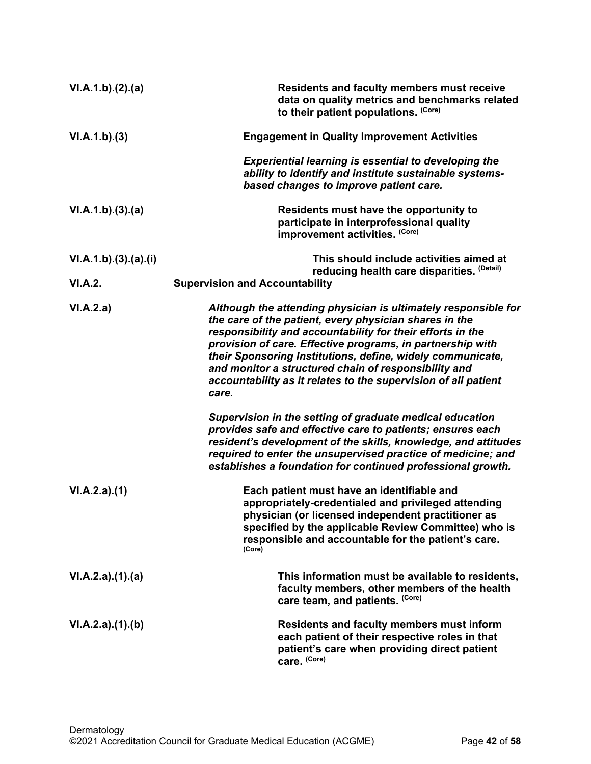VI.A.1.b).(2).(a) **Residents and faculty members must receive data on quality metrics and benchmarks related to their patient populations.** (Core)

VI.A.1.b).(3) **Engagement in Quality Improvement Activities**

***Experiential learning is essential to developing the ability to identify and institute sustainable systems-based changes to improve patient care.***

VI.A.1.b).(3).(a) **Residents must have the opportunity to participate in interprofessional quality improvement activities.** (Core)

VI.A.1.b).(3).(a).(i) **This should include activities aimed at reducing health care disparities.** (Detail)

VI.A.2. **Supervision and Accountability**

VI.A.2.a) ***Although the attending physician is ultimately responsible for the care of the patient, every physician shares in the responsibility and accountability for their efforts in the provision of care. Effective programs, in partnership with their Sponsoring Institutions, define, widely communicate, and monitor a structured chain of responsibility and accountability as it relates to the supervision of all patient care.***

***Supervision in the setting of graduate medical education provides safe and effective care to patients; ensures each resident's development of the skills, knowledge, and attitudes required to enter the unsupervised practice of medicine; and establishes a foundation for continued professional growth.***

VI.A.2.a).(1) **Each patient must have an identifiable and appropriately-credentialed and privileged attending physician (or licensed independent practitioner as specified by the applicable Review Committee) who is responsible and accountable for the patient's care.** (Core)

VI.A.2.a).(1).(a) **This information must be available to residents, faculty members, other members of the health care team, and patients.** (Core)

VI.A.2.a).(1).(b) **Residents and faculty members must inform each patient of their respective roles in that patient's care when providing direct patient care.** (Core)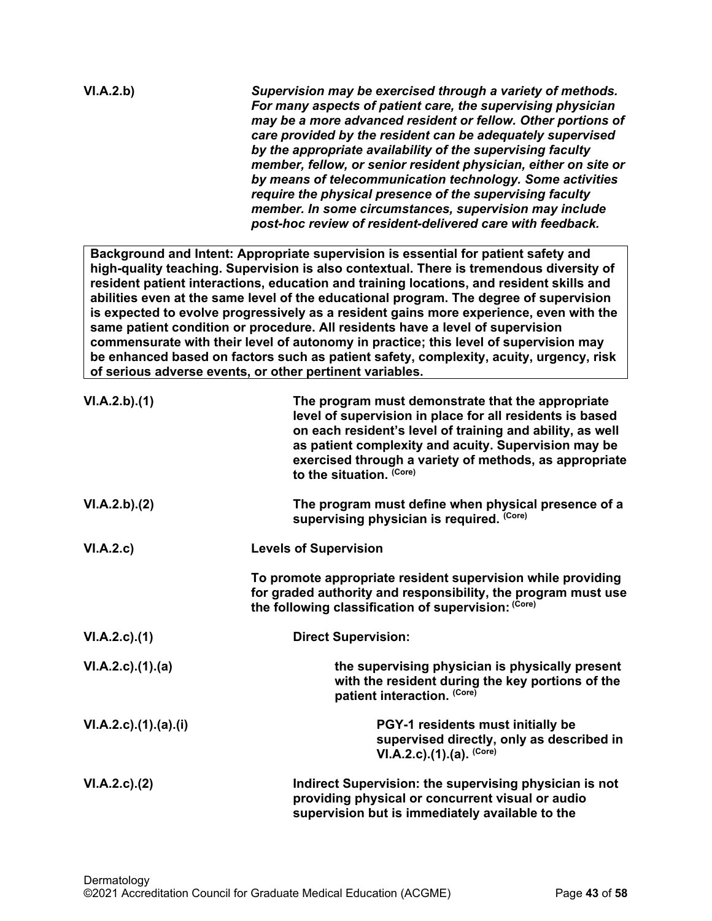VI.A.2.b) ***Supervision may be exercised through a variety of methods. For many aspects of patient care, the supervising physician may be a more advanced resident or fellow. Other portions of care provided by the resident can be adequately supervised by the appropriate availability of the supervising faculty member, fellow, or senior resident physician, either on site or by means of telecommunication technology. Some activities require the physical presence of the supervising faculty member. In some circumstances, supervision may include post-hoc review of resident-delivered care with feedback.***

> **Background and Intent: Appropriate supervision is essential for patient safety and high-quality teaching. Supervision is also contextual. There is tremendous diversity of resident patient interactions, education and training locations, and resident skills and abilities even at the same level of the educational program. The degree of supervision is expected to evolve progressively as a resident gains more experience, even with the same patient condition or procedure. All residents have a level of supervision commensurate with their level of autonomy in practice; this level of supervision may be enhanced based on factors such as patient safety, complexity, acuity, urgency, risk of serious adverse events, or other pertinent variables.**

VI.A.2.b).(1) **The program must demonstrate that the appropriate level of supervision in place for all residents is based on each resident's level of training and ability, as well as patient complexity and acuity. Supervision may be exercised through a variety of methods, as appropriate to the situation.** (Core)

VI.A.2.b).(2) **The program must define when physical presence of a supervising physician is required.** (Core)

VI.A.2.c) **Levels of Supervision**

**To promote appropriate resident supervision while providing for graded authority and responsibility, the program must use the following classification of supervision:** (Core)

VI.A.2.c).(1) **Direct Supervision:**

VI.A.2.c).(1).(a) **the supervising physician is physically present with the resident during the key portions of the patient interaction.** (Core)

VI.A.2.c).(1).(a).(i) **PGY-1 residents must initially be supervised directly, only as described in VI.A.2.c).(1).(a).** (Core)

VI.A.2.c).(2) **Indirect Supervision: the supervising physician is not providing physical or concurrent visual or audio supervision but is immediately available to the**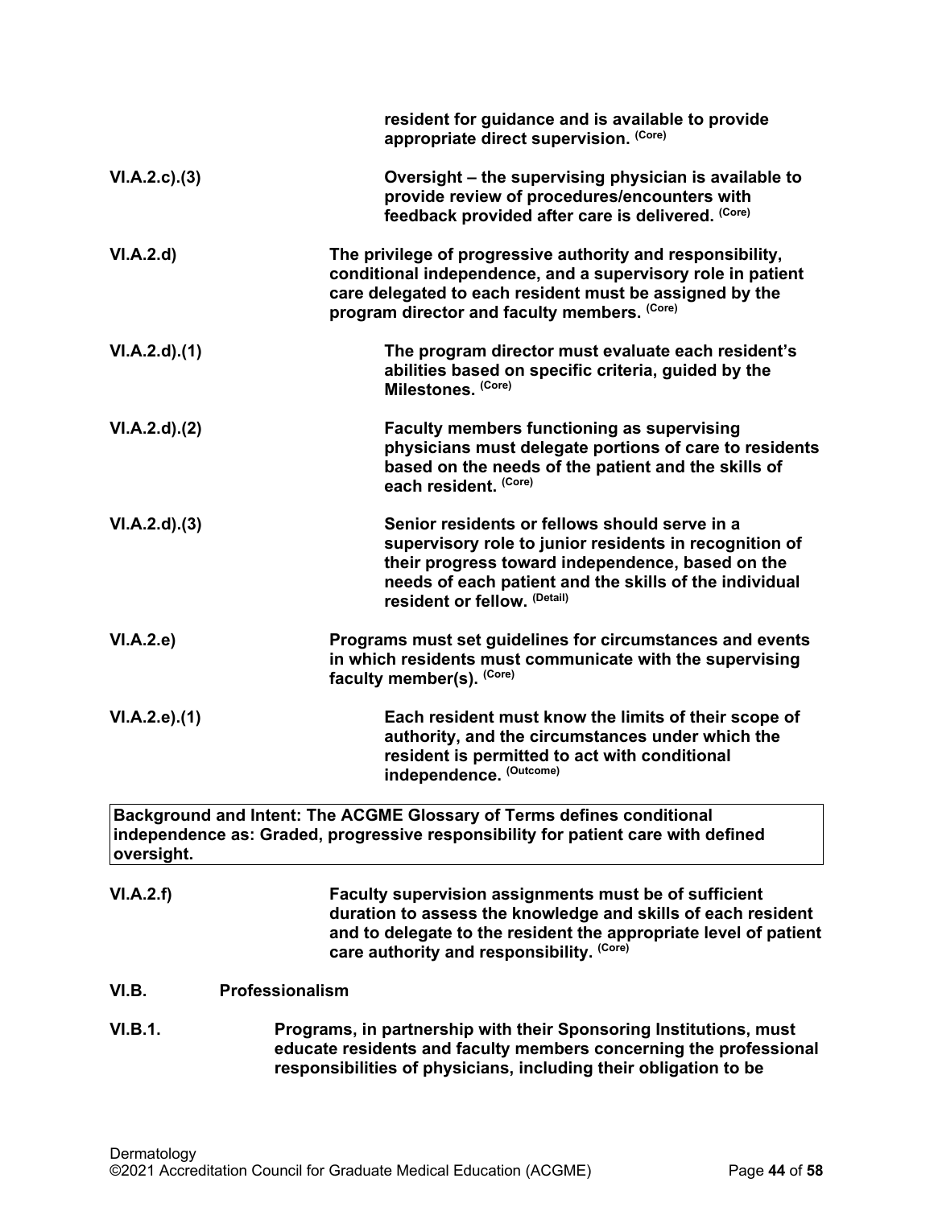**resident for guidance and is available to provide appropriate direct supervision.** (Core)

VI.A.2.c).(3) **Oversight – the supervising physician is available to provide review of procedures/encounters with feedback provided after care is delivered.** (Core)

VI.A.2.d) **The privilege of progressive authority and responsibility, conditional independence, and a supervisory role in patient care delegated to each resident must be assigned by the program director and faculty members.** (Core)

VI.A.2.d).(1) **The program director must evaluate each resident's abilities based on specific criteria, guided by the Milestones.** (Core)

VI.A.2.d).(2) **Faculty members functioning as supervising physicians must delegate portions of care to residents based on the needs of the patient and the skills of each resident.** (Core)

VI.A.2.d).(3) **Senior residents or fellows should serve in a supervisory role to junior residents in recognition of their progress toward independence, based on the needs of each patient and the skills of the individual resident or fellow.** (Detail)

VI.A.2.e) **Programs must set guidelines for circumstances and events in which residents must communicate with the supervising faculty member(s).** (Core)

VI.A.2.e).(1) **Each resident must know the limits of their scope of authority, and the circumstances under which the resident is permitted to act with conditional independence.** (Outcome)

| Background and Intent: The ACGME Glossary of Terms defines conditional independence as: Graded, progressive responsibility for patient care with defined oversight. |
| --- |

VI.A.2.f) **Faculty supervision assignments must be of sufficient duration to assess the knowledge and skills of each resident and to delegate to the resident the appropriate level of patient care authority and responsibility.** (Core)

## VI.B. Professionalism

VI.B.1. **Programs, in partnership with their Sponsoring Institutions, must educate residents and faculty members concerning the professional responsibilities of physicians, including their obligation to be**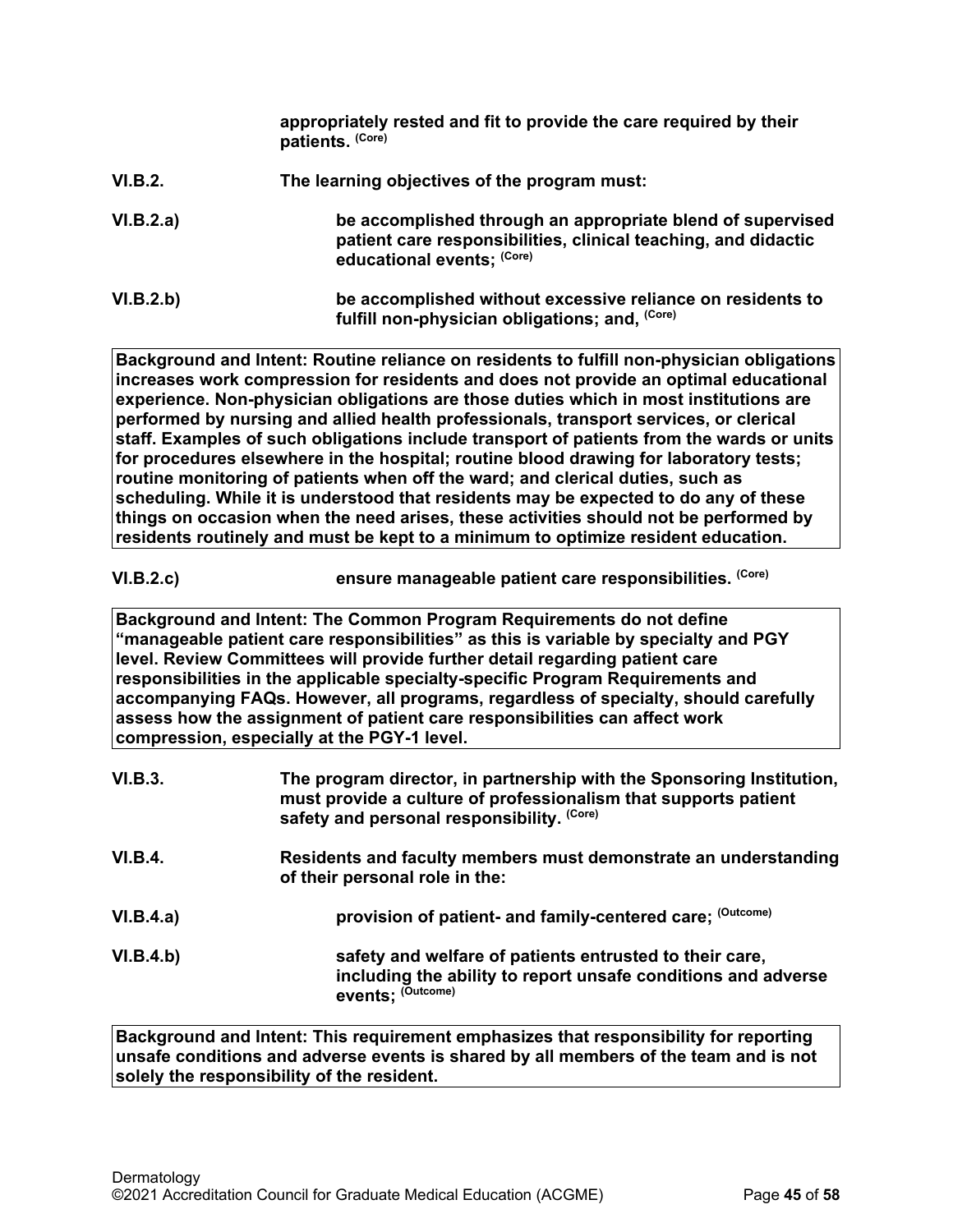**appropriately rested and fit to provide the care required by their patients.** (Core)

**VI.B.2.** **The learning objectives of the program must:**

**VI.B.2.a)** **be accomplished through an appropriate blend of supervised patient care responsibilities, clinical teaching, and didactic educational events;** (Core)

**VI.B.2.b)** **be accomplished without excessive reliance on residents to fulfill non-physician obligations; and,** (Core)

> **Background and Intent: Routine reliance on residents to fulfill non-physician obligations increases work compression for residents and does not provide an optimal educational experience. Non-physician obligations are those duties which in most institutions are performed by nursing and allied health professionals, transport services, or clerical staff. Examples of such obligations include transport of patients from the wards or units for procedures elsewhere in the hospital; routine blood drawing for laboratory tests; routine monitoring of patients when off the ward; and clerical duties, such as scheduling. While it is understood that residents may be expected to do any of these things on occasion when the need arises, these activities should not be performed by residents routinely and must be kept to a minimum to optimize resident education.**

**VI.B.2.c)** **ensure manageable patient care responsibilities.** (Core)

> **Background and Intent: The Common Program Requirements do not define "manageable patient care responsibilities" as this is variable by specialty and PGY level. Review Committees will provide further detail regarding patient care responsibilities in the applicable specialty-specific Program Requirements and accompanying FAQs. However, all programs, regardless of specialty, should carefully assess how the assignment of patient care responsibilities can affect work compression, especially at the PGY-1 level.**

**VI.B.3.** **The program director, in partnership with the Sponsoring Institution, must provide a culture of professionalism that supports patient safety and personal responsibility.** (Core)

**VI.B.4.** **Residents and faculty members must demonstrate an understanding of their personal role in the:**

**VI.B.4.a)** **provision of patient- and family-centered care;** (Outcome)

**VI.B.4.b)** **safety and welfare of patients entrusted to their care, including the ability to report unsafe conditions and adverse events;** (Outcome)

> **Background and Intent: This requirement emphasizes that responsibility for reporting unsafe conditions and adverse events is shared by all members of the team and is not solely the responsibility of the resident.**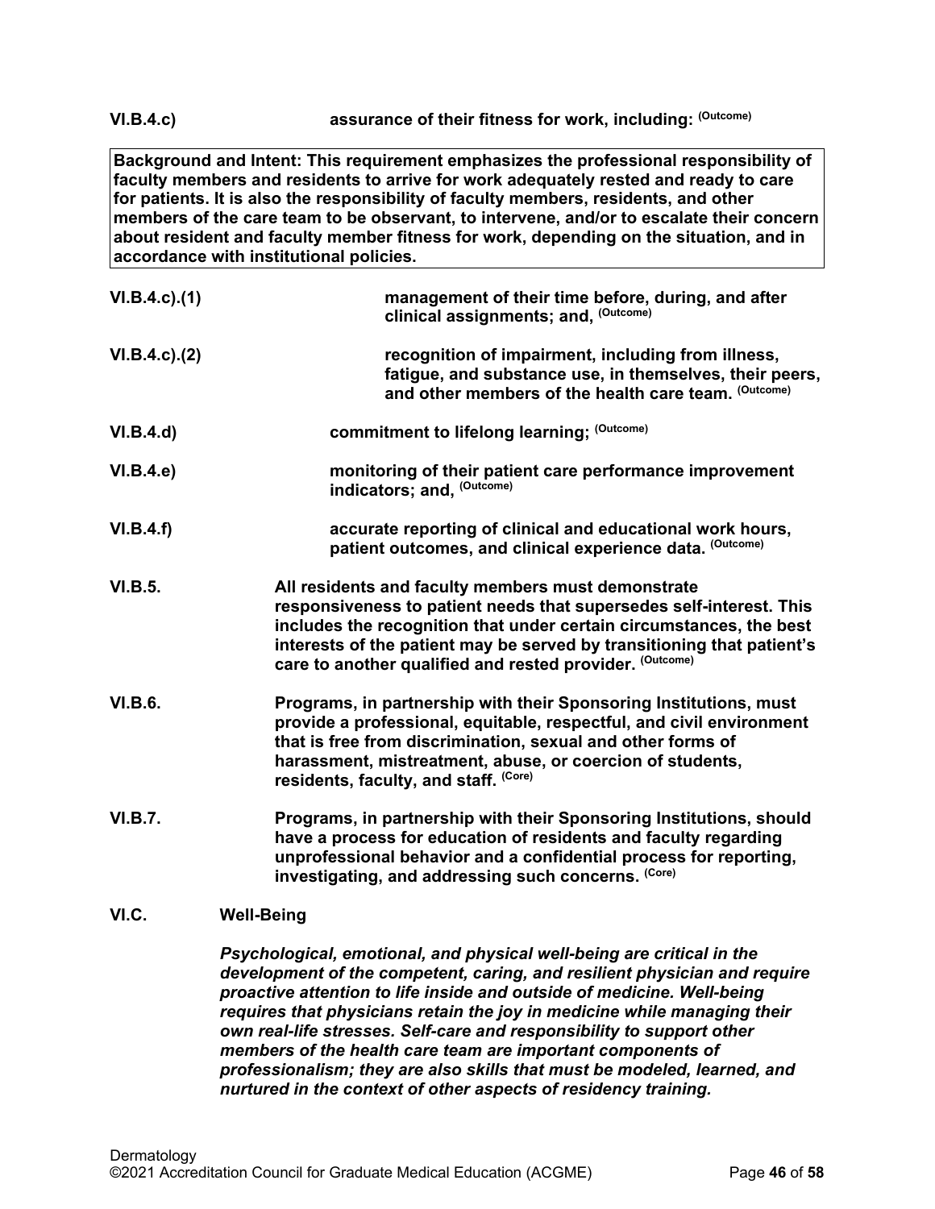**VI.B.4.c)** **assurance of their fitness for work, including:** (Outcome)

> **Background and Intent: This requirement emphasizes the professional responsibility of faculty members and residents to arrive for work adequately rested and ready to care for patients. It is also the responsibility of faculty members, residents, and other members of the care team to be observant, to intervene, and/or to escalate their concern about resident and faculty member fitness for work, depending on the situation, and in accordance with institutional policies.**

**VI.B.4.c).(1)** **management of their time before, during, and after clinical assignments; and,** (Outcome)

**VI.B.4.c).(2)** **recognition of impairment, including from illness, fatigue, and substance use, in themselves, their peers, and other members of the health care team.** (Outcome)

**VI.B.4.d)** **commitment to lifelong learning;** (Outcome)

**VI.B.4.e)** **monitoring of their patient care performance improvement indicators; and,** (Outcome)

**VI.B.4.f)** **accurate reporting of clinical and educational work hours, patient outcomes, and clinical experience data.** (Outcome)

**VI.B.5.** **All residents and faculty members must demonstrate responsiveness to patient needs that supersedes self-interest. This includes the recognition that under certain circumstances, the best interests of the patient may be served by transitioning that patient's care to another qualified and rested provider.** (Outcome)

**VI.B.6.** **Programs, in partnership with their Sponsoring Institutions, must provide a professional, equitable, respectful, and civil environment that is free from discrimination, sexual and other forms of harassment, mistreatment, abuse, or coercion of students, residents, faculty, and staff.** (Core)

**VI.B.7.** **Programs, in partnership with their Sponsoring Institutions, should have a process for education of residents and faculty regarding unprofessional behavior and a confidential process for reporting, investigating, and addressing such concerns.** (Core)

## VI.C. Well-Being

***Psychological, emotional, and physical well-being are critical in the development of the competent, caring, and resilient physician and require proactive attention to life inside and outside of medicine. Well-being requires that physicians retain the joy in medicine while managing their own real-life stresses. Self-care and responsibility to support other members of the health care team are important components of professionalism; they are also skills that must be modeled, learned, and nurtured in the context of other aspects of residency training.***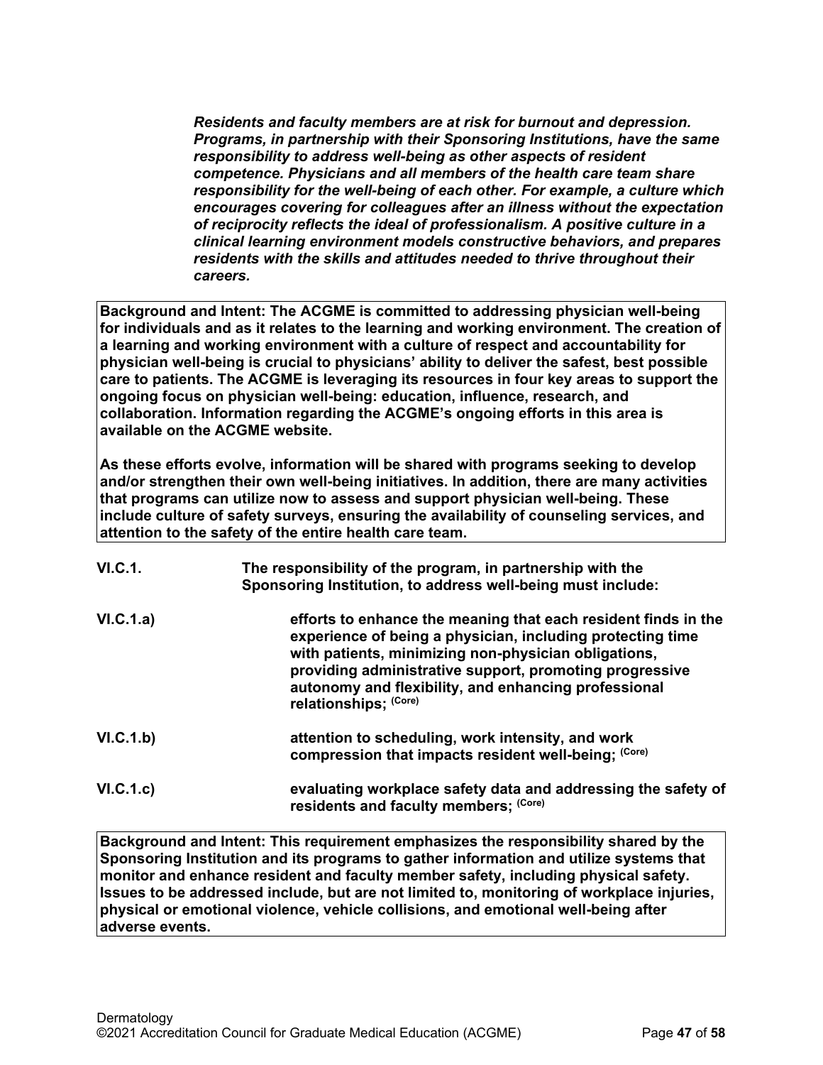***Residents and faculty members are at risk for burnout and depression. Programs, in partnership with their Sponsoring Institutions, have the same responsibility to address well-being as other aspects of resident competence. Physicians and all members of the health care team share responsibility for the well-being of each other. For example, a culture which encourages covering for colleagues after an illness without the expectation of reciprocity reflects the ideal of professionalism. A positive culture in a clinical learning environment models constructive behaviors, and prepares residents with the skills and attitudes needed to thrive throughout their careers.***

> **Background and Intent: The ACGME is committed to addressing physician well-being for individuals and as it relates to the learning and working environment. The creation of a learning and working environment with a culture of respect and accountability for physician well-being is crucial to physicians' ability to deliver the safest, best possible care to patients. The ACGME is leveraging its resources in four key areas to support the ongoing focus on physician well-being: education, influence, research, and collaboration. Information regarding the ACGME's ongoing efforts in this area is available on the ACGME website.**
>
> **As these efforts evolve, information will be shared with programs seeking to develop and/or strengthen their own well-being initiatives. In addition, there are many activities that programs can utilize now to assess and support physician well-being. These include culture of safety surveys, ensuring the availability of counseling services, and attention to the safety of the entire health care team.**

**VI.C.1.** **The responsibility of the program, in partnership with the Sponsoring Institution, to address well-being must include:**

**VI.C.1.a)** **efforts to enhance the meaning that each resident finds in the experience of being a physician, including protecting time with patients, minimizing non-physician obligations, providing administrative support, promoting progressive autonomy and flexibility, and enhancing professional relationships;** (Core)

**VI.C.1.b)** **attention to scheduling, work intensity, and work compression that impacts resident well-being;** (Core)

**VI.C.1.c)** **evaluating workplace safety data and addressing the safety of residents and faculty members;** (Core)

> **Background and Intent: This requirement emphasizes the responsibility shared by the Sponsoring Institution and its programs to gather information and utilize systems that monitor and enhance resident and faculty member safety, including physical safety. Issues to be addressed include, but are not limited to, monitoring of workplace injuries, physical or emotional violence, vehicle collisions, and emotional well-being after adverse events.**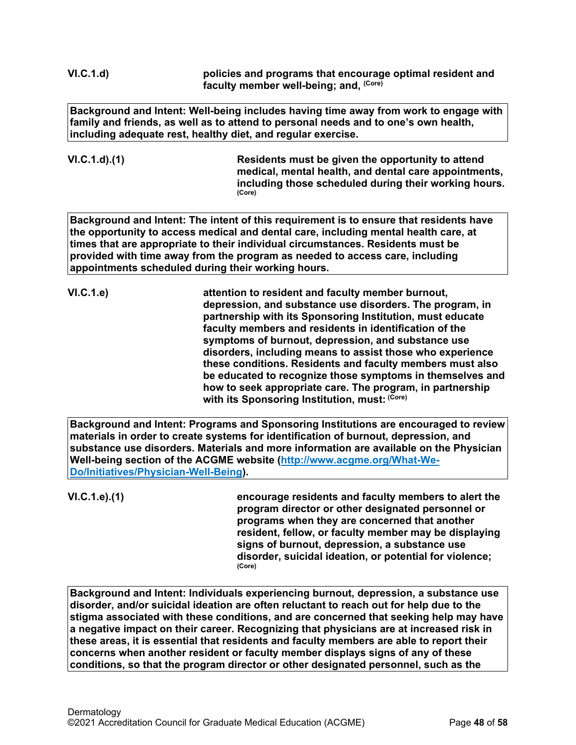**VI.C.1.d)** **policies and programs that encourage optimal resident and faculty member well-being; and,** (Core)

> **Background and Intent: Well-being includes having time away from work to engage with family and friends, as well as to attend to personal needs and to one's own health, including adequate rest, healthy diet, and regular exercise.**

**VI.C.1.d).(1)** **Residents must be given the opportunity to attend medical, mental health, and dental care appointments, including those scheduled during their working hours.** (Core)

> **Background and Intent: The intent of this requirement is to ensure that residents have the opportunity to access medical and dental care, including mental health care, at times that are appropriate to their individual circumstances. Residents must be provided with time away from the program as needed to access care, including appointments scheduled during their working hours.**

**VI.C.1.e)** **attention to resident and faculty member burnout, depression, and substance use disorders. The program, in partnership with its Sponsoring Institution, must educate faculty members and residents in identification of the symptoms of burnout, depression, and substance use disorders, including means to assist those who experience these conditions. Residents and faculty members must also be educated to recognize those symptoms in themselves and how to seek appropriate care. The program, in partnership with its Sponsoring Institution, must:** (Core)

> **Background and Intent: Programs and Sponsoring Institutions are encouraged to review materials in order to create systems for identification of burnout, depression, and substance use disorders. Materials and more information are available on the Physician Well-being section of the ACGME website ([http://www.acgme.org/What-We-Do/Initiatives/Physician-Well-Being](http://www.acgme.org/What-We-Do/Initiatives/Physician-Well-Being)).**

**VI.C.1.e).(1)** **encourage residents and faculty members to alert the program director or other designated personnel or programs when they are concerned that another resident, fellow, or faculty member may be displaying signs of burnout, depression, a substance use disorder, suicidal ideation, or potential for violence;** (Core)

> **Background and Intent: Individuals experiencing burnout, depression, a substance use disorder, and/or suicidal ideation are often reluctant to reach out for help due to the stigma associated with these conditions, and are concerned that seeking help may have a negative impact on their career. Recognizing that physicians are at increased risk in these areas, it is essential that residents and faculty members are able to report their concerns when another resident or faculty member displays signs of any of these conditions, so that the program director or other designated personnel, such as the**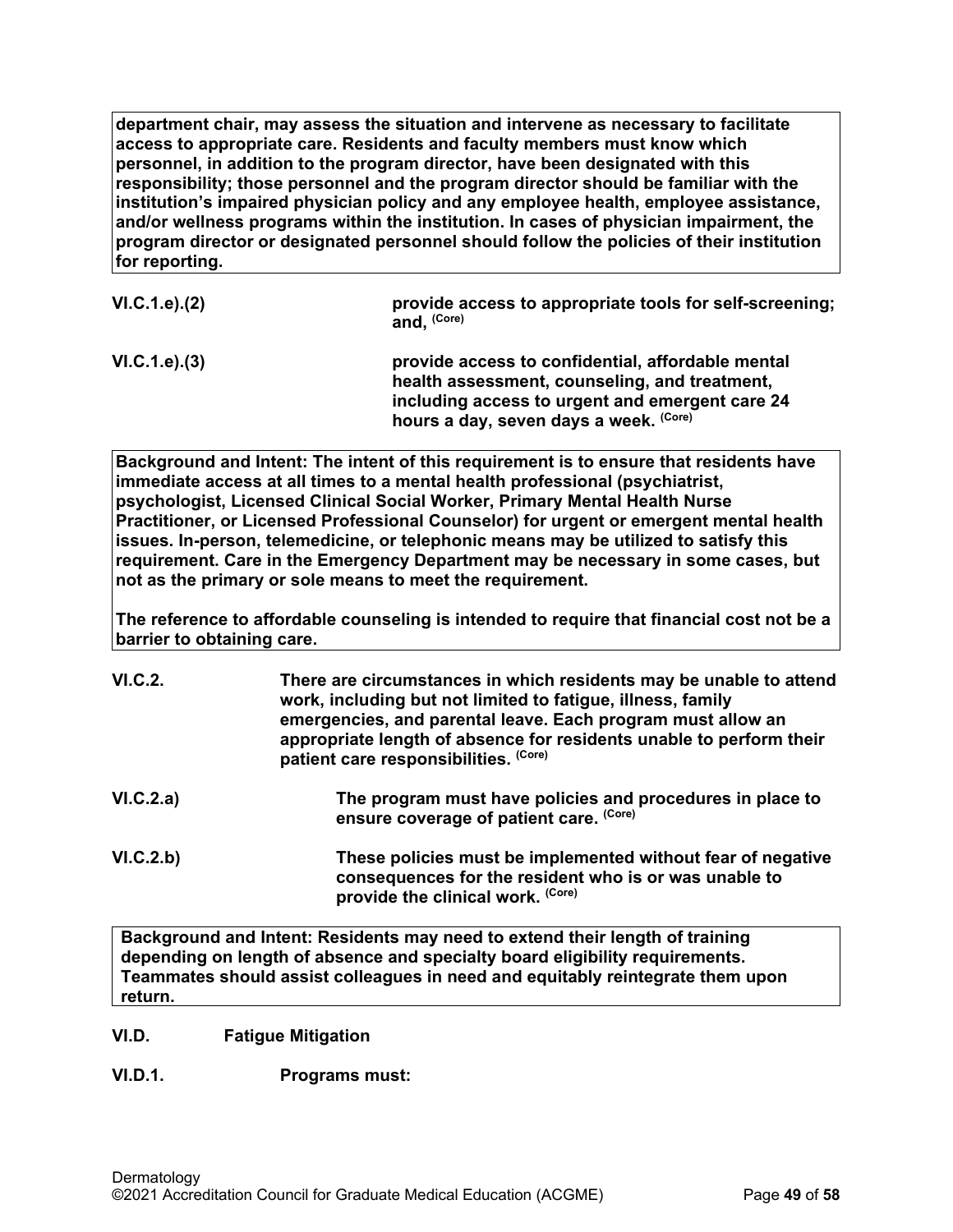**department chair, may assess the situation and intervene as necessary to facilitate access to appropriate care. Residents and faculty members must know which personnel, in addition to the program director, have been designated with this responsibility; those personnel and the program director should be familiar with the institution's impaired physician policy and any employee health, employee assistance, and/or wellness programs within the institution. In cases of physician impairment, the program director or designated personnel should follow the policies of their institution for reporting.**

**VI.C.1.e).(2)** **provide access to appropriate tools for self-screening; and,** **(Core)**

**VI.C.1.e).(3)** **provide access to confidential, affordable mental health assessment, counseling, and treatment, including access to urgent and emergent care 24 hours a day, seven days a week.** **(Core)**

**Background and Intent: The intent of this requirement is to ensure that residents have immediate access at all times to a mental health professional (psychiatrist, psychologist, Licensed Clinical Social Worker, Primary Mental Health Nurse Practitioner, or Licensed Professional Counselor) for urgent or emergent mental health issues. In-person, telemedicine, or telephonic means may be utilized to satisfy this requirement. Care in the Emergency Department may be necessary in some cases, but not as the primary or sole means to meet the requirement.**

**The reference to affordable counseling is intended to require that financial cost not be a barrier to obtaining care.**

**VI.C.2.** **There are circumstances in which residents may be unable to attend work, including but not limited to fatigue, illness, family emergencies, and parental leave. Each program must allow an appropriate length of absence for residents unable to perform their patient care responsibilities.** **(Core)**

**VI.C.2.a)** **The program must have policies and procedures in place to ensure coverage of patient care.** **(Core)**

**VI.C.2.b)** **These policies must be implemented without fear of negative consequences for the resident who is or was unable to provide the clinical work.** **(Core)**

**Background and Intent: Residents may need to extend their length of training depending on length of absence and specialty board eligibility requirements. Teammates should assist colleagues in need and equitably reintegrate them upon return.**

**VI.D.** **Fatigue Mitigation**

**VI.D.1.** **Programs must:**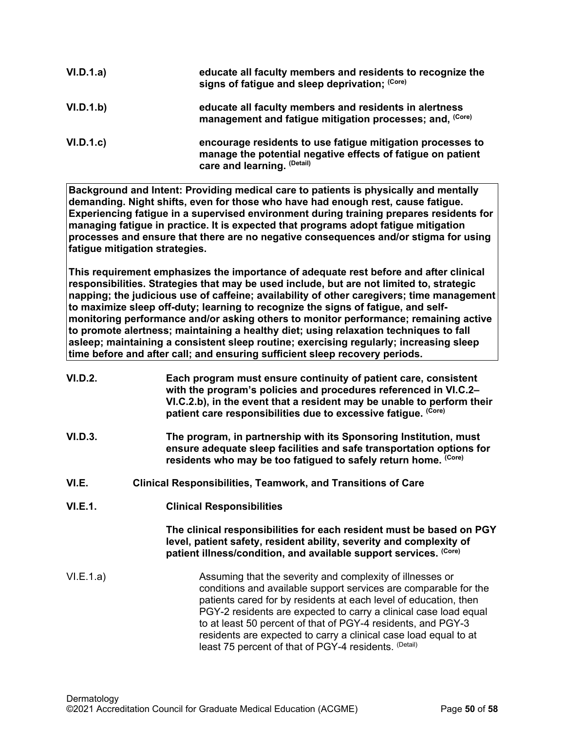**VI.D.1.a)** **educate all faculty members and residents to recognize the signs of fatigue and sleep deprivation;** (Core)

**VI.D.1.b)** **educate all faculty members and residents in alertness management and fatigue mitigation processes; and,** (Core)

**VI.D.1.c)** **encourage residents to use fatigue mitigation processes to manage the potential negative effects of fatigue on patient care and learning.** (Detail)

> **Background and Intent: Providing medical care to patients is physically and mentally demanding. Night shifts, even for those who have had enough rest, cause fatigue. Experiencing fatigue in a supervised environment during training prepares residents for managing fatigue in practice. It is expected that programs adopt fatigue mitigation processes and ensure that there are no negative consequences and/or stigma for using fatigue mitigation strategies.**
>
> **This requirement emphasizes the importance of adequate rest before and after clinical responsibilities. Strategies that may be used include, but are not limited to, strategic napping; the judicious use of caffeine; availability of other caregivers; time management to maximize sleep off-duty; learning to recognize the signs of fatigue, and self-monitoring performance and/or asking others to monitor performance; remaining active to promote alertness; maintaining a healthy diet; using relaxation techniques to fall asleep; maintaining a consistent sleep routine; exercising regularly; increasing sleep time before and after call; and ensuring sufficient sleep recovery periods.**

**VI.D.2.** **Each program must ensure continuity of patient care, consistent with the program's policies and procedures referenced in VI.C.2–VI.C.2.b), in the event that a resident may be unable to perform their patient care responsibilities due to excessive fatigue.** (Core)

**VI.D.3.** **The program, in partnership with its Sponsoring Institution, must ensure adequate sleep facilities and safe transportation options for residents who may be too fatigued to safely return home.** (Core)

**VI.E.** **Clinical Responsibilities, Teamwork, and Transitions of Care**

**VI.E.1.** **Clinical Responsibilities**

**The clinical responsibilities for each resident must be based on PGY level, patient safety, resident ability, severity and complexity of patient illness/condition, and available support services.** (Core)

VI.E.1.a) Assuming that the severity and complexity of illnesses or conditions and available support services are comparable for the patients cared for by residents at each level of education, then PGY-2 residents are expected to carry a clinical case load equal to at least 50 percent of that of PGY-4 residents, and PGY-3 residents are expected to carry a clinical case load equal to at least 75 percent of that of PGY-4 residents. (Detail)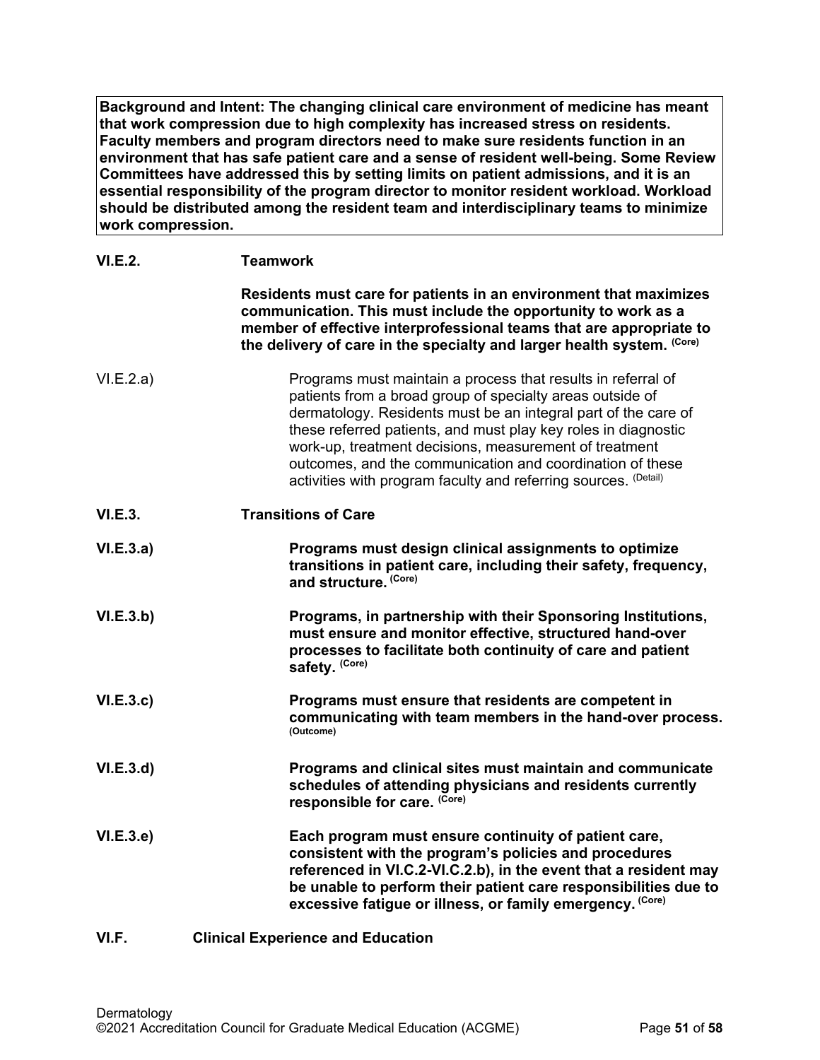**Background and Intent: The changing clinical care environment of medicine has meant that work compression due to high complexity has increased stress on residents. Faculty members and program directors need to make sure residents function in an environment that has safe patient care and a sense of resident well-being. Some Review Committees have addressed this by setting limits on patient admissions, and it is an essential responsibility of the program director to monitor resident workload. Workload should be distributed among the resident team and interdisciplinary teams to minimize work compression.**

**VI.E.2. Teamwork**

**Residents must care for patients in an environment that maximizes communication. This must include the opportunity to work as a member of effective interprofessional teams that are appropriate to the delivery of care in the specialty and larger health system.** (Core)

VI.E.2.a) Programs must maintain a process that results in referral of patients from a broad group of specialty areas outside of dermatology. Residents must be an integral part of the care of these referred patients, and must play key roles in diagnostic work-up, treatment decisions, measurement of treatment outcomes, and the communication and coordination of these activities with program faculty and referring sources. (Detail)

**VI.E.3. Transitions of Care**

**VI.E.3.a) Programs must design clinical assignments to optimize transitions in patient care, including their safety, frequency, and structure.** (Core)

**VI.E.3.b) Programs, in partnership with their Sponsoring Institutions, must ensure and monitor effective, structured hand-over processes to facilitate both continuity of care and patient safety.** (Core)

**VI.E.3.c) Programs must ensure that residents are competent in communicating with team members in the hand-over process.** (Outcome)

**VI.E.3.d) Programs and clinical sites must maintain and communicate schedules of attending physicians and residents currently responsible for care.** (Core)

**VI.E.3.e) Each program must ensure continuity of patient care, consistent with the program's policies and procedures referenced in VI.C.2-VI.C.2.b), in the event that a resident may be unable to perform their patient care responsibilities due to excessive fatigue or illness, or family emergency.** (Core)

**VI.F. Clinical Experience and Education**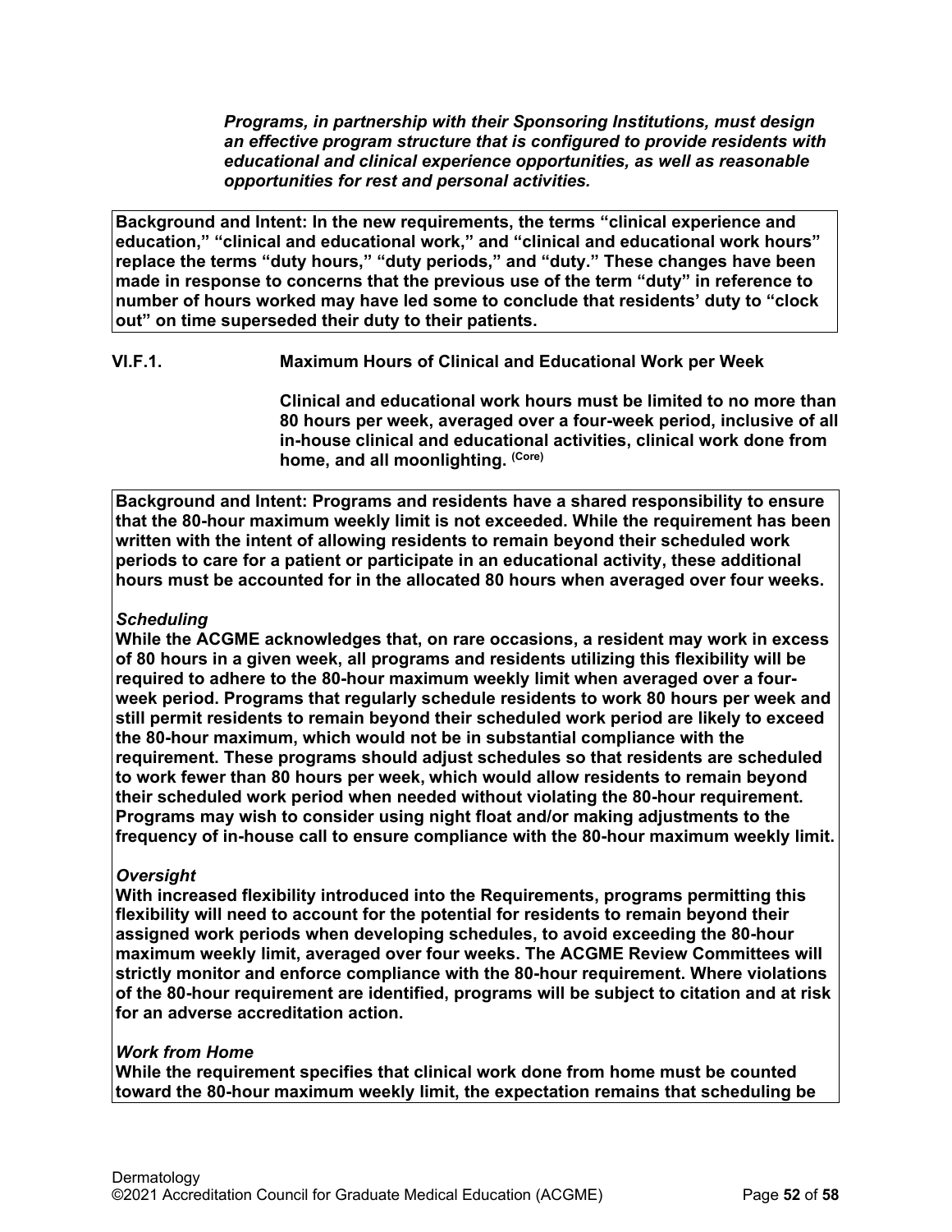***Programs, in partnership with their Sponsoring Institutions, must design an effective program structure that is configured to provide residents with educational and clinical experience opportunities, as well as reasonable opportunities for rest and personal activities.***

**Background and Intent: In the new requirements, the terms "clinical experience and education," "clinical and educational work," and "clinical and educational work hours" replace the terms "duty hours," "duty periods," and "duty." These changes have been made in response to concerns that the previous use of the term "duty" in reference to number of hours worked may have led some to conclude that residents' duty to "clock out" on time superseded their duty to their patients.**

**VI.F.1. Maximum Hours of Clinical and Educational Work per Week**

**Clinical and educational work hours must be limited to no more than 80 hours per week, averaged over a four-week period, inclusive of all in-house clinical and educational activities, clinical work done from home, and all moonlighting.** (Core)

**Background and Intent: Programs and residents have a shared responsibility to ensure that the 80-hour maximum weekly limit is not exceeded. While the requirement has been written with the intent of allowing residents to remain beyond their scheduled work periods to care for a patient or participate in an educational activity, these additional hours must be accounted for in the allocated 80 hours when averaged over four weeks.**

***Scheduling***

**While the ACGME acknowledges that, on rare occasions, a resident may work in excess of 80 hours in a given week, all programs and residents utilizing this flexibility will be required to adhere to the 80-hour maximum weekly limit when averaged over a four-week period. Programs that regularly schedule residents to work 80 hours per week and still permit residents to remain beyond their scheduled work period are likely to exceed the 80-hour maximum, which would not be in substantial compliance with the requirement. These programs should adjust schedules so that residents are scheduled to work fewer than 80 hours per week, which would allow residents to remain beyond their scheduled work period when needed without violating the 80-hour requirement. Programs may wish to consider using night float and/or making adjustments to the frequency of in-house call to ensure compliance with the 80-hour maximum weekly limit.**

***Oversight***

**With increased flexibility introduced into the Requirements, programs permitting this flexibility will need to account for the potential for residents to remain beyond their assigned work periods when developing schedules, to avoid exceeding the 80-hour maximum weekly limit, averaged over four weeks. The ACGME Review Committees will strictly monitor and enforce compliance with the 80-hour requirement. Where violations of the 80-hour requirement are identified, programs will be subject to citation and at risk for an adverse accreditation action.**

***Work from Home***

**While the requirement specifies that clinical work done from home must be counted toward the 80-hour maximum weekly limit, the expectation remains that scheduling be**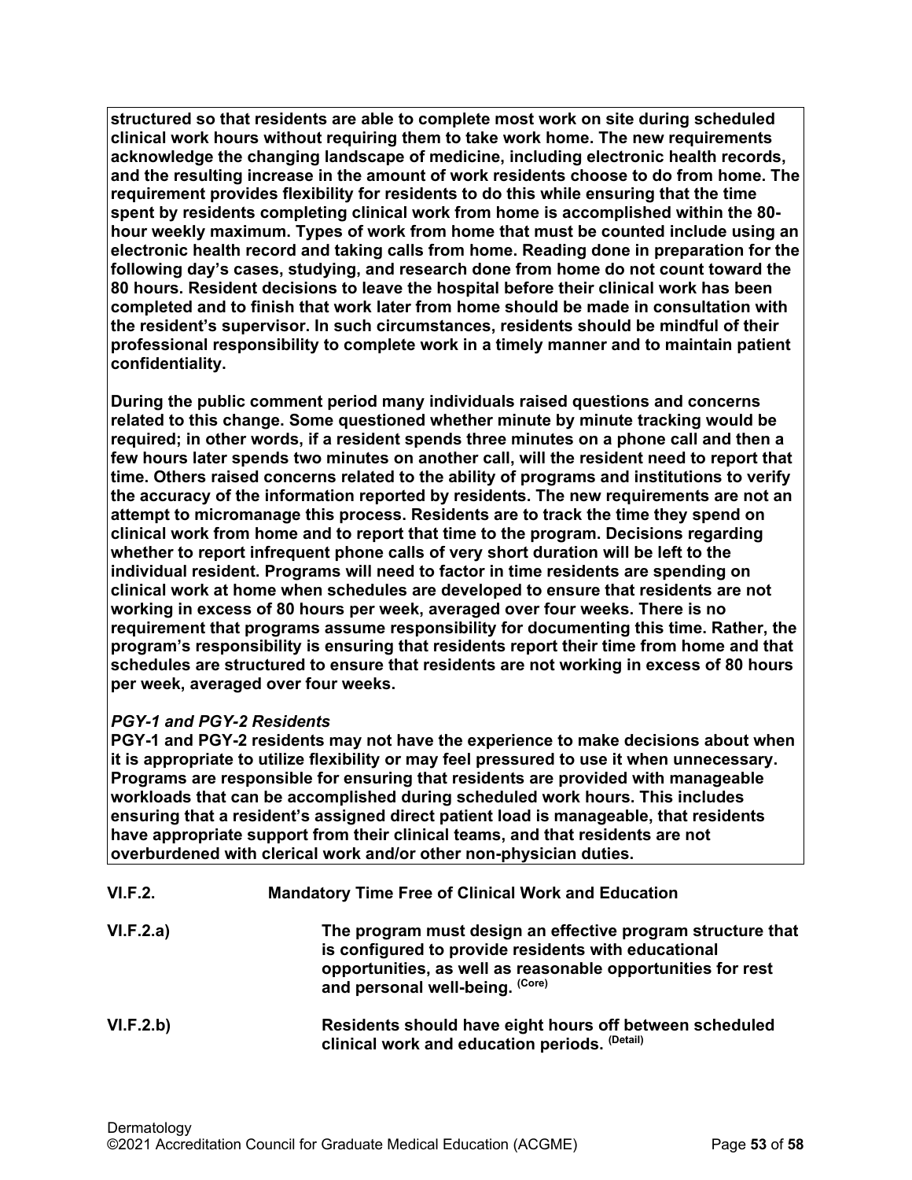**structured so that residents are able to complete most work on site during scheduled clinical work hours without requiring them to take work home. The new requirements acknowledge the changing landscape of medicine, including electronic health records, and the resulting increase in the amount of work residents choose to do from home. The requirement provides flexibility for residents to do this while ensuring that the time spent by residents completing clinical work from home is accomplished within the 80-hour weekly maximum. Types of work from home that must be counted include using an electronic health record and taking calls from home. Reading done in preparation for the following day's cases, studying, and research done from home do not count toward the 80 hours. Resident decisions to leave the hospital before their clinical work has been completed and to finish that work later from home should be made in consultation with the resident's supervisor. In such circumstances, residents should be mindful of their professional responsibility to complete work in a timely manner and to maintain patient confidentiality.**

**During the public comment period many individuals raised questions and concerns related to this change. Some questioned whether minute by minute tracking would be required; in other words, if a resident spends three minutes on a phone call and then a few hours later spends two minutes on another call, will the resident need to report that time. Others raised concerns related to the ability of programs and institutions to verify the accuracy of the information reported by residents. The new requirements are not an attempt to micromanage this process. Residents are to track the time they spend on clinical work from home and to report that time to the program. Decisions regarding whether to report infrequent phone calls of very short duration will be left to the individual resident. Programs will need to factor in time residents are spending on clinical work at home when schedules are developed to ensure that residents are not working in excess of 80 hours per week, averaged over four weeks. There is no requirement that programs assume responsibility for documenting this time. Rather, the program's responsibility is ensuring that residents report their time from home and that schedules are structured to ensure that residents are not working in excess of 80 hours per week, averaged over four weeks.**

***PGY-1 and PGY-2 Residents***

**PGY-1 and PGY-2 residents may not have the experience to make decisions about when it is appropriate to utilize flexibility or may feel pressured to use it when unnecessary. Programs are responsible for ensuring that residents are provided with manageable workloads that can be accomplished during scheduled work hours. This includes ensuring that a resident's assigned direct patient load is manageable, that residents have appropriate support from their clinical teams, and that residents are not overburdened with clerical work and/or other non-physician duties.**

**VI.F.2. Mandatory Time Free of Clinical Work and Education**

**VI.F.2.a)** **The program must design an effective program structure that is configured to provide residents with educational opportunities, as well as reasonable opportunities for rest and personal well-being.** (Core)

**VI.F.2.b)** **Residents should have eight hours off between scheduled clinical work and education periods.** (Detail)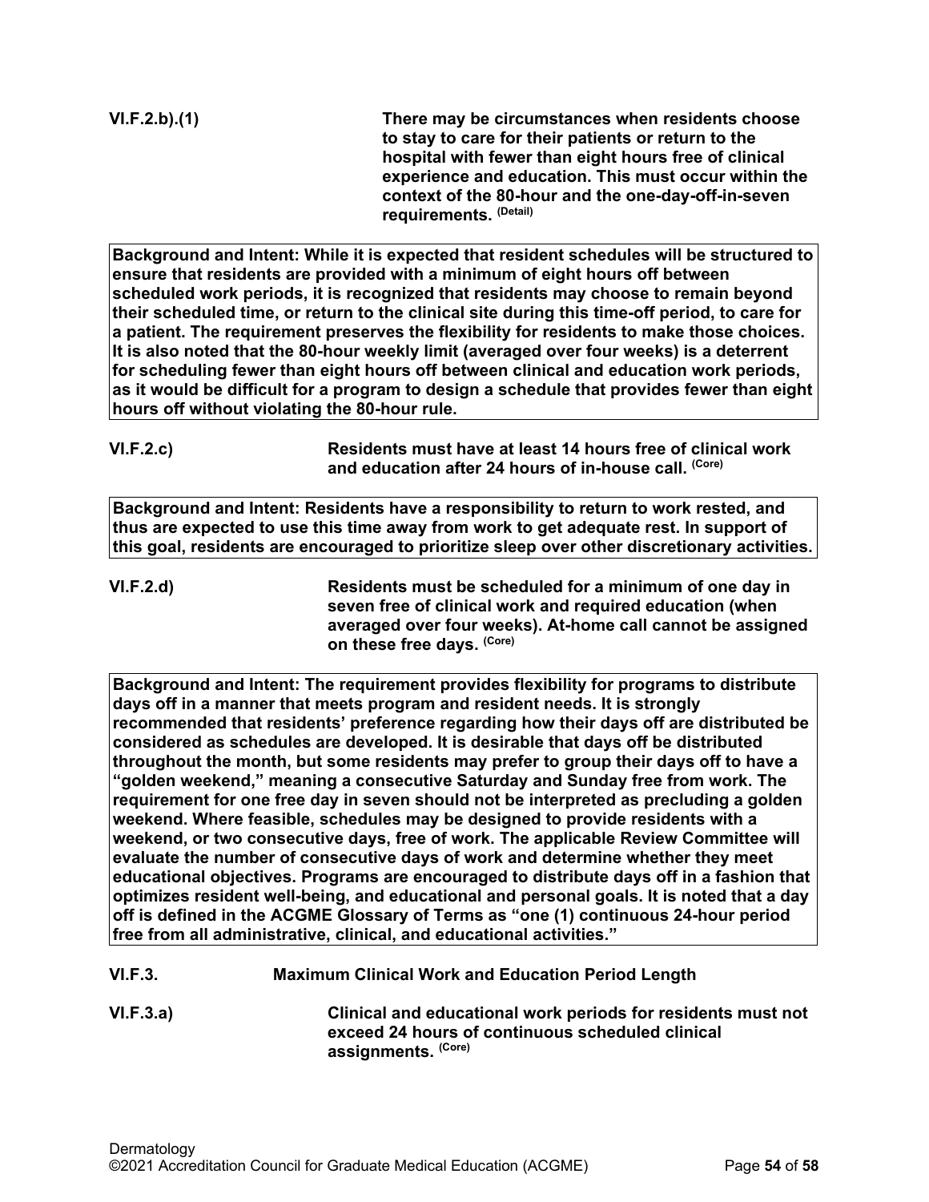**VI.F.2.b).(1)** **There may be circumstances when residents choose to stay to care for their patients or return to the hospital with fewer than eight hours free of clinical experience and education. This must occur within the context of the 80-hour and the one-day-off-in-seven requirements.** (Detail)

**Background and Intent: While it is expected that resident schedules will be structured to ensure that residents are provided with a minimum of eight hours off between scheduled work periods, it is recognized that residents may choose to remain beyond their scheduled time, or return to the clinical site during this time-off period, to care for a patient. The requirement preserves the flexibility for residents to make those choices. It is also noted that the 80-hour weekly limit (averaged over four weeks) is a deterrent for scheduling fewer than eight hours off between clinical and education work periods, as it would be difficult for a program to design a schedule that provides fewer than eight hours off without violating the 80-hour rule.**

**VI.F.2.c)** **Residents must have at least 14 hours free of clinical work and education after 24 hours of in-house call.** (Core)

**Background and Intent: Residents have a responsibility to return to work rested, and thus are expected to use this time away from work to get adequate rest. In support of this goal, residents are encouraged to prioritize sleep over other discretionary activities.**

**VI.F.2.d)** **Residents must be scheduled for a minimum of one day in seven free of clinical work and required education (when averaged over four weeks). At-home call cannot be assigned on these free days.** (Core)

**Background and Intent: The requirement provides flexibility for programs to distribute days off in a manner that meets program and resident needs. It is strongly recommended that residents' preference regarding how their days off are distributed be considered as schedules are developed. It is desirable that days off be distributed throughout the month, but some residents may prefer to group their days off to have a "golden weekend," meaning a consecutive Saturday and Sunday free from work. The requirement for one free day in seven should not be interpreted as precluding a golden weekend. Where feasible, schedules may be designed to provide residents with a weekend, or two consecutive days, free of work. The applicable Review Committee will evaluate the number of consecutive days of work and determine whether they meet educational objectives. Programs are encouraged to distribute days off in a fashion that optimizes resident well-being, and educational and personal goals. It is noted that a day off is defined in the ACGME Glossary of Terms as "one (1) continuous 24-hour period free from all administrative, clinical, and educational activities."**

**VI.F.3.** **Maximum Clinical Work and Education Period Length**

**VI.F.3.a)** **Clinical and educational work periods for residents must not exceed 24 hours of continuous scheduled clinical assignments.** (Core)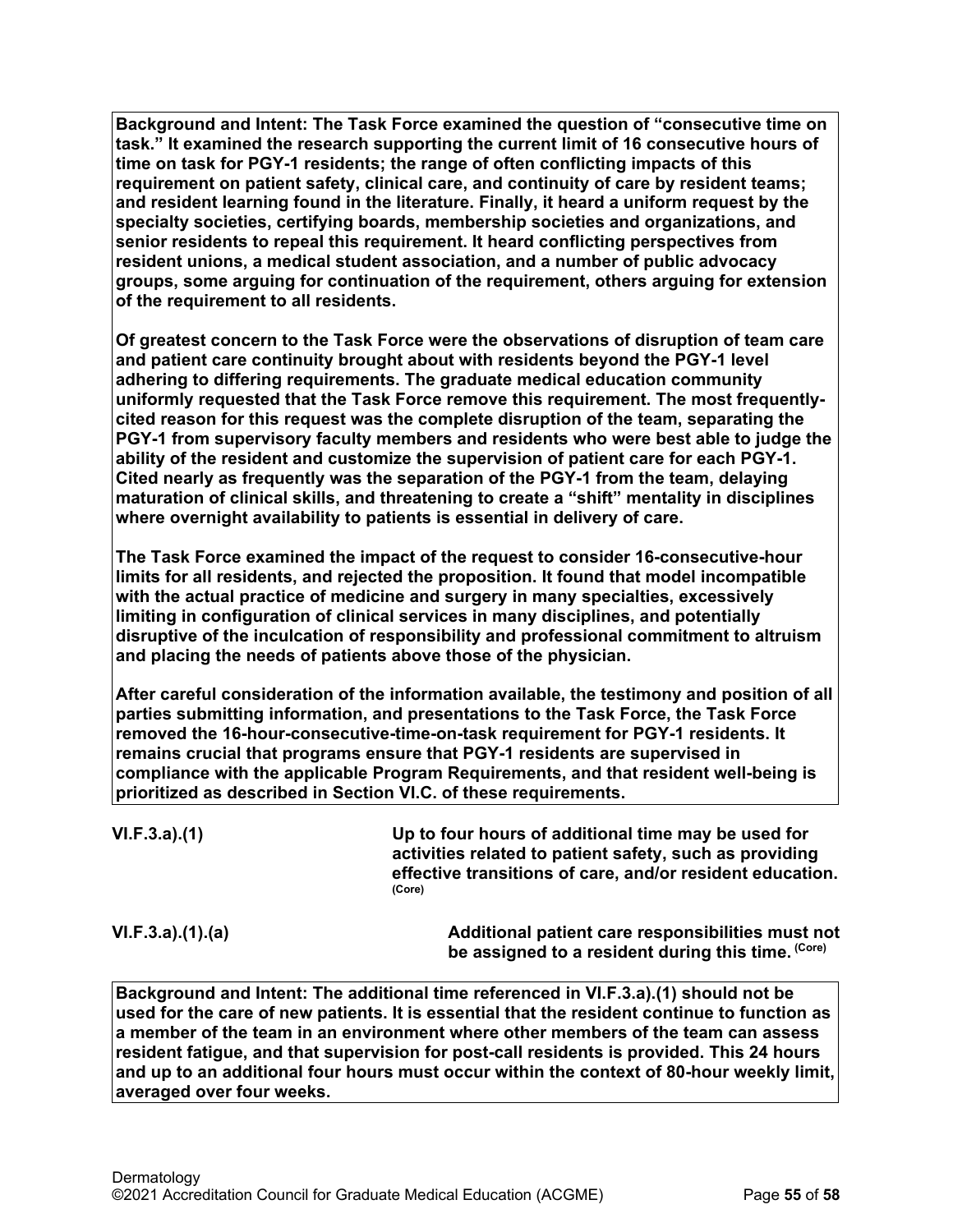**Background and Intent: The Task Force examined the question of "consecutive time on task." It examined the research supporting the current limit of 16 consecutive hours of time on task for PGY-1 residents; the range of often conflicting impacts of this requirement on patient safety, clinical care, and continuity of care by resident teams; and resident learning found in the literature. Finally, it heard a uniform request by the specialty societies, certifying boards, membership societies and organizations, and senior residents to repeal this requirement. It heard conflicting perspectives from resident unions, a medical student association, and a number of public advocacy groups, some arguing for continuation of the requirement, others arguing for extension of the requirement to all residents.**

**Of greatest concern to the Task Force were the observations of disruption of team care and patient care continuity brought about with residents beyond the PGY-1 level adhering to differing requirements. The graduate medical education community uniformly requested that the Task Force remove this requirement. The most frequently-cited reason for this request was the complete disruption of the team, separating the PGY-1 from supervisory faculty members and residents who were best able to judge the ability of the resident and customize the supervision of patient care for each PGY-1. Cited nearly as frequently was the separation of the PGY-1 from the team, delaying maturation of clinical skills, and threatening to create a "shift" mentality in disciplines where overnight availability to patients is essential in delivery of care.**

**The Task Force examined the impact of the request to consider 16-consecutive-hour limits for all residents, and rejected the proposition. It found that model incompatible with the actual practice of medicine and surgery in many specialties, excessively limiting in configuration of clinical services in many disciplines, and potentially disruptive of the inculcation of responsibility and professional commitment to altruism and placing the needs of patients above those of the physician.**

**After careful consideration of the information available, the testimony and position of all parties submitting information, and presentations to the Task Force, the Task Force removed the 16-hour-consecutive-time-on-task requirement for PGY-1 residents. It remains crucial that programs ensure that PGY-1 residents are supervised in compliance with the applicable Program Requirements, and that resident well-being is prioritized as described in Section VI.C. of these requirements.**

**VI.F.3.a).(1)** **Up to four hours of additional time may be used for activities related to patient safety, such as providing effective transitions of care, and/or resident education.** (Core)

**VI.F.3.a).(1).(a)** **Additional patient care responsibilities must not be assigned to a resident during this time.** (Core)

**Background and Intent: The additional time referenced in VI.F.3.a).(1) should not be used for the care of new patients. It is essential that the resident continue to function as a member of the team in an environment where other members of the team can assess resident fatigue, and that supervision for post-call residents is provided. This 24 hours and up to an additional four hours must occur within the context of 80-hour weekly limit, averaged over four weeks.**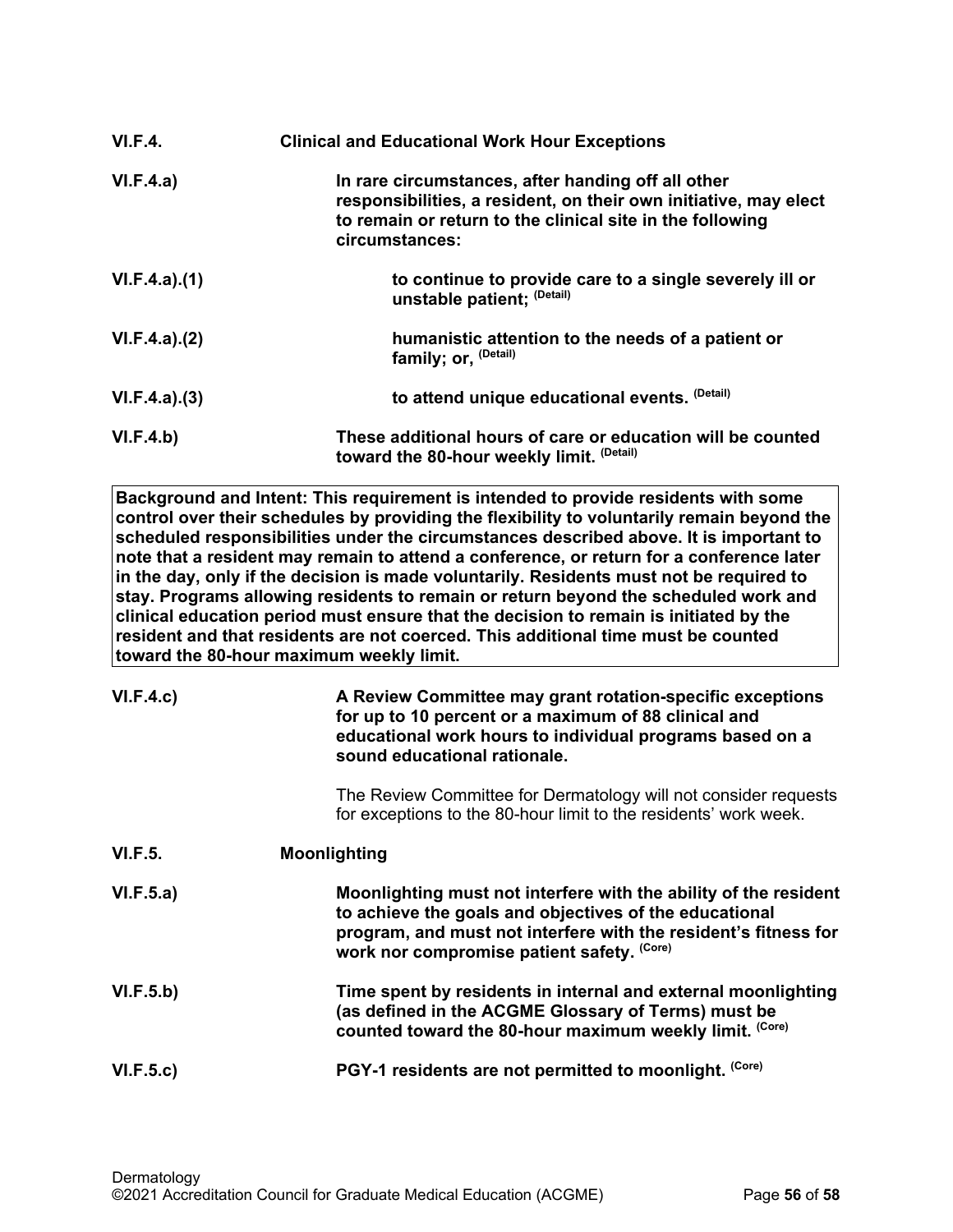| | |
|---|---|
| **VI.F.4.** | **Clinical and Educational Work Hour Exceptions** |
| **VI.F.4.a)** | **In rare circumstances, after handing off all other responsibilities, a resident, on their own initiative, may elect to remain or return to the clinical site in the following circumstances:** |
| **VI.F.4.a).(1)** | **to continue to provide care to a single severely ill or unstable patient;** (Detail) |
| **VI.F.4.a).(2)** | **humanistic attention to the needs of a patient or family; or,** (Detail) |
| **VI.F.4.a).(3)** | **to attend unique educational events.** (Detail) |
| **VI.F.4.b)** | **These additional hours of care or education will be counted toward the 80-hour weekly limit.** (Detail) |

**Background and Intent: This requirement is intended to provide residents with some control over their schedules by providing the flexibility to voluntarily remain beyond the scheduled responsibilities under the circumstances described above. It is important to note that a resident may remain to attend a conference, or return for a conference later in the day, only if the decision is made voluntarily. Residents must not be required to stay. Programs allowing residents to remain or return beyond the scheduled work and clinical education period must ensure that the decision to remain is initiated by the resident and that residents are not coerced. This additional time must be counted toward the 80-hour maximum weekly limit.**

| | |
|---|---|
| **VI.F.4.c)** | **A Review Committee may grant rotation-specific exceptions for up to 10 percent or a maximum of 88 clinical and educational work hours to individual programs based on a sound educational rationale.**<br><br>The Review Committee for Dermatology will not consider requests for exceptions to the 80-hour limit to the residents' work week. |
| **VI.F.5.** | **Moonlighting** |
| **VI.F.5.a)** | **Moonlighting must not interfere with the ability of the resident to achieve the goals and objectives of the educational program, and must not interfere with the resident's fitness for work nor compromise patient safety.** (Core) |
| **VI.F.5.b)** | **Time spent by residents in internal and external moonlighting (as defined in the ACGME Glossary of Terms) must be counted toward the 80-hour maximum weekly limit.** (Core) |
| **VI.F.5.c)** | **PGY-1 residents are not permitted to moonlight.** (Core) |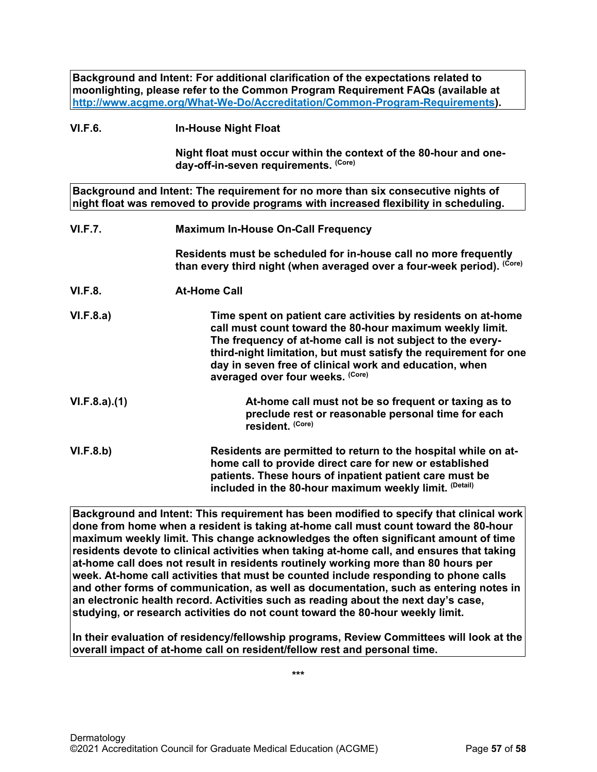**Background and Intent: For additional clarification of the expectations related to moonlighting, please refer to the Common Program Requirement FAQs (available at [http://www.acgme.org/What-We-Do/Accreditation/Common-Program-Requirements](http://www.acgme.org/What-We-Do/Accreditation/Common-Program-Requirements)).**

**VI.F.6. In-House Night Float**

**Night float must occur within the context of the 80-hour and one-day-off-in-seven requirements.** **(Core)**

**Background and Intent: The requirement for no more than six consecutive nights of night float was removed to provide programs with increased flexibility in scheduling.**

**VI.F.7. Maximum In-House On-Call Frequency**

**Residents must be scheduled for in-house call no more frequently than every third night (when averaged over a four-week period).** **(Core)**

**VI.F.8. At-Home Call**

**VI.F.8.a) Time spent on patient care activities by residents on at-home call must count toward the 80-hour maximum weekly limit. The frequency of at-home call is not subject to the every-third-night limitation, but must satisfy the requirement for one day in seven free of clinical work and education, when averaged over four weeks.** **(Core)**

**VI.F.8.a).(1) At-home call must not be so frequent or taxing as to preclude rest or reasonable personal time for each resident.** **(Core)**

**VI.F.8.b) Residents are permitted to return to the hospital while on at-home call to provide direct care for new or established patients. These hours of inpatient patient care must be included in the 80-hour maximum weekly limit.** **(Detail)**

**Background and Intent: This requirement has been modified to specify that clinical work done from home when a resident is taking at-home call must count toward the 80-hour maximum weekly limit. This change acknowledges the often significant amount of time residents devote to clinical activities when taking at-home call, and ensures that taking at-home call does not result in residents routinely working more than 80 hours per week. At-home call activities that must be counted include responding to phone calls and other forms of communication, as well as documentation, such as entering notes in an electronic health record. Activities such as reading about the next day's case, studying, or research activities do not count toward the 80-hour weekly limit.**

**In their evaluation of residency/fellowship programs, Review Committees will look at the overall impact of at-home call on resident/fellow rest and personal time.**

***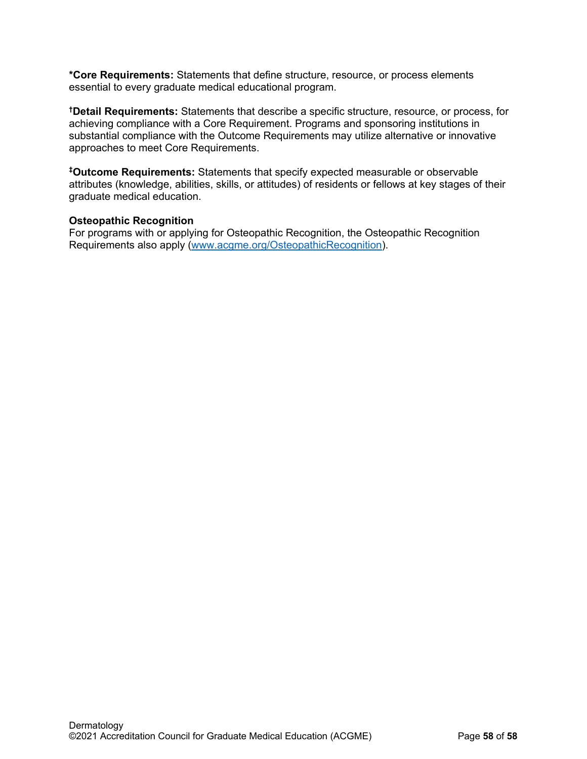***Core Requirements:** Statements that define structure, resource, or process elements essential to every graduate medical educational program.

**†Detail Requirements:** Statements that describe a specific structure, resource, or process, for achieving compliance with a Core Requirement. Programs and sponsoring institutions in substantial compliance with the Outcome Requirements may utilize alternative or innovative approaches to meet Core Requirements.

**‡Outcome Requirements:** Statements that specify expected measurable or observable attributes (knowledge, abilities, skills, or attitudes) of residents or fellows at key stages of their graduate medical education.

**Osteopathic Recognition**
For programs with or applying for Osteopathic Recognition, the Osteopathic Recognition Requirements also apply (www.acgme.org/OsteopathicRecognition).